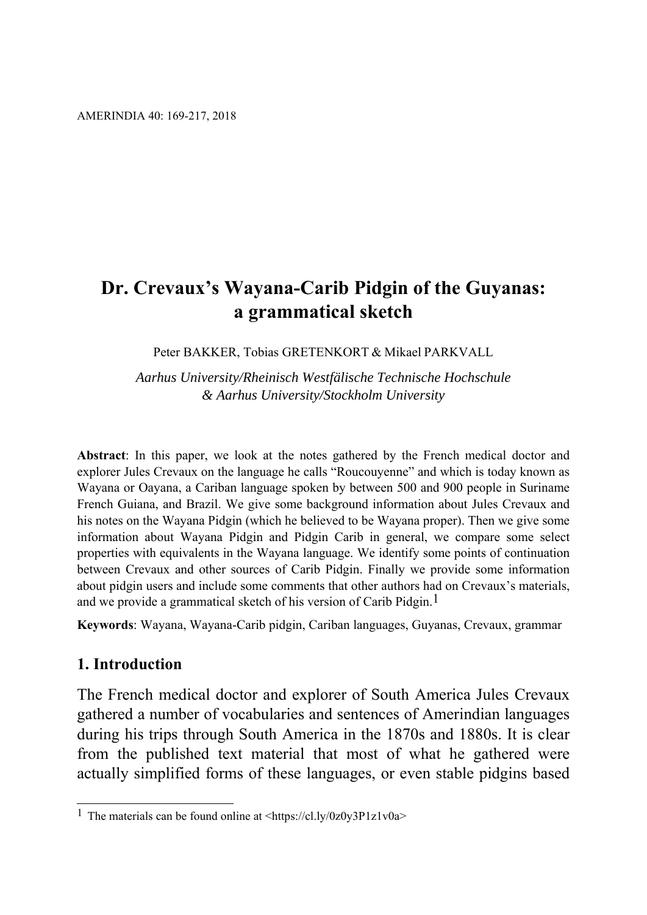# Dr. Crevaux's Wayana-Carib Pidgin of the Guyanas: a grammatical sketch

Peter BAKKER, Tobias GRETENKORT & Mikael PARKVALL

*Aarhus University/Rheinisch Westfälische Technische Hochschule & Aarhus University/Stockholm University*

**Abstract**: In this paper, we look at the notes gathered by the French medical doctor and explorer Jules Crevaux on the language he calls "Roucouyenne" and which is today known as Wayana or Oayana, a Cariban language spoken by between 500 and 900 people in Suriname French Guiana, and Brazil. We give some background information about Jules Crevaux and his notes on the Wayana Pidgin (which he believed to be Wayana proper). Then we give some information about Wayana Pidgin and Pidgin Carib in general, we compare some select properties with equivalents in the Wayana language. We identify some points of continuation between Crevaux and other sources of Carib Pidgin. Finally we provide some information about pidgin users and include some comments that other authors had on Crevaux's materials, and we provide a grammatical sketch of his version of Carib Pidgin.[1]

**Keywords**: Wayana, Wayana-Carib pidgin, Cariban languages, Guyanas, Crevaux, grammar

## 1. Introduction

The French medical doctor and explorer of South America Jules Crevaux gathered a number of vocabularies and sentences of Amerindian languages during his trips through South America in the 1870s and 1880s. It is clear from the published text material that most of what he gathered were actually simplified forms of these languages, or even stable pidgins based

[1] The materials can be found online at <https://cl.ly/0z0y3P1z1v0a>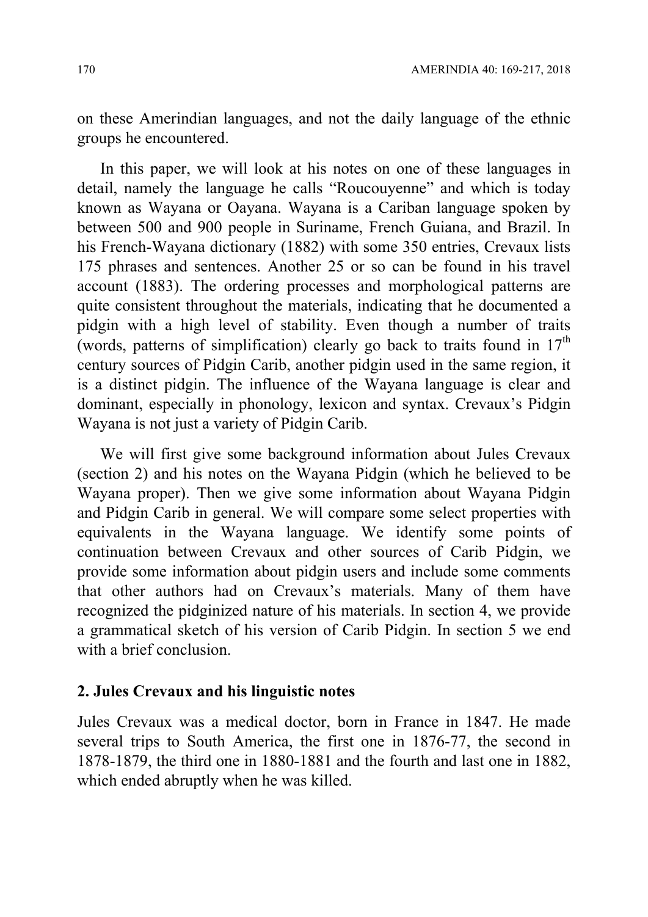on these Amerindian languages, and not the daily language of the ethnic groups he encountered.

In this paper, we will look at his notes on one of these languages in detail, namely the language he calls "Roucouyenne" and which is today known as Wayana or Oayana. Wayana is a Cariban language spoken by between 500 and 900 people in Suriname, French Guiana, and Brazil. In his French-Wayana dictionary (1882) with some 350 entries, Crevaux lists 175 phrases and sentences. Another 25 or so can be found in his travel account (1883). The ordering processes and morphological patterns are quite consistent throughout the materials, indicating that he documented a pidgin with a high level of stability. Even though a number of traits (words, patterns of simplification) clearly go back to traits found in 17th century sources of Pidgin Carib, another pidgin used in the same region, it is a distinct pidgin. The influence of the Wayana language is clear and dominant, especially in phonology, lexicon and syntax. Crevaux's Pidgin Wayana is not just a variety of Pidgin Carib.

We will first give some background information about Jules Crevaux (section 2) and his notes on the Wayana Pidgin (which he believed to be Wayana proper). Then we give some information about Wayana Pidgin and Pidgin Carib in general. We will compare some select properties with equivalents in the Wayana language. We identify some points of continuation between Crevaux and other sources of Carib Pidgin, we provide some information about pidgin users and include some comments that other authors had on Crevaux's materials. Many of them have recognized the pidginized nature of his materials. In section 4, we provide a grammatical sketch of his version of Carib Pidgin. In section 5 we end with a brief conclusion.

## 2. Jules Crevaux and his linguistic notes

Jules Crevaux was a medical doctor, born in France in 1847. He made several trips to South America, the first one in 1876-77, the second in 1878-1879, the third one in 1880-1881 and the fourth and last one in 1882, which ended abruptly when he was killed.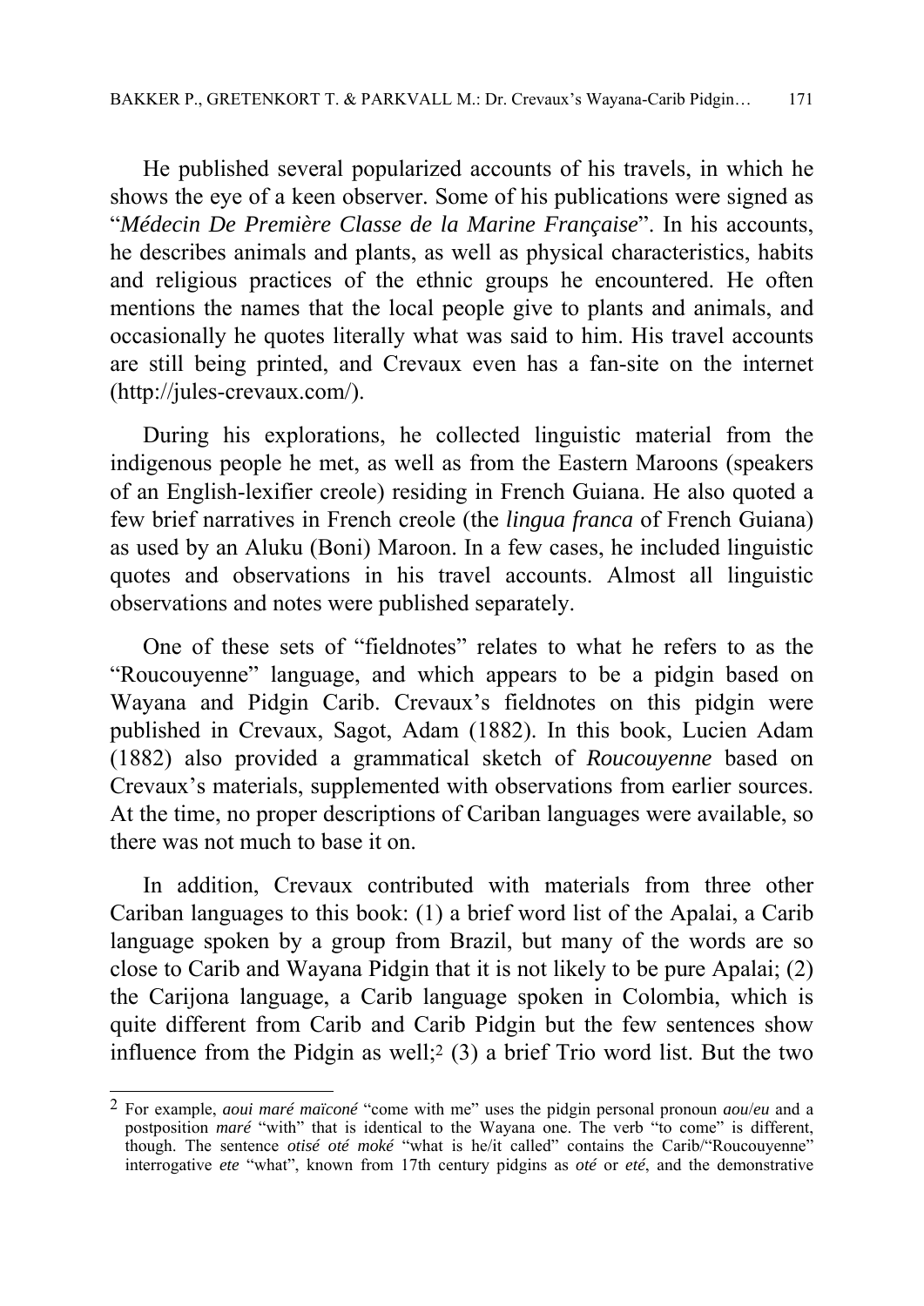He published several popularized accounts of his travels, in which he shows the eye of a keen observer. Some of his publications were signed as "*Médecin De Première Classe de la Marine Française*". In his accounts, he describes animals and plants, as well as physical characteristics, habits and religious practices of the ethnic groups he encountered. He often mentions the names that the local people give to plants and animals, and occasionally he quotes literally what was said to him. His travel accounts are still being printed, and Crevaux even has a fan-site on the internet (http://jules-crevaux.com/).

During his explorations, he collected linguistic material from the indigenous people he met, as well as from the Eastern Maroons (speakers of an English-lexifier creole) residing in French Guiana. He also quoted a few brief narratives in French creole (the *lingua franca* of French Guiana) as used by an Aluku (Boni) Maroon. In a few cases, he included linguistic quotes and observations in his travel accounts. Almost all linguistic observations and notes were published separately.

One of these sets of "fieldnotes" relates to what he refers to as the "Roucouyenne" language, and which appears to be a pidgin based on Wayana and Pidgin Carib. Crevaux's fieldnotes on this pidgin were published in Crevaux, Sagot, Adam (1882). In this book, Lucien Adam (1882) also provided a grammatical sketch of *Roucouyenne* based on Crevaux's materials, supplemented with observations from earlier sources. At the time, no proper descriptions of Cariban languages were available, so there was not much to base it on.

In addition, Crevaux contributed with materials from three other Cariban languages to this book: (1) a brief word list of the Apalai, a Carib language spoken by a group from Brazil, but many of the words are so close to Carib and Wayana Pidgin that it is not likely to be pure Apalai; (2) the Carijona language, a Carib language spoken in Colombia, which is quite different from Carib and Carib Pidgin but the few sentences show influence from the Pidgin as well;[2] (3) a brief Trio word list. But the two

[2] For example, *aoui maré maïconé* "come with me" uses the pidgin personal pronoun *aou*/*eu* and a postposition *maré* "with" that is identical to the Wayana one. The verb "to come" is different, though. The sentence *otisé oté moké* "what is he/it called" contains the Carib/"Roucouyenne" interrogative *ete* "what", known from 17th century pidgins as *oté* or *eté*, and the demonstrative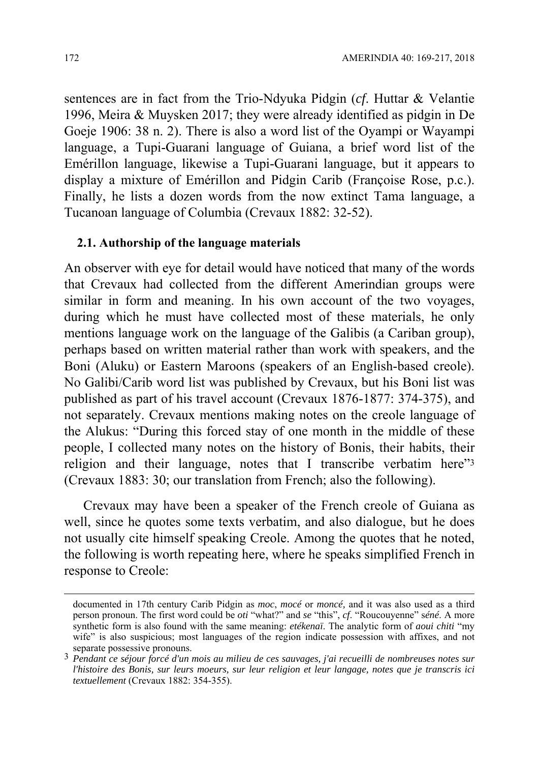sentences are in fact from the Trio-Ndyuka Pidgin (*cf*. Huttar & Velantie 1996, Meira & Muysken 2017; they were already identified as pidgin in De Goeje 1906: 38 n. 2). There is also a word list of the Oyampi or Wayampi language, a Tupi-Guarani language of Guiana, a brief word list of the Emérillon language, likewise a Tupi-Guarani language, but it appears to display a mixture of Emérillon and Pidgin Carib (Françoise Rose, p.c.). Finally, he lists a dozen words from the now extinct Tama language, a Tucanoan language of Columbia (Crevaux 1882: 32-52).

### 2.1. Authorship of the language materials

An observer with eye for detail would have noticed that many of the words that Crevaux had collected from the different Amerindian groups were similar in form and meaning. In his own account of the two voyages, during which he must have collected most of these materials, he only mentions language work on the language of the Galibis (a Cariban group), perhaps based on written material rather than work with speakers, and the Boni (Aluku) or Eastern Maroons (speakers of an English-based creole). No Galibi/Carib word list was published by Crevaux, but his Boni list was published as part of his travel account (Crevaux 1876-1877: 374-375), and not separately. Crevaux mentions making notes on the creole language of the Alukus: "During this forced stay of one month in the middle of these people, I collected many notes on the history of Bonis, their habits, their religion and their language, notes that I transcribe verbatim here"[3] (Crevaux 1883: 30; our translation from French; also the following).

Crevaux may have been a speaker of the French creole of Guiana as well, since he quotes some texts verbatim, and also dialogue, but he does not usually cite himself speaking Creole. Among the quotes that he noted, the following is worth repeating here, where he speaks simplified French in response to Creole:

---

documented in 17th century Carib Pidgin as *moc*, *mocé* or *moncé,* and it was also used as a third person pronoun. The first word could be *oti* "what?" and *se* "this", *cf*. "Roucouyenne" *séné*. A more synthetic form is also found with the same meaning: *etékenaï*. The analytic form of *aoui chiti* "my wife" is also suspicious; most languages of the region indicate possession with affixes, and not separate possessive pronouns.

[3] *Pendant ce séjour forcé d'un mois au milieu de ces sauvages, j'ai recueilli de nombreuses notes sur l'histoire des Bonis, sur leurs moeurs, sur leur religion et leur langage, notes que je transcris ici textuellement* (Crevaux 1882: 354-355).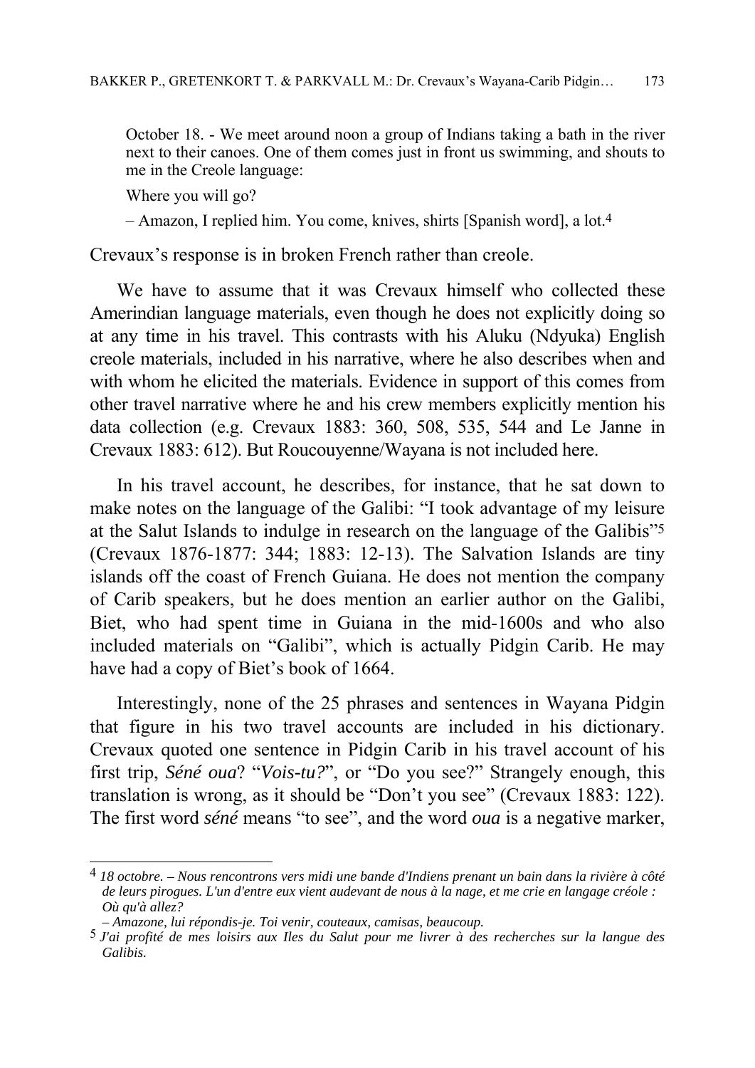> October 18. - We meet around noon a group of Indians taking a bath in the river next to their canoes. One of them comes just in front us swimming, and shouts to me in the Creole language:
>
> Where you will go?
>
> – Amazon, I replied him. You come, knives, shirts [Spanish word], a lot.[4]

Crevaux's response is in broken French rather than creole.

We have to assume that it was Crevaux himself who collected these Amerindian language materials, even though he does not explicitly doing so at any time in his travel. This contrasts with his Aluku (Ndyuka) English creole materials, included in his narrative, where he also describes when and with whom he elicited the materials. Evidence in support of this comes from other travel narrative where he and his crew members explicitly mention his data collection (e.g. Crevaux 1883: 360, 508, 535, 544 and Le Janne in Crevaux 1883: 612). But Roucouyenne/Wayana is not included here.

In his travel account, he describes, for instance, that he sat down to make notes on the language of the Galibi: "I took advantage of my leisure at the Salut Islands to indulge in research on the language of the Galibis"[5] (Crevaux 1876-1877: 344; 1883: 12-13). The Salvation Islands are tiny islands off the coast of French Guiana. He does not mention the company of Carib speakers, but he does mention an earlier author on the Galibi, Biet, who had spent time in Guiana in the mid-1600s and who also included materials on "Galibi", which is actually Pidgin Carib. He may have had a copy of Biet's book of 1664.

Interestingly, none of the 25 phrases and sentences in Wayana Pidgin that figure in his two travel accounts are included in his dictionary. Crevaux quoted one sentence in Pidgin Carib in his travel account of his first trip, *Séné oua*? "*Vois-tu?*", or "Do you see?" Strangely enough, this translation is wrong, as it should be "Don't you see" (Crevaux 1883: 122). The first word *séné* means "to see", and the word *oua* is a negative marker,

---

[4] *18 octobre. – Nous rencontrons vers midi une bande d'Indiens prenant un bain dans la rivière à côté de leurs pirogues. L'un d'entre eux vient audevant de nous à la nage, et me crie en langage créole : Où qu'à allez?*
*– Amazone, lui répondis-je. Toi venir, couteaux, camisas, beaucoup.*

[5] *J'ai profité de mes loisirs aux Iles du Salut pour me livrer à des recherches sur la langue des Galibis.*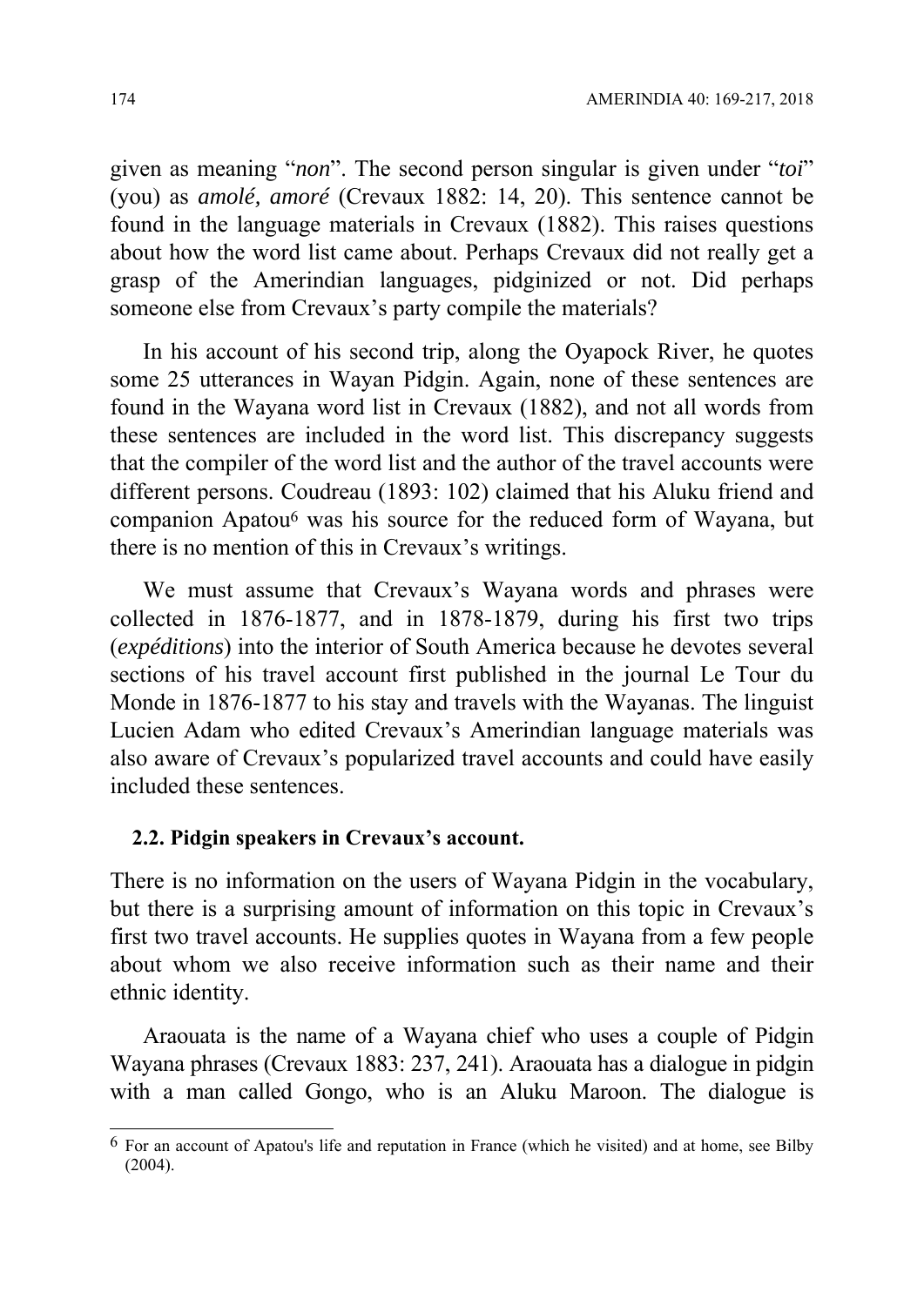given as meaning "*non*". The second person singular is given under "*toi*" (you) as *amolé, amoré* (Crevaux 1882: 14, 20). This sentence cannot be found in the language materials in Crevaux (1882). This raises questions about how the word list came about. Perhaps Crevaux did not really get a grasp of the Amerindian languages, pidginized or not. Did perhaps someone else from Crevaux's party compile the materials?

In his account of his second trip, along the Oyapock River, he quotes some 25 utterances in Wayan Pidgin. Again, none of these sentences are found in the Wayana word list in Crevaux (1882), and not all words from these sentences are included in the word list. This discrepancy suggests that the compiler of the word list and the author of the travel accounts were different persons. Coudreau (1893: 102) claimed that his Aluku friend and companion Apatou[6] was his source for the reduced form of Wayana, but there is no mention of this in Crevaux's writings.

We must assume that Crevaux's Wayana words and phrases were collected in 1876-1877, and in 1878-1879, during his first two trips (*expéditions*) into the interior of South America because he devotes several sections of his travel account first published in the journal Le Tour du Monde in 1876-1877 to his stay and travels with the Wayanas. The linguist Lucien Adam who edited Crevaux's Amerindian language materials was also aware of Crevaux's popularized travel accounts and could have easily included these sentences.

### 2.2. Pidgin speakers in Crevaux's account.

There is no information on the users of Wayana Pidgin in the vocabulary, but there is a surprising amount of information on this topic in Crevaux's first two travel accounts. He supplies quotes in Wayana from a few people about whom we also receive information such as their name and their ethnic identity.

Araouata is the name of a Wayana chief who uses a couple of Pidgin Wayana phrases (Crevaux 1883: 237, 241). Araouata has a dialogue in pidgin with a man called Gongo, who is an Aluku Maroon. The dialogue is

[6] For an account of Apatou's life and reputation in France (which he visited) and at home, see Bilby (2004).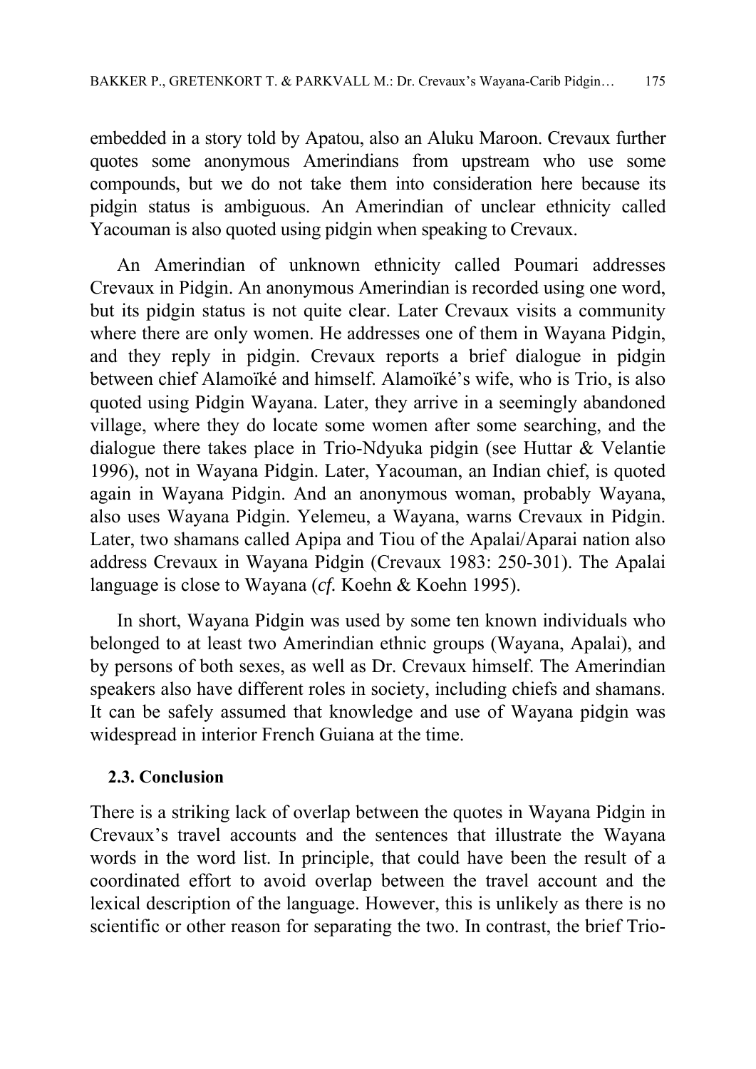embedded in a story told by Apatou, also an Aluku Maroon. Crevaux further quotes some anonymous Amerindians from upstream who use some compounds, but we do not take them into consideration here because its pidgin status is ambiguous. An Amerindian of unclear ethnicity called Yacouman is also quoted using pidgin when speaking to Crevaux.

An Amerindian of unknown ethnicity called Poumari addresses Crevaux in Pidgin. An anonymous Amerindian is recorded using one word, but its pidgin status is not quite clear. Later Crevaux visits a community where there are only women. He addresses one of them in Wayana Pidgin, and they reply in pidgin. Crevaux reports a brief dialogue in pidgin between chief Alamoïké and himself. Alamoïké's wife, who is Trio, is also quoted using Pidgin Wayana. Later, they arrive in a seemingly abandoned village, where they do locate some women after some searching, and the dialogue there takes place in Trio-Ndyuka pidgin (see Huttar & Velantie 1996), not in Wayana Pidgin. Later, Yacouman, an Indian chief, is quoted again in Wayana Pidgin. And an anonymous woman, probably Wayana, also uses Wayana Pidgin. Yelemeu, a Wayana, warns Crevaux in Pidgin. Later, two shamans called Apipa and Tiou of the Apalai/Aparai nation also address Crevaux in Wayana Pidgin (Crevaux 1983: 250-301). The Apalai language is close to Wayana (*cf.* Koehn & Koehn 1995).

In short, Wayana Pidgin was used by some ten known individuals who belonged to at least two Amerindian ethnic groups (Wayana, Apalai), and by persons of both sexes, as well as Dr. Crevaux himself. The Amerindian speakers also have different roles in society, including chiefs and shamans. It can be safely assumed that knowledge and use of Wayana pidgin was widespread in interior French Guiana at the time.

### 2.3. Conclusion

There is a striking lack of overlap between the quotes in Wayana Pidgin in Crevaux's travel accounts and the sentences that illustrate the Wayana words in the word list. In principle, that could have been the result of a coordinated effort to avoid overlap between the travel account and the lexical description of the language. However, this is unlikely as there is no scientific or other reason for separating the two. In contrast, the brief Trio-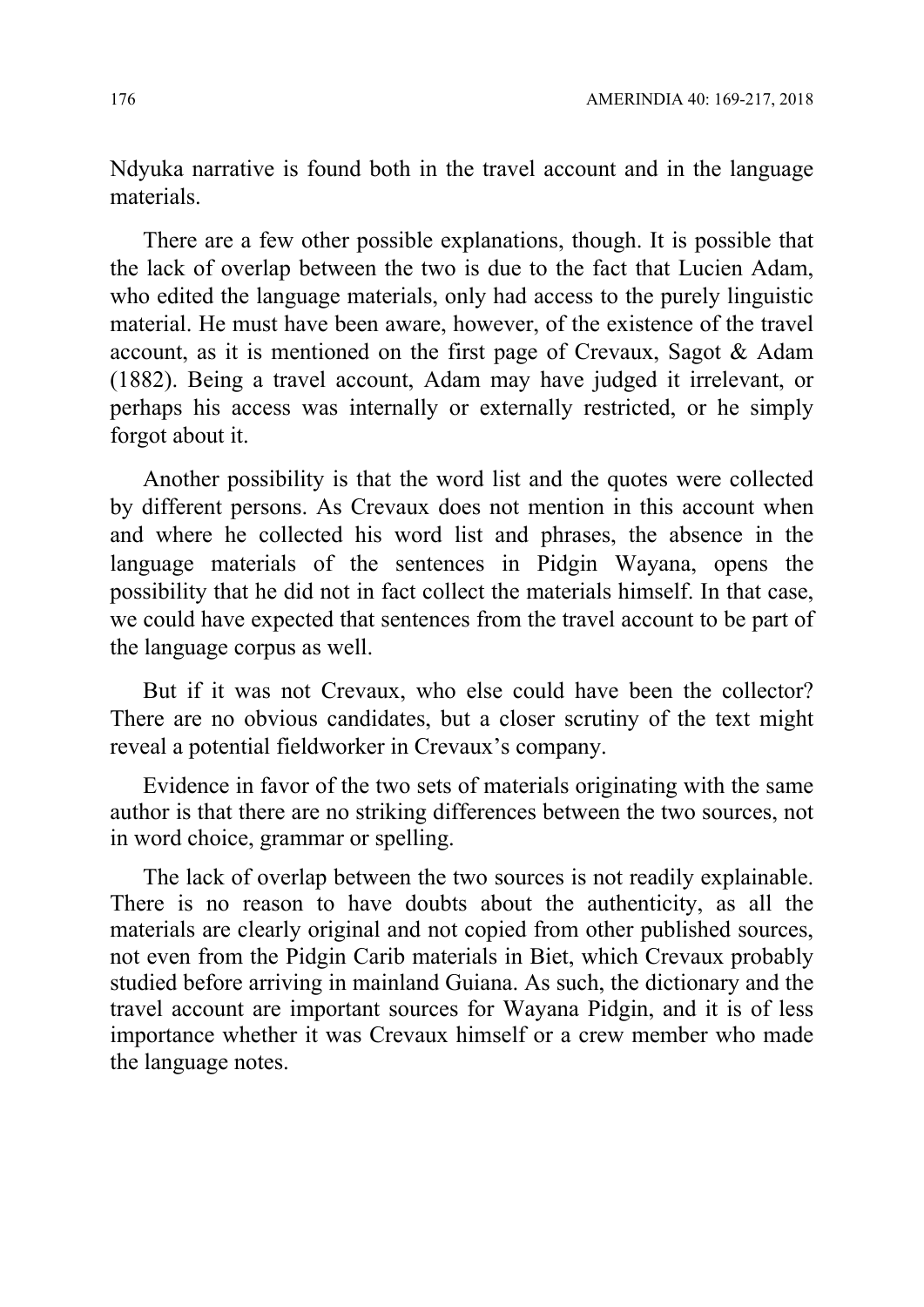Ndyuka narrative is found both in the travel account and in the language materials.

There are a few other possible explanations, though. It is possible that the lack of overlap between the two is due to the fact that Lucien Adam, who edited the language materials, only had access to the purely linguistic material. He must have been aware, however, of the existence of the travel account, as it is mentioned on the first page of Crevaux, Sagot & Adam (1882). Being a travel account, Adam may have judged it irrelevant, or perhaps his access was internally or externally restricted, or he simply forgot about it.

Another possibility is that the word list and the quotes were collected by different persons. As Crevaux does not mention in this account when and where he collected his word list and phrases, the absence in the language materials of the sentences in Pidgin Wayana, opens the possibility that he did not in fact collect the materials himself. In that case, we could have expected that sentences from the travel account to be part of the language corpus as well.

But if it was not Crevaux, who else could have been the collector? There are no obvious candidates, but a closer scrutiny of the text might reveal a potential fieldworker in Crevaux's company.

Evidence in favor of the two sets of materials originating with the same author is that there are no striking differences between the two sources, not in word choice, grammar or spelling.

The lack of overlap between the two sources is not readily explainable. There is no reason to have doubts about the authenticity, as all the materials are clearly original and not copied from other published sources, not even from the Pidgin Carib materials in Biet, which Crevaux probably studied before arriving in mainland Guiana. As such, the dictionary and the travel account are important sources for Wayana Pidgin, and it is of less importance whether it was Crevaux himself or a crew member who made the language notes.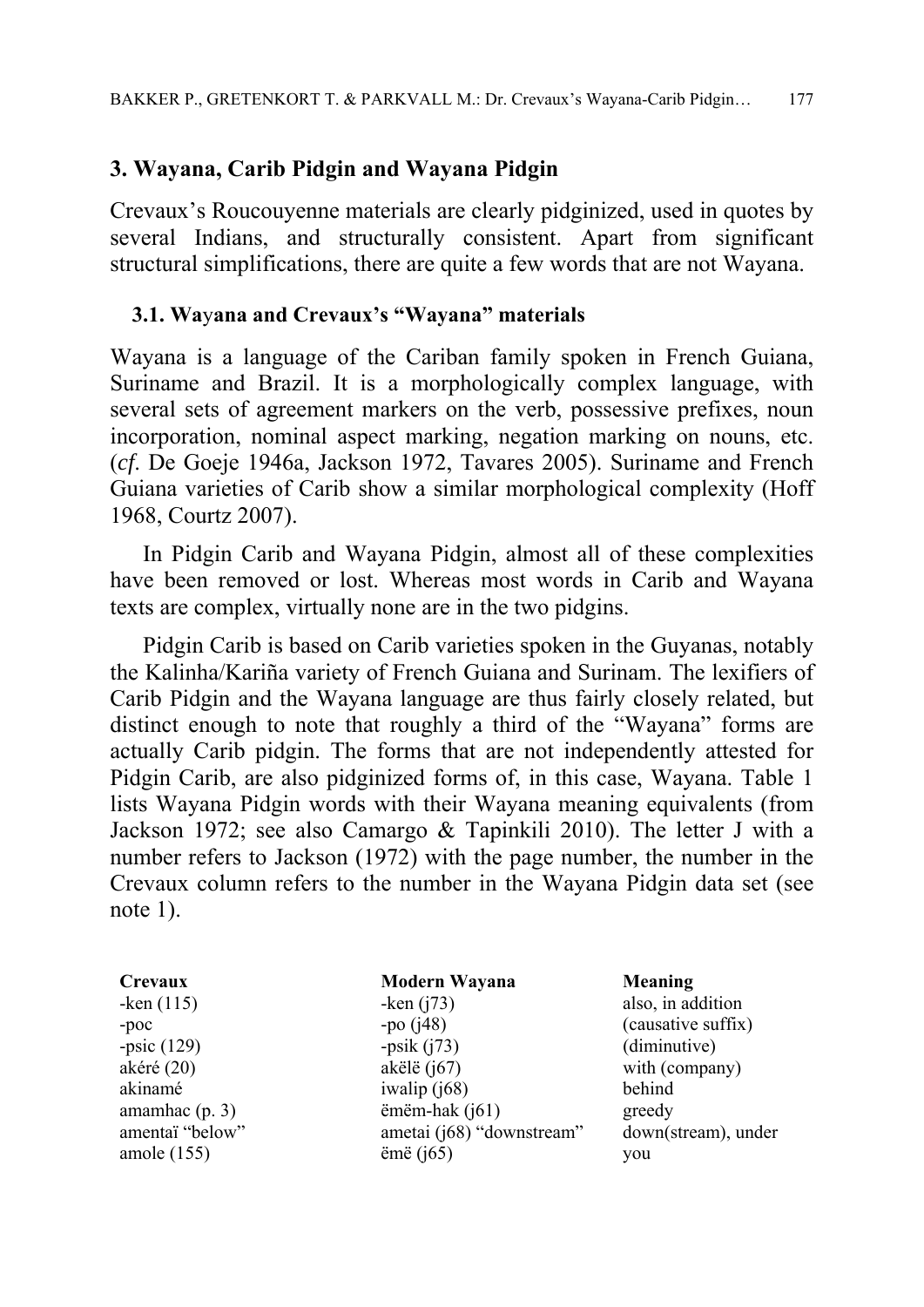## 3. Wayana, Carib Pidgin and Wayana Pidgin

Crevaux's Roucouyenne materials are clearly pidginized, used in quotes by several Indians, and structurally consistent. Apart from significant structural simplifications, there are quite a few words that are not Wayana.

### 3.1. Wayana and Crevaux's "Wayana" materials

Wayana is a language of the Cariban family spoken in French Guiana, Suriname and Brazil. It is a morphologically complex language, with several sets of agreement markers on the verb, possessive prefixes, noun incorporation, nominal aspect marking, negation marking on nouns, etc. (*cf*. De Goeje 1946a, Jackson 1972, Tavares 2005). Suriname and French Guiana varieties of Carib show a similar morphological complexity (Hoff 1968, Courtz 2007).

In Pidgin Carib and Wayana Pidgin, almost all of these complexities have been removed or lost. Whereas most words in Carib and Wayana texts are complex, virtually none are in the two pidgins.

Pidgin Carib is based on Carib varieties spoken in the Guyanas, notably the Kalinha/Kariña variety of French Guiana and Surinam. The lexifiers of Carib Pidgin and the Wayana language are thus fairly closely related, but distinct enough to note that roughly a third of the "Wayana" forms are actually Carib pidgin. The forms that are not independently attested for Pidgin Carib, are also pidginized forms of, in this case, Wayana. Table 1 lists Wayana Pidgin words with their Wayana meaning equivalents (from Jackson 1972; see also Camargo & Tapinkili 2010). The letter J with a number refers to Jackson (1972) with the page number, the number in the Crevaux column refers to the number in the Wayana Pidgin data set (see note 1).

| Crevaux | Modern Wayana | Meaning |
|---|---|---|
| -ken (115) | -ken (j73) | also, in addition |
| -poc | -po (j48) | (causative suffix) |
| -psic (129) | -psik (j73) | (diminutive) |
| akéré (20) | akëlë (j67) | with (company) |
| akinamé | iwalip (j68) | behind |
| amamhac (p. 3) | ëmëm-hak (j61) | greedy |
| amentaï "below" | ametai (j68) "downstream" | down(stream), under |
| amole (155) | ëmë (j65) | you |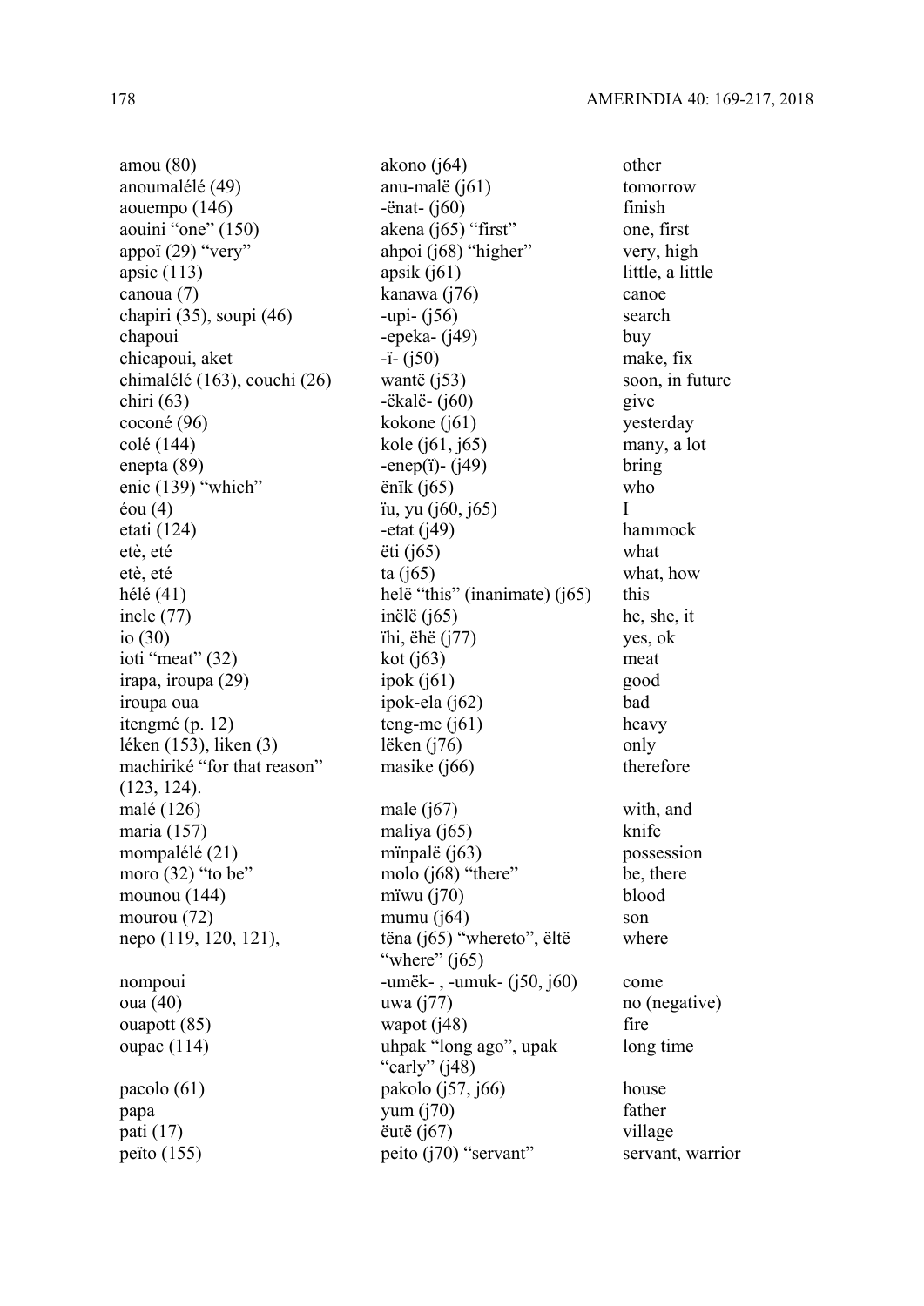| | | |
|---|---|---|
| amou (80) | akono (j64) | other |
| anoumalélé (49) | anu-malë (j61) | tomorrow |
| aouempo (146) | -ënat- (j60) | finish |
| aouini “one” (150) | akena (j65) “first” | one, first |
| appoï (29) “very” | ahpoi (j68) “higher” | very, high |
| apsic (113) | apsik (j61) | little, a little |
| canoua (7) | kanawa (j76) | canoe |
| chapiri (35), soupi (46) | -upi- (j56) | search |
| chapoui | -epeka- (j49) | buy |
| chicapoui, aket | -ï- (j50) | make, fix |
| chimalélé (163), couchi (26) | wantë (j53) | soon, in future |
| chiri (63) | -ëkalë- (j60) | give |
| coconé (96) | kokone (j61) | yesterday |
| colé (144) | kole (j61, j65) | many, a lot |
| enepta (89) | -enep(ï)- (j49) | bring |
| enic (139) “which” | ënïk (j65) | who |
| éou (4) | ïu, yu (j60, j65) | I |
| etati (124) | -etat (j49) | hammock |
| etè, eté | ëti (j65) | what |
| etè, eté | ta (j65) | what, how |
| hélé (41) | helë “this” (inanimate) (j65) | this |
| inele (77) | inëlë (j65) | he, she, it |
| io (30) | ïhi, ëhë (j77) | yes, ok |
| ioti “meat” (32) | kot (j63) | meat |
| irapa, iroupa (29) | ipok (j61) | good |
| iroupa oua | ipok-ela (j62) | bad |
| itengmé (p. 12) | teng-me (j61) | heavy |
| léken (153), liken (3) | lëken (j76) | only |
| machiriké “for that reason” (123, 124). | masike (j66) | therefore |
| malé (126) | male (j67) | with, and |
| maria (157) | maliya (j65) | knife |
| mompalélé (21) | mïnpalë (j63) | possession |
| moro (32) “to be” | molo (j68) “there” | be, there |
| mounou (144) | mïwu (j70) | blood |
| mourou (72) | mumu (j64) | son |
| nepo (119, 120, 121), | tëna (j65) “whereto”, ëltë “where” (j65) | where |
| nompoui | -umëk- , -umuk- (j50, j60) | come |
| oua (40) | uwa (j77) | no (negative) |
| ouapott (85) | wapot (j48) | fire |
| oupac (114) | uhpak “long ago”, upak “early” (j48) | long time |
| pacolo (61) | pakolo (j57, j66) | house |
| papa | yum (j70) | father |
| pati (17) | ëutë (j67) | village |
| peïto (155) | peito (j70) “servant” | servant, warrior |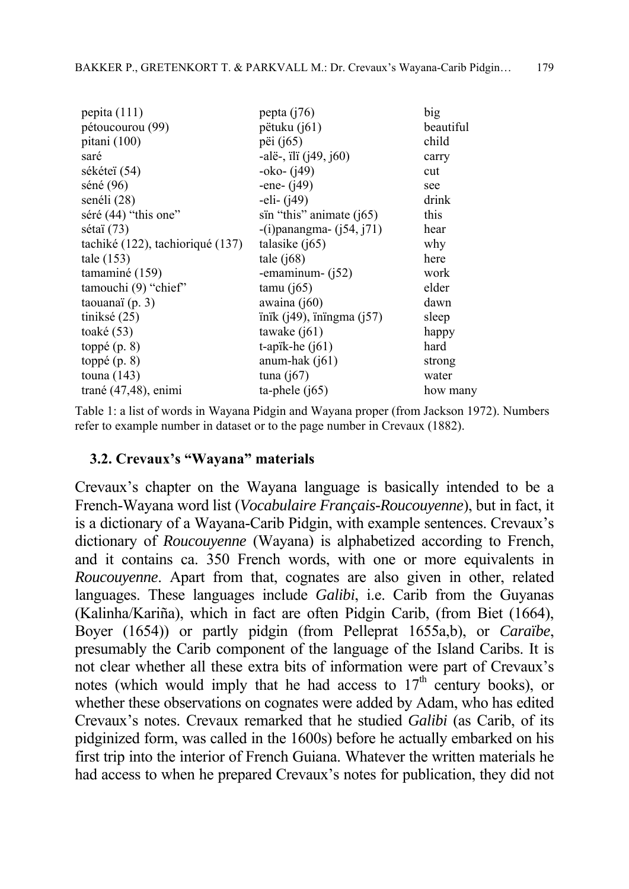| | | |
|---|---|---|
| pepita (111) | pepta (j76) | big |
| pétoucourou (99) | pëtuku (j61) | beautiful |
| pitani (100) | pëi (j65) | child |
| saré | -alë-, ïlï (j49, j60) | carry |
| sékéteï (54) | -oko- (j49) | cut |
| séné (96) | -ene- (j49) | see |
| senéli (28) | -eli- (j49) | drink |
| séré (44) "this one" | sïn "this" animate (j65) | this |
| sétaï (73) | -(i)panangma- (j54, j71) | hear |
| tachiké (122), tachioriqué (137) | talasike (j65) | why |
| tale (153) | tale (j68) | here |
| tamaminé (159) | -emaminum- (j52) | work |
| tamouchi (9) "chief" | tamu (j65) | elder |
| taouanaï (p. 3) | awaina (j60) | dawn |
| tiniksé (25) | ïnïk (j49), ïnïngma (j57) | sleep |
| toaké (53) | tawake (j61) | happy |
| toppé (p. 8) | t-apïk-he (j61) | hard |
| toppé (p. 8) | anum-hak (j61) | strong |
| touna (143) | tuna (j67) | water |
| trané (47,48), enimi | ta-phele (j65) | how many |

Table 1: a list of words in Wayana Pidgin and Wayana proper (from Jackson 1972). Numbers refer to example number in dataset or to the page number in Crevaux (1882).

### 3.2. Crevaux's "Wayana" materials

Crevaux's chapter on the Wayana language is basically intended to be a French-Wayana word list (*Vocabulaire Français-Roucouyenne*), but in fact, it is a dictionary of a Wayana-Carib Pidgin, with example sentences. Crevaux's dictionary of *Roucouyenne* (Wayana) is alphabetized according to French, and it contains ca. 350 French words, with one or more equivalents in *Roucouyenne*. Apart from that, cognates are also given in other, related languages. These languages include *Galibi*, i.e. Carib from the Guyanas (Kalinha/Kariña), which in fact are often Pidgin Carib, (from Biet (1664), Boyer (1654)) or partly pidgin (from Pelleprat 1655a,b), or *Caraïbe*, presumably the Carib component of the language of the Island Caribs. It is not clear whether all these extra bits of information were part of Crevaux's notes (which would imply that he had access to 17th century books), or whether these observations on cognates were added by Adam, who has edited Crevaux's notes. Crevaux remarked that he studied *Galibi* (as Carib, of its pidginized form, was called in the 1600s) before he actually embarked on his first trip into the interior of French Guiana. Whatever the written materials he had access to when he prepared Crevaux's notes for publication, they did not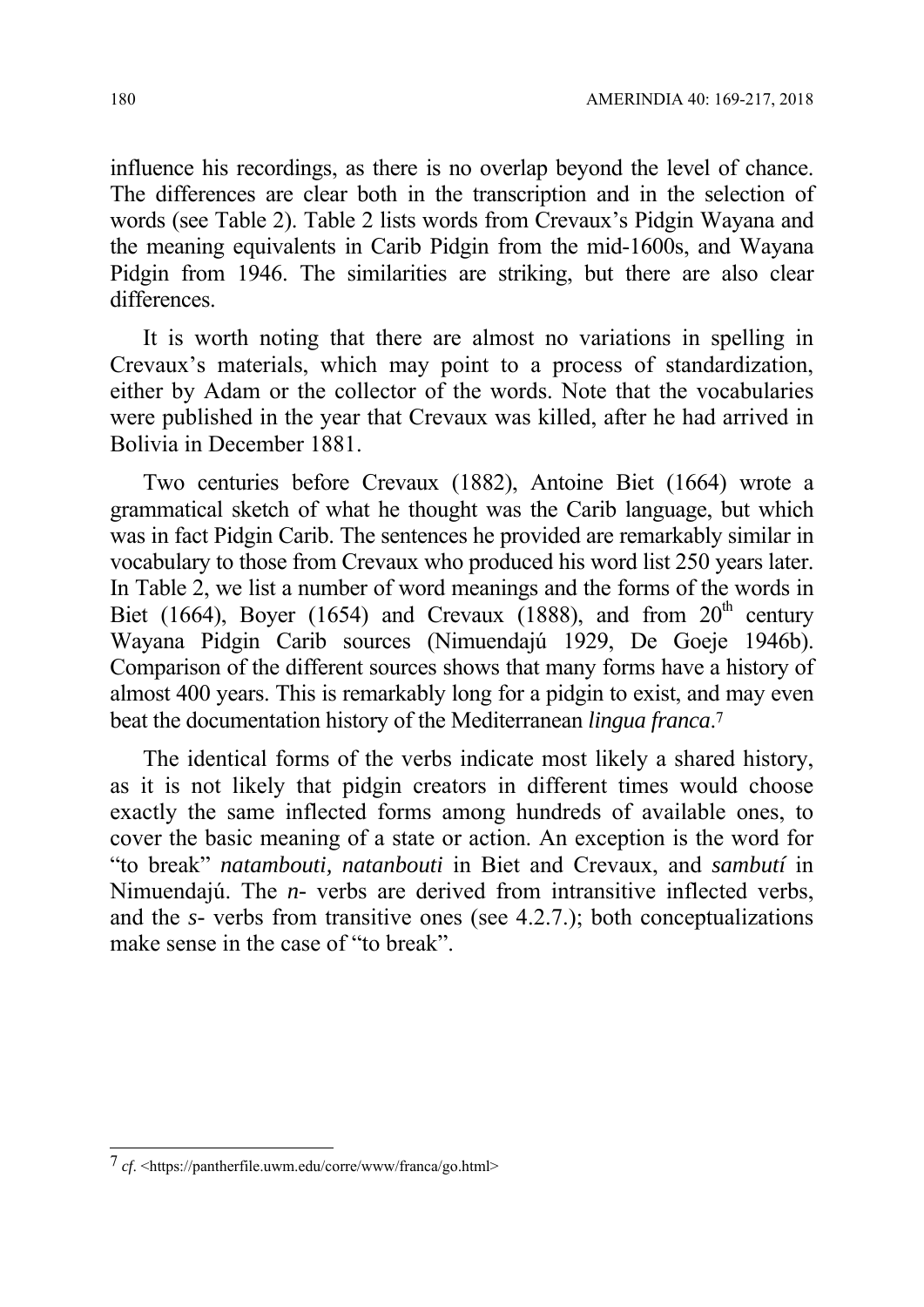influence his recordings, as there is no overlap beyond the level of chance. The differences are clear both in the transcription and in the selection of words (see Table 2). Table 2 lists words from Crevaux's Pidgin Wayana and the meaning equivalents in Carib Pidgin from the mid-1600s, and Wayana Pidgin from 1946. The similarities are striking, but there are also clear differences.

It is worth noting that there are almost no variations in spelling in Crevaux's materials, which may point to a process of standardization, either by Adam or the collector of the words. Note that the vocabularies were published in the year that Crevaux was killed, after he had arrived in Bolivia in December 1881.

Two centuries before Crevaux (1882), Antoine Biet (1664) wrote a grammatical sketch of what he thought was the Carib language, but which was in fact Pidgin Carib. The sentences he provided are remarkably similar in vocabulary to those from Crevaux who produced his word list 250 years later. In Table 2, we list a number of word meanings and the forms of the words in Biet (1664), Boyer (1654) and Crevaux (1888), and from 20th century Wayana Pidgin Carib sources (Nimuendajú 1929, De Goeje 1946b). Comparison of the different sources shows that many forms have a history of almost 400 years. This is remarkably long for a pidgin to exist, and may even beat the documentation history of the Mediterranean *lingua franca*.[7]

The identical forms of the verbs indicate most likely a shared history, as it is not likely that pidgin creators in different times would choose exactly the same inflected forms among hundreds of available ones, to cover the basic meaning of a state or action. An exception is the word for "to break" *natambouti, natanbouti* in Biet and Crevaux, and *sambutí* in Nimuendajú. The *n-* verbs are derived from intransitive inflected verbs, and the *s-* verbs from transitive ones (see 4.2.7.); both conceptualizations make sense in the case of "to break".

---

[7] *cf*. <https://pantherfile.uwm.edu/corre/www/franca/go.html>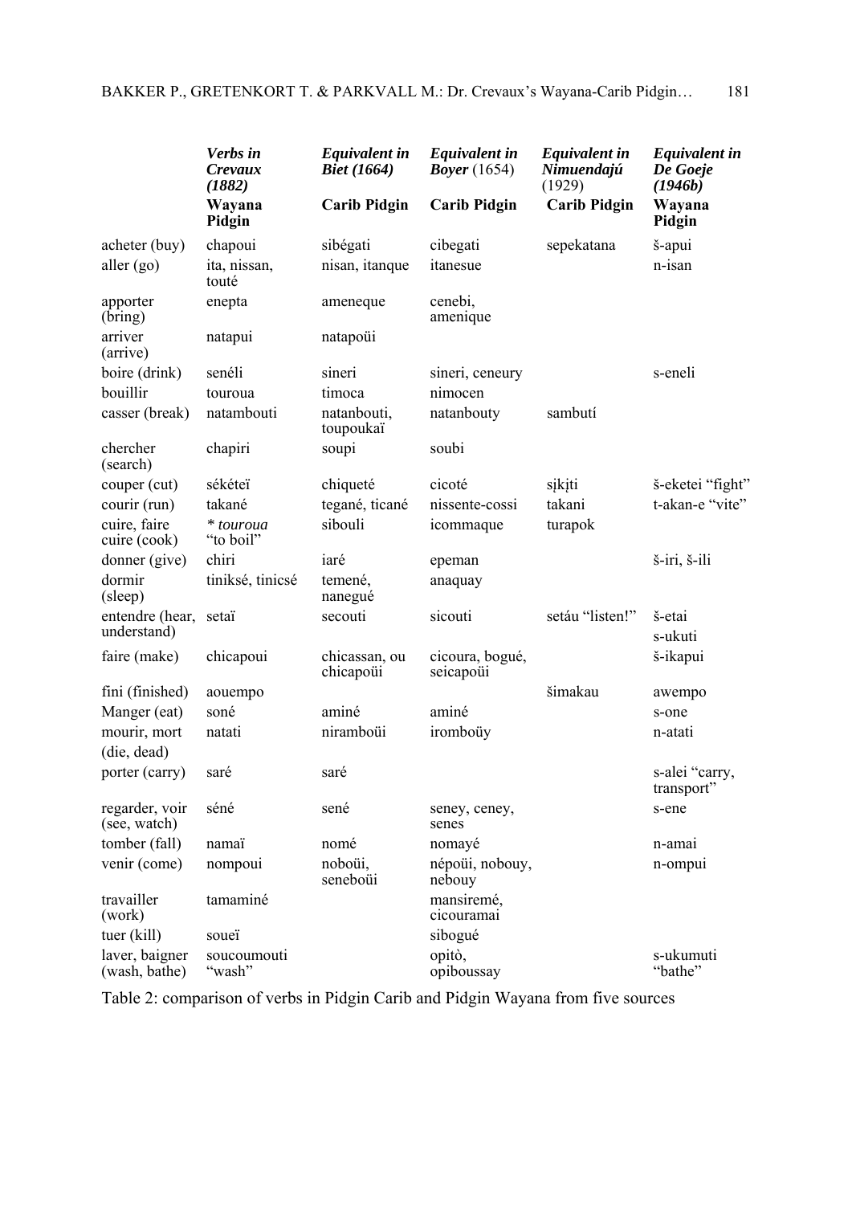| | *Verbs in Crevaux (1882)* **Wayana Pidgin** | *Equivalent in Biet (1664)* **Carib Pidgin** | *Equivalent in Boyer* (1654) **Carib Pidgin** | *Equivalent in Nimuendajú* (1929) **Carib Pidgin** | *Equivalent in De Goeje (1946b)* **Wayana Pidgin** |
|---|---|---|---|---|---|
| acheter (buy) | chapoui | sibégati | cibegati | sepekatana | š-apui |
| aller (go) | ita, nissan, touté | nisan, itanque | itanesue | | n-isan |
| apporter (bring) | enepta | ameneque | cenebi, amenique | | |
| arriver (arrive) | natapui | natapoüi | | | |
| boire (drink) | senéli | sineri | sineri, ceneury | | s-eneli |
| bouillir | touroua | timoca | nimocen | | |
| casser (break) | natambouti | natanbouti, toupoukaï | natanbouty | sambutí | |
| chercher (search) | chapiri | soupi | soubi | | |
| couper (cut) | sékéteï | chiqueté | cicoté | sịkịti | š-eketei "fight" |
| courir (run) | takané | tegané, ticané | nissente-cossi | takani | t-akan-e "vite" |
| cuire, faire cuire (cook) | *\* touroua* "to boil" | sibouli | icommaque | turapok | |
| donner (give) | chiri | iaré | epeman | | š-iri, š-ili |
| dormir (sleep) | tiniksé, tinicsé | temené, nanegué | anaquay | | |
| entendre (hear, understand) | setaï | secouti | sicouti | setáu "listen!" | š-etai s-ukuti |
| faire (make) | chicapoui | chicassan, ou chicapoüi | cicoura, bogué, seicapoüi | | š-ikapui |
| fini (finished) | aouempo | | | šimakau | awempo |
| Manger (eat) | soné | aminé | aminé | | s-one |
| mourir, mort (die, dead) | natati | niramboüi | iromboüy | | n-atati |
| porter (carry) | saré | saré | | | s-alei "carry, transport" |
| regarder, voir (see, watch) | séné | sené | seney, ceney, senes | | s-ene |
| tomber (fall) | namaï | nomé | nomayé | | n-amai |
| venir (come) | nompoui | noboüi, seneboüi | népoüi, nobouy, nebouy | | n-ompui |
| travailler (work) | tamaminé | | mansiremé, cicouramai | | |
| tuer (kill) | soueï | | sibogué | | |
| laver, baigner (wash, bathe) | soucoumouti "wash" | | opitò, opiboussay | | s-ukumuti "bathe" |

Table 2: comparison of verbs in Pidgin Carib and Pidgin Wayana from five sources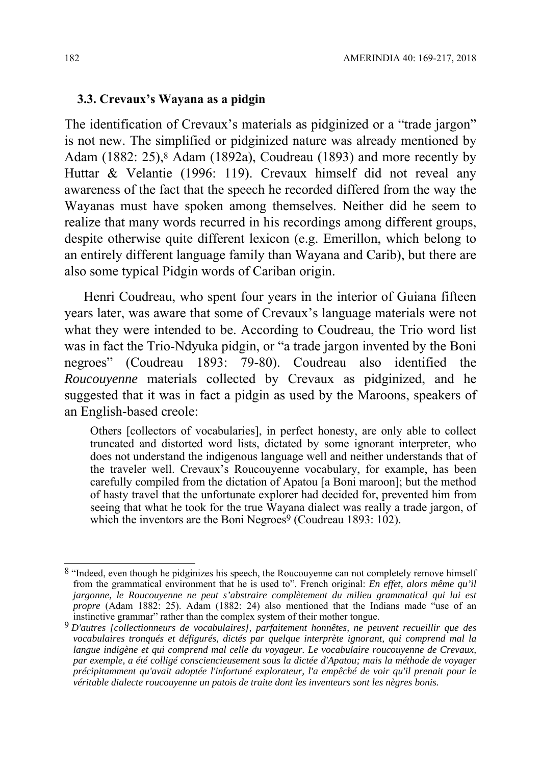### 3.3. Crevaux's Wayana as a pidgin

The identification of Crevaux's materials as pidginized or a "trade jargon" is not new. The simplified or pidginized nature was already mentioned by Adam (1882: 25),[8] Adam (1892a), Coudreau (1893) and more recently by Huttar & Velantie (1996: 119). Crevaux himself did not reveal any awareness of the fact that the speech he recorded differed from the way the Wayanas must have spoken among themselves. Neither did he seem to realize that many words recurred in his recordings among different groups, despite otherwise quite different lexicon (e.g. Emerillon, which belong to an entirely different language family than Wayana and Carib), but there are also some typical Pidgin words of Cariban origin.

Henri Coudreau, who spent four years in the interior of Guiana fifteen years later, was aware that some of Crevaux's language materials were not what they were intended to be. According to Coudreau, the Trio word list was in fact the Trio-Ndyuka pidgin, or "a trade jargon invented by the Boni negroes" (Coudreau 1893: 79-80). Coudreau also identified the *Roucouyenne* materials collected by Crevaux as pidginized, and he suggested that it was in fact a pidgin as used by the Maroons, speakers of an English-based creole:

> Others [collectors of vocabularies], in perfect honesty, are only able to collect truncated and distorted word lists, dictated by some ignorant interpreter, who does not understand the indigenous language well and neither understands that of the traveler well. Crevaux's Roucouyenne vocabulary, for example, has been carefully compiled from the dictation of Apatou [a Boni maroon]; but the method of hasty travel that the unfortunate explorer had decided for, prevented him from seeing that what he took for the true Wayana dialect was really a trade jargon, of which the inventors are the Boni Negroes[9] (Coudreau 1893: 102).

---

[8] "Indeed, even though he pidginizes his speech, the Roucouyenne can not completely remove himself from the grammatical environment that he is used to". French original: *En effet, alors même qu'il jargonne, le Roucouyenne ne peut s'abstraire complètement du milieu grammatical qui lui est propre* (Adam 1882: 25). Adam (1882: 24) also mentioned that the Indians made "use of an instinctive grammar" rather than the complex system of their mother tongue.

[9] *D'autres [collectionneurs de vocabulaires], parfaitement honnêtes, ne peuvent recueillir que des vocabulaires tronqués et défigurés, dictés par quelque interprète ignorant, qui comprend mal la langue indigène et qui comprend mal celle du voyageur. Le vocabulaire roucouyenne de Crevaux, par exemple, a été colligé consciencieusement sous la dictée d'Apatou; mais la méthode de voyager précipitamment qu'avait adoptée l'infortuné explorateur, l'a empêché de voir qu'il prenait pour le véritable dialecte roucouyenne un patois de traite dont les inventeurs sont les nègres bonis.*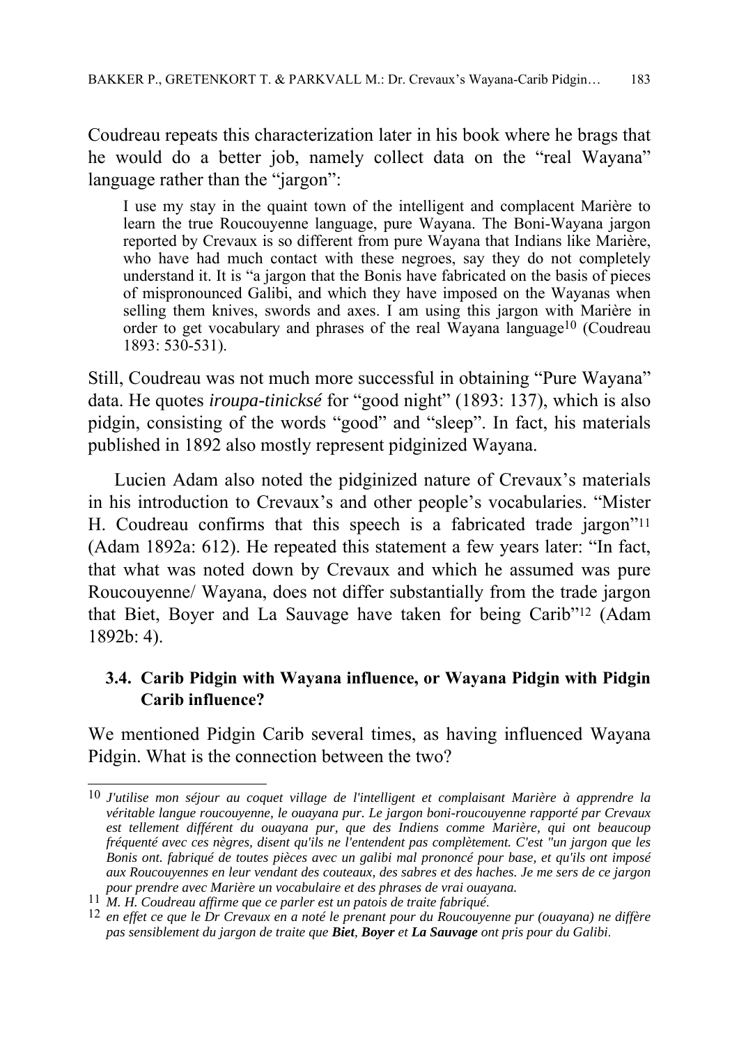Coudreau repeats this characterization later in his book where he brags that he would do a better job, namely collect data on the "real Wayana" language rather than the "jargon":

> I use my stay in the quaint town of the intelligent and complacent Marière to learn the true Roucouyenne language, pure Wayana. The Boni-Wayana jargon reported by Crevaux is so different from pure Wayana that Indians like Marière, who have had much contact with these negroes, say they do not completely understand it. It is "a jargon that the Bonis have fabricated on the basis of pieces of mispronounced Galibi, and which they have imposed on the Wayanas when selling them knives, swords and axes. I am using this jargon with Marière in order to get vocabulary and phrases of the real Wayana language[10] (Coudreau 1893: 530-531).

Still, Coudreau was not much more successful in obtaining "Pure Wayana" data. He quotes *iroupa-tinicksé* for "good night" (1893: 137), which is also pidgin, consisting of the words "good" and "sleep". In fact, his materials published in 1892 also mostly represent pidginized Wayana.

Lucien Adam also noted the pidginized nature of Crevaux's materials in his introduction to Crevaux's and other people's vocabularies. "Mister H. Coudreau confirms that this speech is a fabricated trade jargon"[11] (Adam 1892a: 612). He repeated this statement a few years later: "In fact, that what was noted down by Crevaux and which he assumed was pure Roucouyenne/ Wayana, does not differ substantially from the trade jargon that Biet, Boyer and La Sauvage have taken for being Carib"[12] (Adam 1892b: 4).

### 3.4. Carib Pidgin with Wayana influence, or Wayana Pidgin with Pidgin Carib influence?

We mentioned Pidgin Carib several times, as having influenced Wayana Pidgin. What is the connection between the two?

---

[10] *J'utilise mon séjour au coquet village de l'intelligent et complaisant Marière à apprendre la véritable langue roucouyenne, le ouayana pur. Le jargon boni-roucouyenne rapporté par Crevaux est tellement différent du ouayana pur, que des Indiens comme Marière, qui ont beaucoup fréquenté avec ces nègres, disent qu'ils ne l'entendent pas complètement. C'est "un jargon que les Bonis ont. fabriqué de toutes pièces avec un galibi mal prononcé pour base, et qu'ils ont imposé aux Roucouyennes en leur vendant des couteaux, des sabres et des haches. Je me sers de ce jargon pour prendre avec Marière un vocabulaire et des phrases de vrai ouayana.*

[11] *M. H. Coudreau affirme que ce parler est un patois de traite fabriqué.*

[12] *en effet ce que le Dr Crevaux en a noté le prenant pour du Roucouyenne pur (ouayana) ne diffère pas sensiblement du jargon de traite que **Biet**, **Boyer** et **La Sauvage** ont pris pour du Galibi.*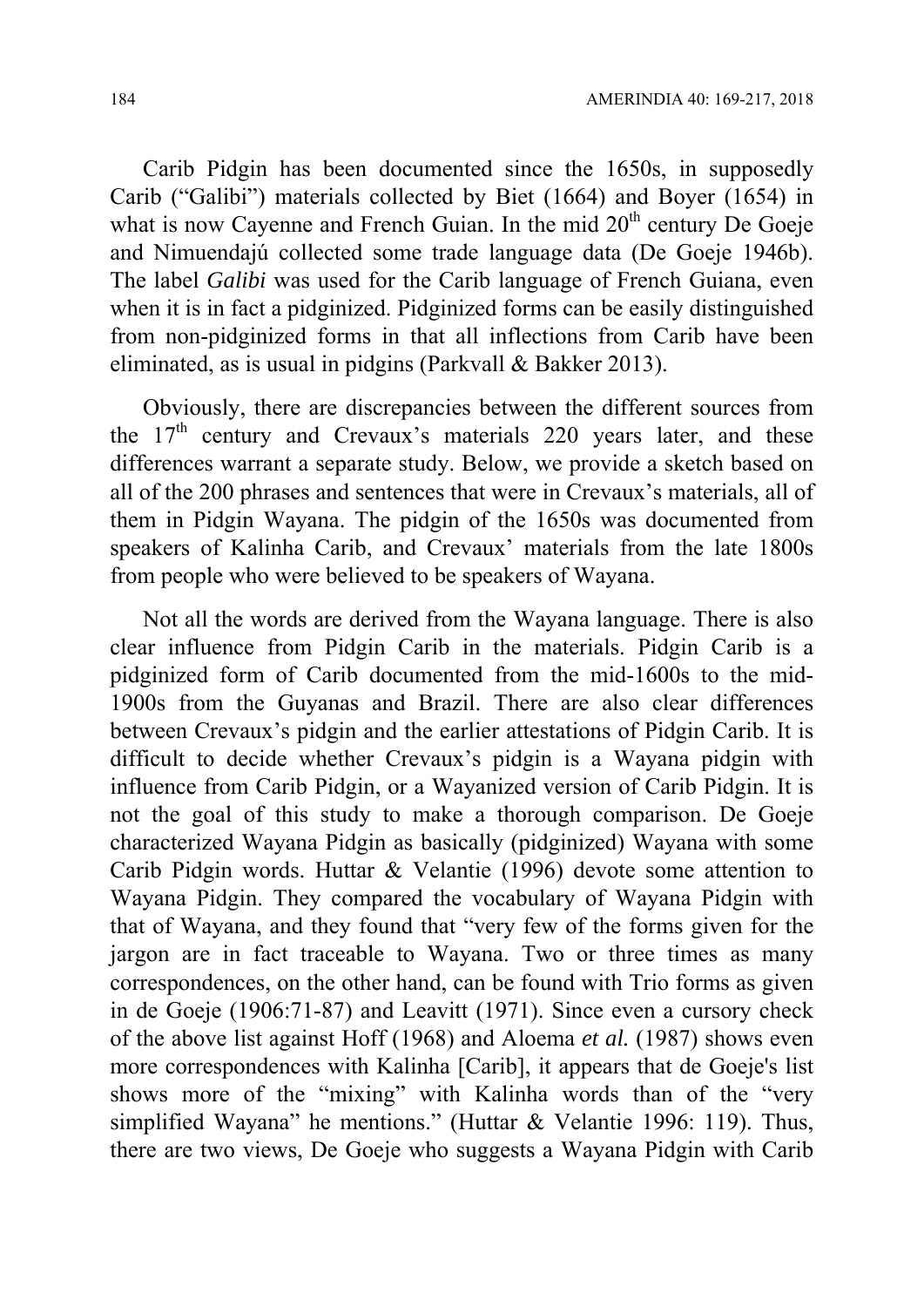Carib Pidgin has been documented since the 1650s, in supposedly Carib ("Galibi") materials collected by Biet (1664) and Boyer (1654) in what is now Cayenne and French Guian. In the mid 20th century De Goeje and Nimuendajú collected some trade language data (De Goeje 1946b). The label *Galibi* was used for the Carib language of French Guiana, even when it is in fact a pidginized. Pidginized forms can be easily distinguished from non-pidginized forms in that all inflections from Carib have been eliminated, as is usual in pidgins (Parkvall & Bakker 2013).

Obviously, there are discrepancies between the different sources from the 17th century and Crevaux's materials 220 years later, and these differences warrant a separate study. Below, we provide a sketch based on all of the 200 phrases and sentences that were in Crevaux's materials, all of them in Pidgin Wayana. The pidgin of the 1650s was documented from speakers of Kalinha Carib, and Crevaux' materials from the late 1800s from people who were believed to be speakers of Wayana.

Not all the words are derived from the Wayana language. There is also clear influence from Pidgin Carib in the materials. Pidgin Carib is a pidginized form of Carib documented from the mid-1600s to the mid-1900s from the Guyanas and Brazil. There are also clear differences between Crevaux's pidgin and the earlier attestations of Pidgin Carib. It is difficult to decide whether Crevaux's pidgin is a Wayana pidgin with influence from Carib Pidgin, or a Wayanized version of Carib Pidgin. It is not the goal of this study to make a thorough comparison. De Goeje characterized Wayana Pidgin as basically (pidginized) Wayana with some Carib Pidgin words. Huttar & Velantie (1996) devote some attention to Wayana Pidgin. They compared the vocabulary of Wayana Pidgin with that of Wayana, and they found that "very few of the forms given for the jargon are in fact traceable to Wayana. Two or three times as many correspondences, on the other hand, can be found with Trio forms as given in de Goeje (1906:71-87) and Leavitt (1971). Since even a cursory check of the above list against Hoff (1968) and Aloema *et al.* (1987) shows even more correspondences with Kalinha [Carib], it appears that de Goeje's list shows more of the "mixing" with Kalinha words than of the "very simplified Wayana" he mentions." (Huttar & Velantie 1996: 119). Thus, there are two views, De Goeje who suggests a Wayana Pidgin with Carib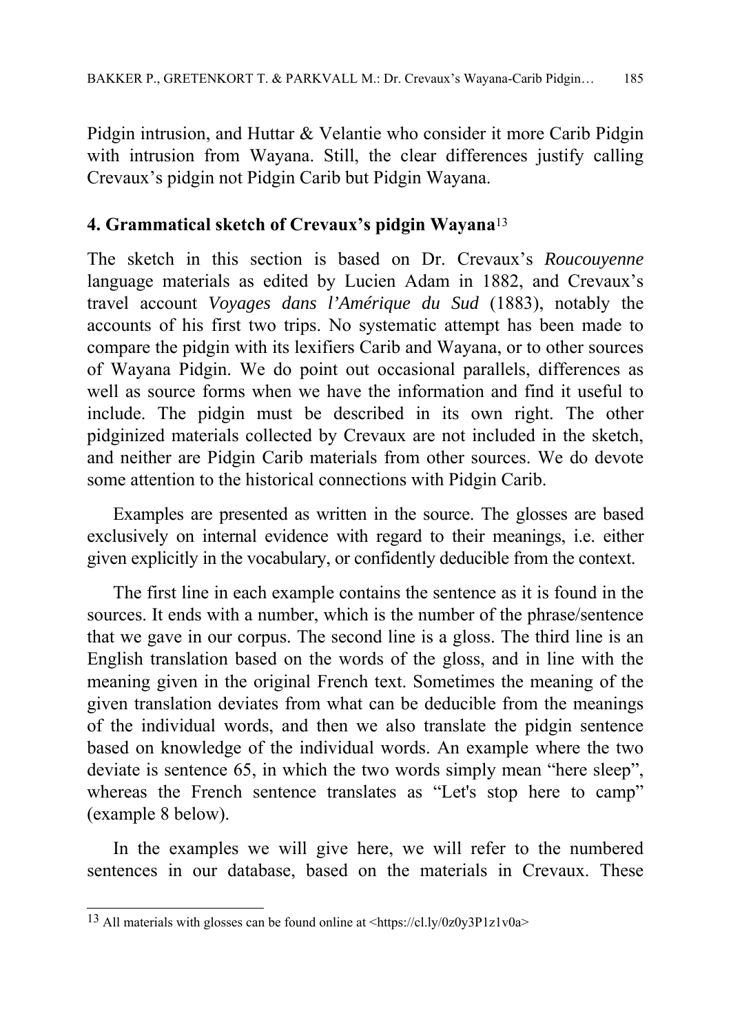Pidgin intrusion, and Huttar & Velantie who consider it more Carib Pidgin with intrusion from Wayana. Still, the clear differences justify calling Crevaux's pidgin not Pidgin Carib but Pidgin Wayana.

## 4. Grammatical sketch of Crevaux's pidgin Wayana[13]

The sketch in this section is based on Dr. Crevaux's *Roucouyenne* language materials as edited by Lucien Adam in 1882, and Crevaux's travel account *Voyages dans l'Amérique du Sud* (1883), notably the accounts of his first two trips. No systematic attempt has been made to compare the pidgin with its lexifiers Carib and Wayana, or to other sources of Wayana Pidgin. We do point out occasional parallels, differences as well as source forms when we have the information and find it useful to include. The pidgin must be described in its own right. The other pidginized materials collected by Crevaux are not included in the sketch, and neither are Pidgin Carib materials from other sources. We do devote some attention to the historical connections with Pidgin Carib.

Examples are presented as written in the source. The glosses are based exclusively on internal evidence with regard to their meanings, i.e. either given explicitly in the vocabulary, or confidently deducible from the context.

The first line in each example contains the sentence as it is found in the sources. It ends with a number, which is the number of the phrase/sentence that we gave in our corpus. The second line is a gloss. The third line is an English translation based on the words of the gloss, and in line with the meaning given in the original French text. Sometimes the meaning of the given translation deviates from what can be deducible from the meanings of the individual words, and then we also translate the pidgin sentence based on knowledge of the individual words. An example where the two deviate is sentence 65, in which the two words simply mean "here sleep", whereas the French sentence translates as "Let's stop here to camp" (example 8 below).

In the examples we will give here, we will refer to the numbered sentences in our database, based on the materials in Crevaux. These

---

[13] All materials with glosses can be found online at <https://cl.ly/0z0y3P1z1v0a>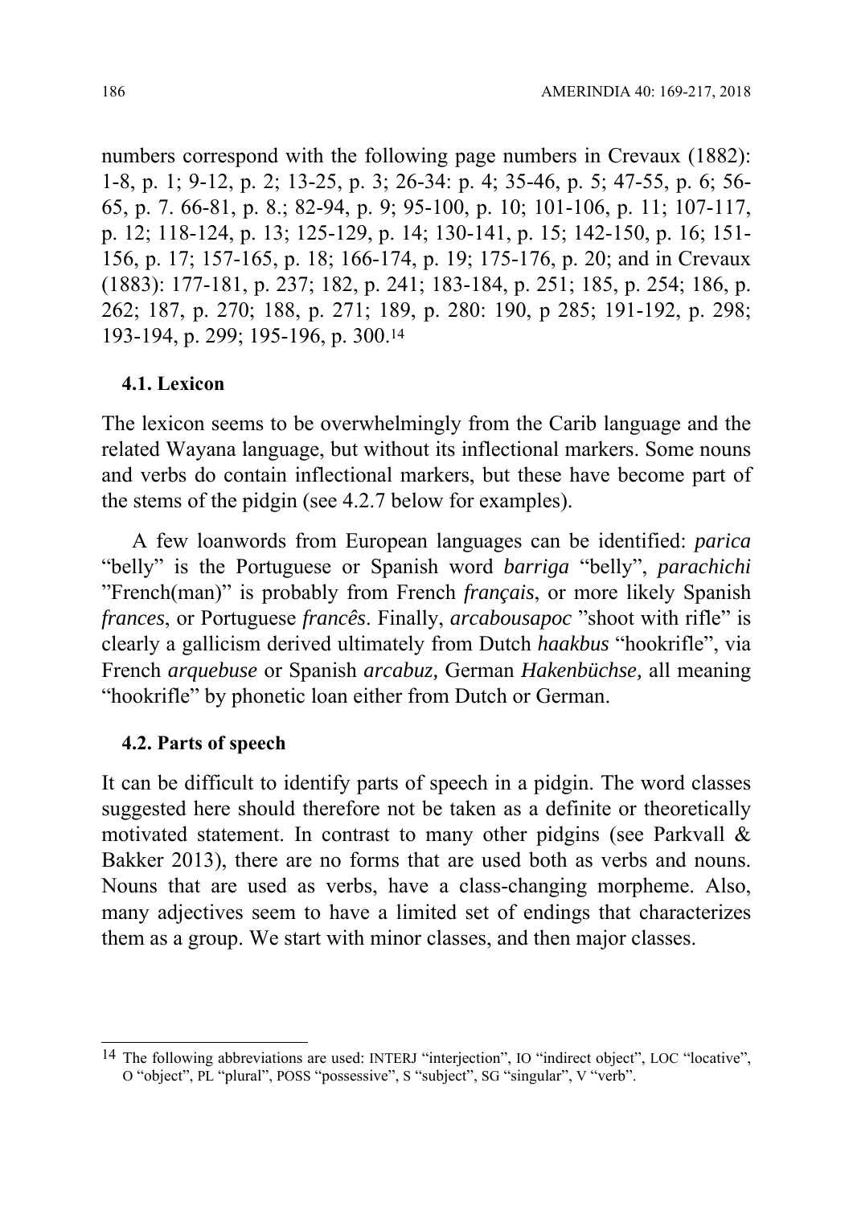numbers correspond with the following page numbers in Crevaux (1882): 1-8, p. 1; 9-12, p. 2; 13-25, p. 3; 26-34: p. 4; 35-46, p. 5; 47-55, p. 6; 56-65, p. 7. 66-81, p. 8.; 82-94, p. 9; 95-100, p. 10; 101-106, p. 11; 107-117, p. 12; 118-124, p. 13; 125-129, p. 14; 130-141, p. 15; 142-150, p. 16; 151-156, p. 17; 157-165, p. 18; 166-174, p. 19; 175-176, p. 20; and in Crevaux (1883): 177-181, p. 237; 182, p. 241; 183-184, p. 251; 185, p. 254; 186, p. 262; 187, p. 270; 188, p. 271; 189, p. 280: 190, p 285; 191-192, p. 298; 193-194, p. 299; 195-196, p. 300.[14]

### 4.1. Lexicon

The lexicon seems to be overwhelmingly from the Carib language and the related Wayana language, but without its inflectional markers. Some nouns and verbs do contain inflectional markers, but these have become part of the stems of the pidgin (see 4.2.7 below for examples).

A few loanwords from European languages can be identified: *parica* "belly" is the Portuguese or Spanish word *barriga* "belly", *parachichi* "French(man)" is probably from French *français*, or more likely Spanish *frances*, or Portuguese *francês*. Finally, *arcabousapoc* "shoot with rifle" is clearly a gallicism derived ultimately from Dutch *haakbus* "hookrifle", via French *arquebuse* or Spanish *arcabuz,* German *Hakenbüchse,* all meaning "hookrifle" by phonetic loan either from Dutch or German.

### 4.2. Parts of speech

It can be difficult to identify parts of speech in a pidgin. The word classes suggested here should therefore not be taken as a definite or theoretically motivated statement. In contrast to many other pidgins (see Parkvall & Bakker 2013), there are no forms that are used both as verbs and nouns. Nouns that are used as verbs, have a class-changing morpheme. Also, many adjectives seem to have a limited set of endings that characterizes them as a group. We start with minor classes, and then major classes.

---

[14] The following abbreviations are used: INTERJ "interjection", IO "indirect object", LOC "locative", O "object", PL "plural", POSS "possessive", S "subject", SG "singular", V "verb".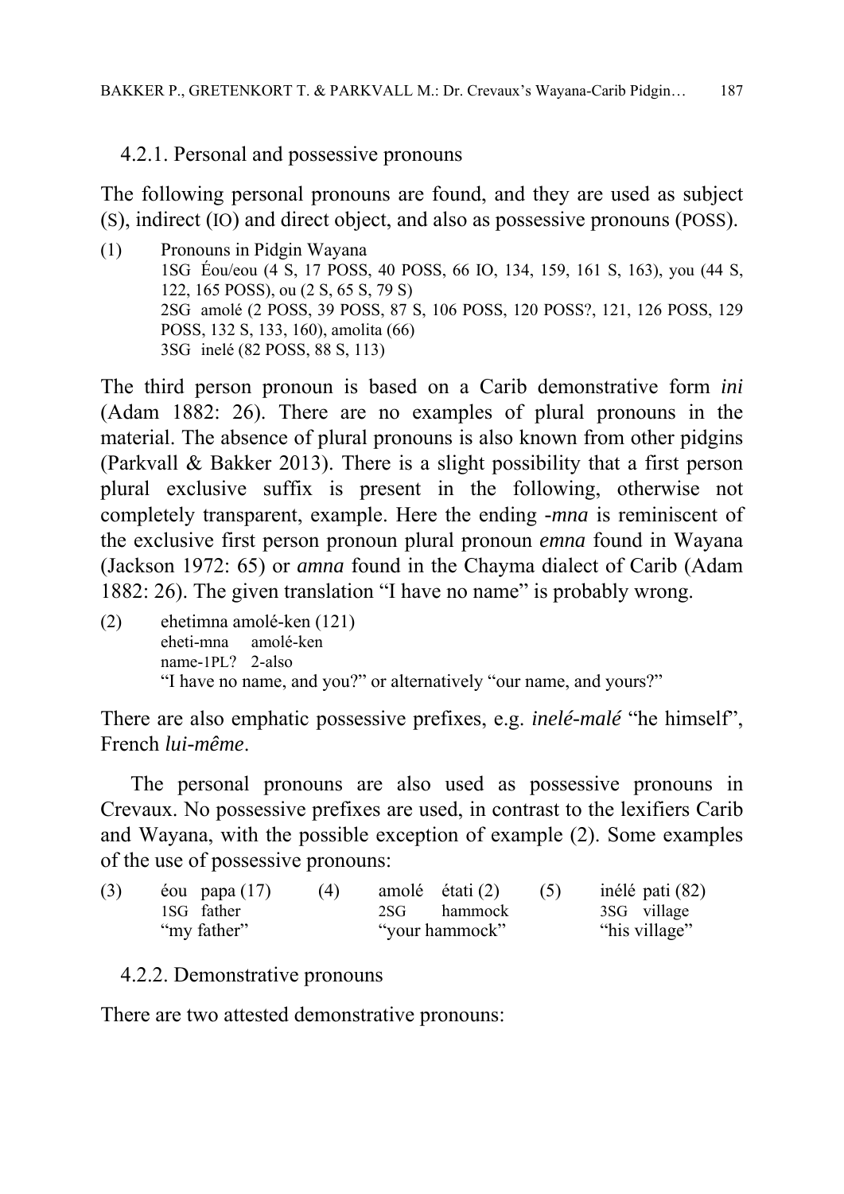### 4.2.1. Personal and possessive pronouns

The following personal pronouns are found, and they are used as subject (S), indirect (IO) and direct object, and also as possessive pronouns (POSS).

(1) Pronouns in Pidgin Wayana
1SG Éou/eou (4 S, 17 POSS, 40 POSS, 66 IO, 134, 159, 161 S, 163), you (44 S, 122, 165 POSS), ou (2 S, 65 S, 79 S)
2SG amolé (2 POSS, 39 POSS, 87 S, 106 POSS, 120 POSS?, 121, 126 POSS, 129 POSS, 132 S, 133, 160), amolita (66)
3SG inelé (82 POSS, 88 S, 113)

The third person pronoun is based on a Carib demonstrative form *ini* (Adam 1882: 26). There are no examples of plural pronouns in the material. The absence of plural pronouns is also known from other pidgins (Parkvall & Bakker 2013). There is a slight possibility that a first person plural exclusive suffix is present in the following, otherwise not completely transparent, example. Here the ending *-mna* is reminiscent of the exclusive first person pronoun plural pronoun *emna* found in Wayana (Jackson 1972: 65) or *amna* found in the Chayma dialect of Carib (Adam 1882: 26). The given translation "I have no name" is probably wrong.

(2) ehetimna amolé-ken (121)
eheti-mna amolé-ken
name-1PL? 2-also
"I have no name, and you?" or alternatively "our name, and yours?"

There are also emphatic possessive prefixes, e.g. *inelé-malé* "he himself", French *lui-même*.

The personal pronouns are also used as possessive pronouns in Crevaux. No possessive prefixes are used, in contrast to the lexifiers Carib and Wayana, with the possible exception of example (2). Some examples of the use of possessive pronouns:

(3) éou papa (17)
1SG father
"my father"

(4) amolé étati (2)
2SG hammock
"your hammock"

(5) inélé pati (82)
3SG village
"his village"

### 4.2.2. Demonstrative pronouns

There are two attested demonstrative pronouns: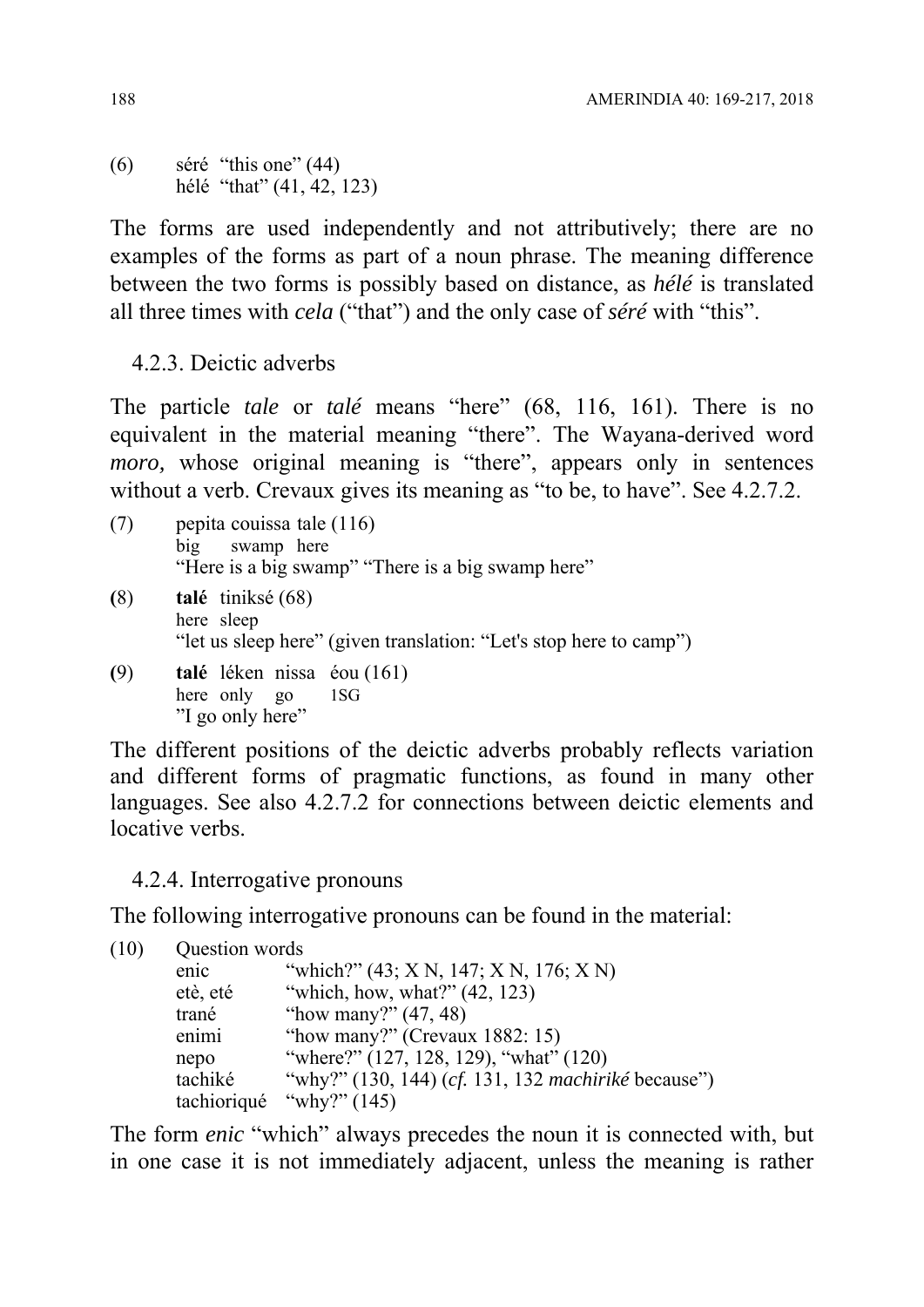(6) séré "this one" (44)
hélé "that" (41, 42, 123)

The forms are used independently and not attributively; there are no examples of the forms as part of a noun phrase. The meaning difference between the two forms is possibly based on distance, as *hélé* is translated all three times with *cela* ("that") and the only case of *séré* with "this".

### 4.2.3. Deictic adverbs

The particle *tale* or *talé* means "here" (68, 116, 161). There is no equivalent in the material meaning "there". The Wayana-derived word *moro,* whose original meaning is "there", appears only in sentences without a verb. Crevaux gives its meaning as "to be, to have". See 4.2.7.2.

(7) pepita couissa tale (116)
big swamp here
"Here is a big swamp" "There is a big swamp here"

(8) **talé** tiniksé (68)
here sleep
"let us sleep here" (given translation: "Let's stop here to camp")

(9) **talé** léken nissa éou (161)
here only go 1SG
"I go only here"

The different positions of the deictic adverbs probably reflects variation and different forms of pragmatic functions, as found in many other languages. See also 4.2.7.2 for connections between deictic elements and locative verbs.

### 4.2.4. Interrogative pronouns

The following interrogative pronouns can be found in the material:

(10) Question words

| | |
|---|---|
| enic | "which?" (43; X N, 147; X N, 176; X N) |
| etè, eté | "which, how, what?" (42, 123) |
| trané | "how many?" (47, 48) |
| enimi | "how many?" (Crevaux 1882: 15) |
| nepo | "where?" (127, 128, 129), "what" (120) |
| tachiké | "why?" (130, 144) (*cf.* 131, 132 *machiriké* because") |
| tachioriqué | "why?" (145) |

The form *enic* "which" always precedes the noun it is connected with, but in one case it is not immediately adjacent, unless the meaning is rather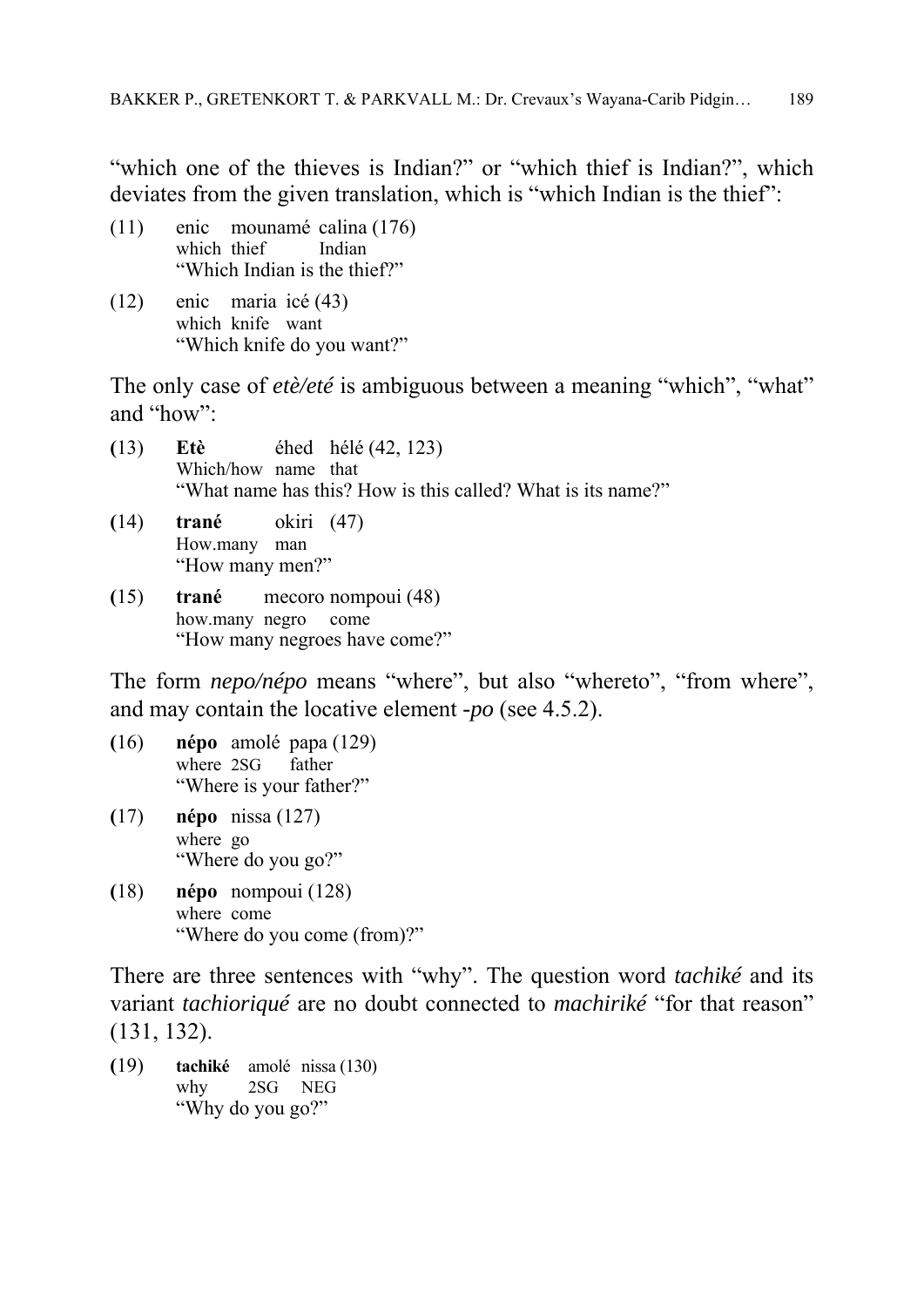"which one of the thieves is Indian?" or "which thief is Indian?", which deviates from the given translation, which is "which Indian is the thief":

(11) enic mounamé calina (176)
which thief Indian
"Which Indian is the thief?"

(12) enic maria icé (43)
which knife want
"Which knife do you want?"

The only case of *etè/eté* is ambiguous between a meaning "which", "what" and "how":

(13) **Etè** éhed hélé (42, 123)
Which/how name that
"What name has this? How is this called? What is its name?"

(14) **trané** okiri (47)
How.many man
"How many men?"

(15) **trané** mecoro nompoui (48)
how.many negro come
"How many negroes have come?"

The form *nepo/népo* means "where", but also "whereto", "from where", and may contain the locative element *-po* (see 4.5.2).

(16) **népo** amolé papa (129)
where 2SG father
"Where is your father?"

(17) **népo** nissa (127)
where go
"Where do you go?"

(18) **népo** nompoui (128)
where come
"Where do you come (from)?"

There are three sentences with "why". The question word *tachiké* and its variant *tachiorіqué* are no doubt connected to *machiriké* "for that reason" (131, 132).

(19) **tachiké** amolé nissa (130)
why 2SG NEG
"Why do you go?"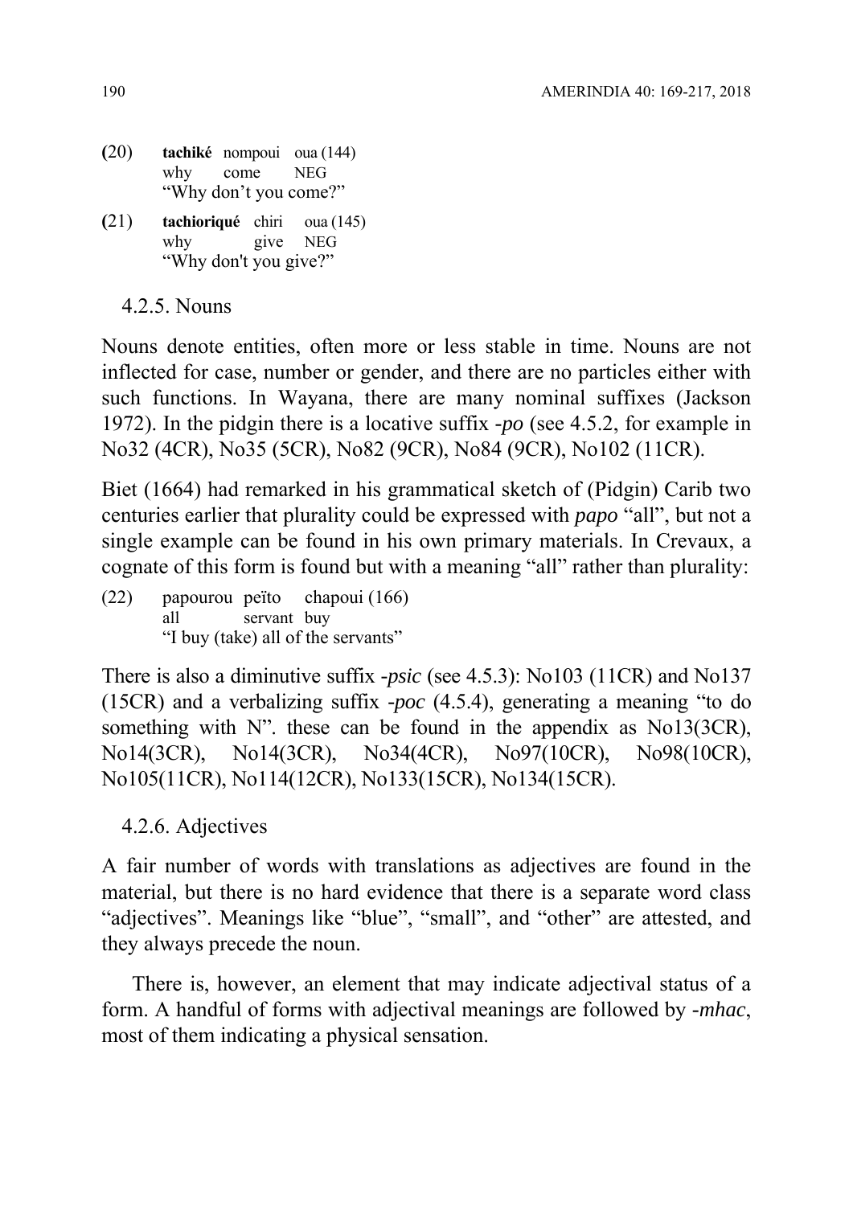(20) **tachiké** nompoui oua (144)
why come NEG
"Why don't you come?"

(21) **tachioriqué** chiri oua (145)
why give NEG
"Why don't you give?"

### 4.2.5. Nouns

Nouns denote entities, often more or less stable in time. Nouns are not inflected for case, number or gender, and there are no particles either with such functions. In Wayana, there are many nominal suffixes (Jackson 1972). In the pidgin there is a locative suffix *-po* (see 4.5.2, for example in No32 (4CR), No35 (5CR), No82 (9CR), No84 (9CR), No102 (11CR).

Biet (1664) had remarked in his grammatical sketch of (Pidgin) Carib two centuries earlier that plurality could be expressed with *papo* "all", but not a single example can be found in his own primary materials. In Crevaux, a cognate of this form is found but with a meaning "all" rather than plurality:

(22) papourou peïto chapoui (166)
all servant buy
"I buy (take) all of the servants"

There is also a diminutive suffix *-psic* (see 4.5.3): No103 (11CR) and No137 (15CR) and a verbalizing suffix *-poc* (4.5.4), generating a meaning "to do something with N". these can be found in the appendix as No13(3CR), No14(3CR), No14(3CR), No34(4CR), No97(10CR), No98(10CR), No105(11CR), No114(12CR), No133(15CR), No134(15CR).

### 4.2.6. Adjectives

A fair number of words with translations as adjectives are found in the material, but there is no hard evidence that there is a separate word class "adjectives". Meanings like "blue", "small", and "other" are attested, and they always precede the noun.

There is, however, an element that may indicate adjectival status of a form. A handful of forms with adjectival meanings are followed by *-mhac*, most of them indicating a physical sensation.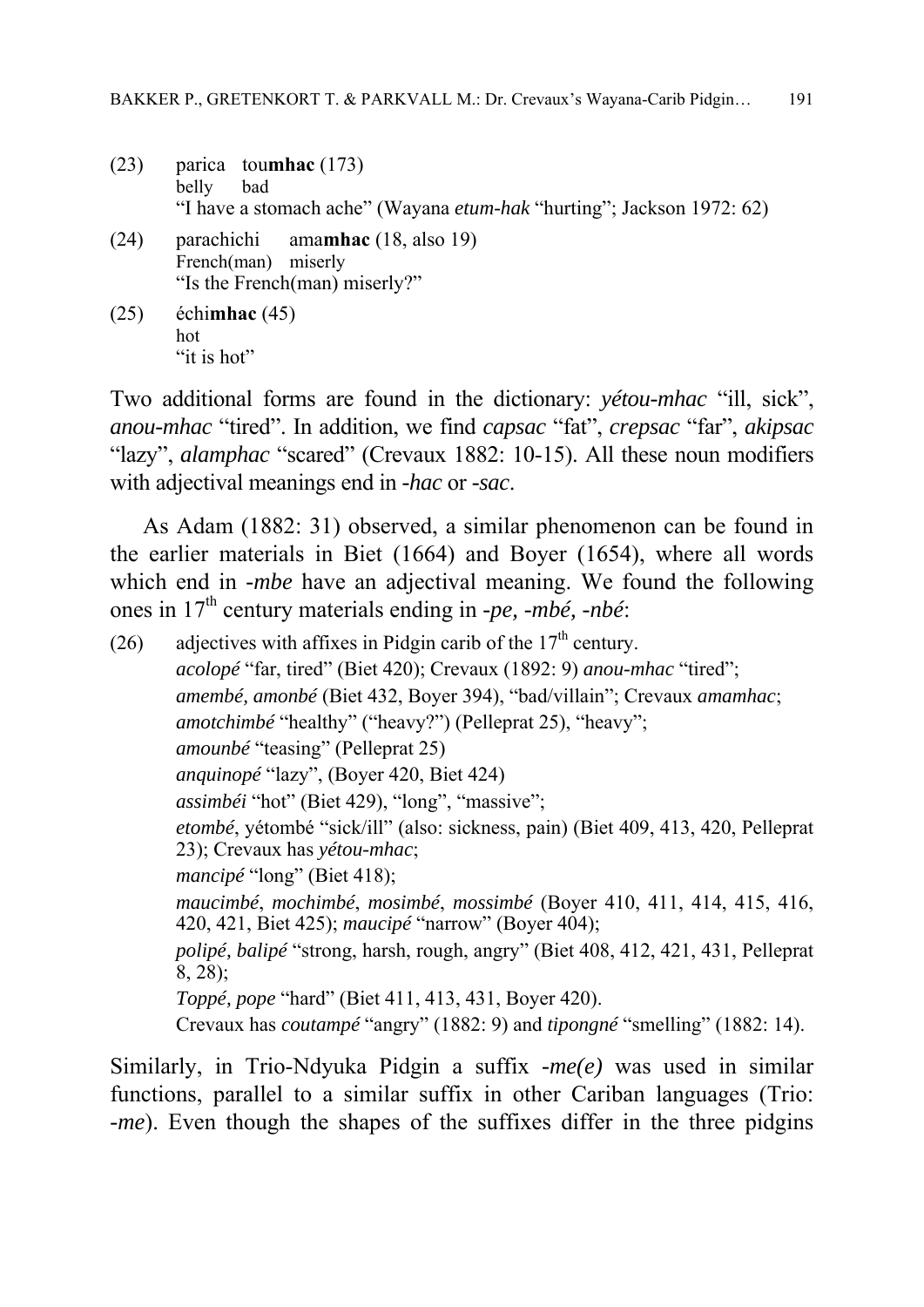(23) parica tou**mhac** (173)
belly bad
"I have a stomach ache" (Wayana *etum-hak* "hurting"; Jackson 1972: 62)

(24) parachichi ama**mhac** (18, also 19)
French(man) miserly
"Is the French(man) miserly?"

(25) échi**mhac** (45)
hot
"it is hot"

Two additional forms are found in the dictionary: *yétou-mhac* "ill, sick", *anou-mhac* "tired". In addition, we find *capsac* "fat", *crepsac* "far", *akipsac* "lazy", *alamphac* "scared" (Crevaux 1882: 10-15). All these noun modifiers with adjectival meanings end in *-hac* or *-sac*.

As Adam (1882: 31) observed, a similar phenomenon can be found in the earlier materials in Biet (1664) and Boyer (1654), where all words which end in *-mbe* have an adjectival meaning. We found the following ones in 17th century materials ending in *-pe, -mbé, -nbé*:

(26) adjectives with affixes in Pidgin carib of the 17th century.
*acolopé* "far, tired" (Biet 420); Crevaux (1892: 9) *anou-mhac* "tired";
*amembé, amonbé* (Biet 432, Boyer 394), "bad/villain"; Crevaux *amamhac*;
*amotchimbé* "healthy" ("heavy?") (Pelleprat 25), "heavy";
*amounbé* "teasing" (Pelleprat 25)
*anquinopé* "lazy", (Boyer 420, Biet 424)
*assimbéi* "hot" (Biet 429), "long", "massive";
*etombé*, yétombé "sick/ill" (also: sickness, pain) (Biet 409, 413, 420, Pelleprat 23); Crevaux has *yétou-mhac*;
*mancipé* "long" (Biet 418);
*maucimbé*, *mochimbé*, *mosimbé*, *mossimbé* (Boyer 410, 411, 414, 415, 416, 420, 421, Biet 425); *maucipé* "narrow" (Boyer 404);
*polipé, balipé* "strong, harsh, rough, angry" (Biet 408, 412, 421, 431, Pelleprat 8, 28);
*Toppé, pope* "hard" (Biet 411, 413, 431, Boyer 420).
Crevaux has *coutampé* "angry" (1882: 9) and *tipongné* "smelling" (1882: 14).

Similarly, in Trio-Ndyuka Pidgin a suffix *-me(e)* was used in similar functions, parallel to a similar suffix in other Cariban languages (Trio: *-me*). Even though the shapes of the suffixes differ in the three pidgins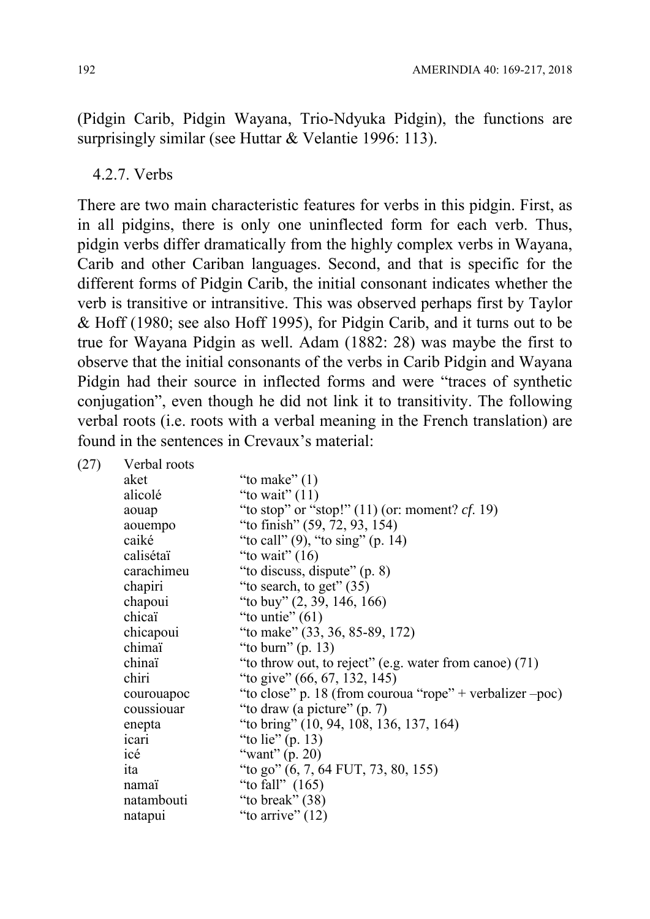(Pidgin Carib, Pidgin Wayana, Trio-Ndyuka Pidgin), the functions are surprisingly similar (see Huttar & Velantie 1996: 113).

### 4.2.7. Verbs

There are two main characteristic features for verbs in this pidgin. First, as in all pidgins, there is only one uninflected form for each verb. Thus, pidgin verbs differ dramatically from the highly complex verbs in Wayana, Carib and other Cariban languages. Second, and that is specific for the different forms of Pidgin Carib, the initial consonant indicates whether the verb is transitive or intransitive. This was observed perhaps first by Taylor & Hoff (1980; see also Hoff 1995), for Pidgin Carib, and it turns out to be true for Wayana Pidgin as well. Adam (1882: 28) was maybe the first to observe that the initial consonants of the verbs in Carib Pidgin and Wayana Pidgin had their source in inflected forms and were "traces of synthetic conjugation", even though he did not link it to transitivity. The following verbal roots (i.e. roots with a verbal meaning in the French translation) are found in the sentences in Crevaux's material:

(27) Verbal roots

| | |
|---|---|
| aket | "to make" (1) |
| alicolé | "to wait" (11) |
| aouap | "to stop" or "stop!" (11) (or: moment? *cf.* 19) |
| aouempo | "to finish" (59, 72, 93, 154) |
| caiké | "to call" (9), "to sing" (p. 14) |
| calisétaï | "to wait" (16) |
| carachimeu | "to discuss, dispute" (p. 8) |
| chapiri | "to search, to get" (35) |
| chapoui | "to buy" (2, 39, 146, 166) |
| chicaï | "to untie" (61) |
| chicapoui | "to make" (33, 36, 85-89, 172) |
| chimaï | "to burn" (p. 13) |
| chinaï | "to throw out, to reject" (e.g. water from canoe) (71) |
| chiri | "to give" (66, 67, 132, 145) |
| courouapoc | "to close" p. 18 (from couroua "rope" + verbalizer –poc) |
| coussiouar | "to draw (a picture" (p. 7) |
| enepta | "to bring" (10, 94, 108, 136, 137, 164) |
| icari | "to lie" (p. 13) |
| icé | "want" (p. 20) |
| ita | "to go" (6, 7, 64 FUT, 73, 80, 155) |
| namaï | "to fall" (165) |
| natambouti | "to break" (38) |
| natapui | "to arrive" (12) |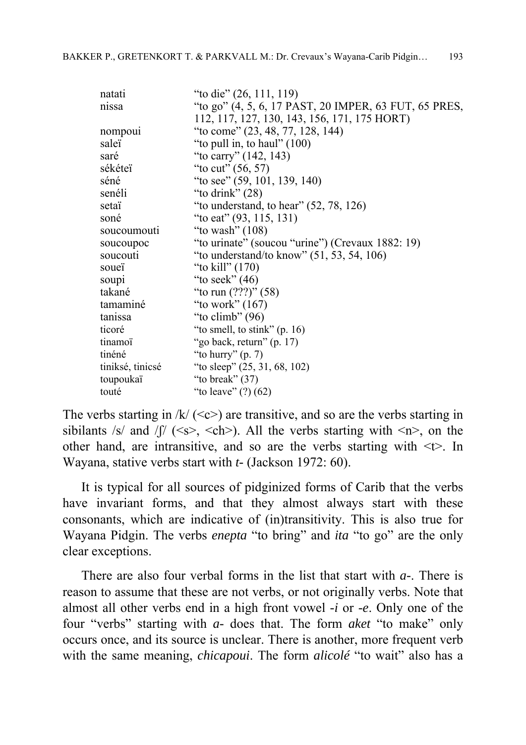| | |
|---|---|
| natati | "to die" (26, 111, 119) |
| nissa | "to go" (4, 5, 6, 17 PAST, 20 IMPER, 63 FUT, 65 PRES, 112, 117, 127, 130, 143, 156, 171, 175 HORT) |
| nompoui | "to come" (23, 48, 77, 128, 144) |
| saleï | "to pull in, to haul" (100) |
| saré | "to carry" (142, 143) |
| sékéteï | "to cut" (56, 57) |
| séné | "to see" (59, 101, 139, 140) |
| senéli | "to drink" (28) |
| setaï | "to understand, to hear" (52, 78, 126) |
| soné | "to eat" (93, 115, 131) |
| soucoumouti | "to wash" (108) |
| soucoupoc | "to urinate" (soucou "urine") (Crevaux 1882: 19) |
| soucouti | "to understand/to know" (51, 53, 54, 106) |
| soueï | "to kill" (170) |
| soupi | "to seek" (46) |
| takané | "to run (???)" (58) |
| tamaminé | "to work" (167) |
| tanissa | "to climb" (96) |
| ticoré | "to smell, to stink" (p. 16) |
| tinamoï | "go back, return" (p. 17) |
| tinéné | "to hurry" (p. 7) |
| tiniksé, tinicsé | "to sleep" (25, 31, 68, 102) |
| toupoukaï | "to break" (37) |
| touté | "to leave" (?) (62) |

The verbs starting in /k/ (<c>) are transitive, and so are the verbs starting in sibilants /s/ and /ʃ/ (<s>, <ch>). All the verbs starting with <n>, on the other hand, are intransitive, and so are the verbs starting with <t>. In Wayana, stative verbs start with *t-* (Jackson 1972: 60).

It is typical for all sources of pidginized forms of Carib that the verbs have invariant forms, and that they almost always start with these consonants, which are indicative of (in)transitivity. This is also true for Wayana Pidgin. The verbs *enepta* "to bring" and *ita* "to go" are the only clear exceptions.

There are also four verbal forms in the list that start with *a-*. There is reason to assume that these are not verbs, or not originally verbs. Note that almost all other verbs end in a high front vowel *-i* or *-e*. Only one of the four "verbs" starting with *a-* does that. The form *aket* "to make" only occurs once, and its source is unclear. There is another, more frequent verb with the same meaning, *chicapoui*. The form *alicolé* "to wait" also has a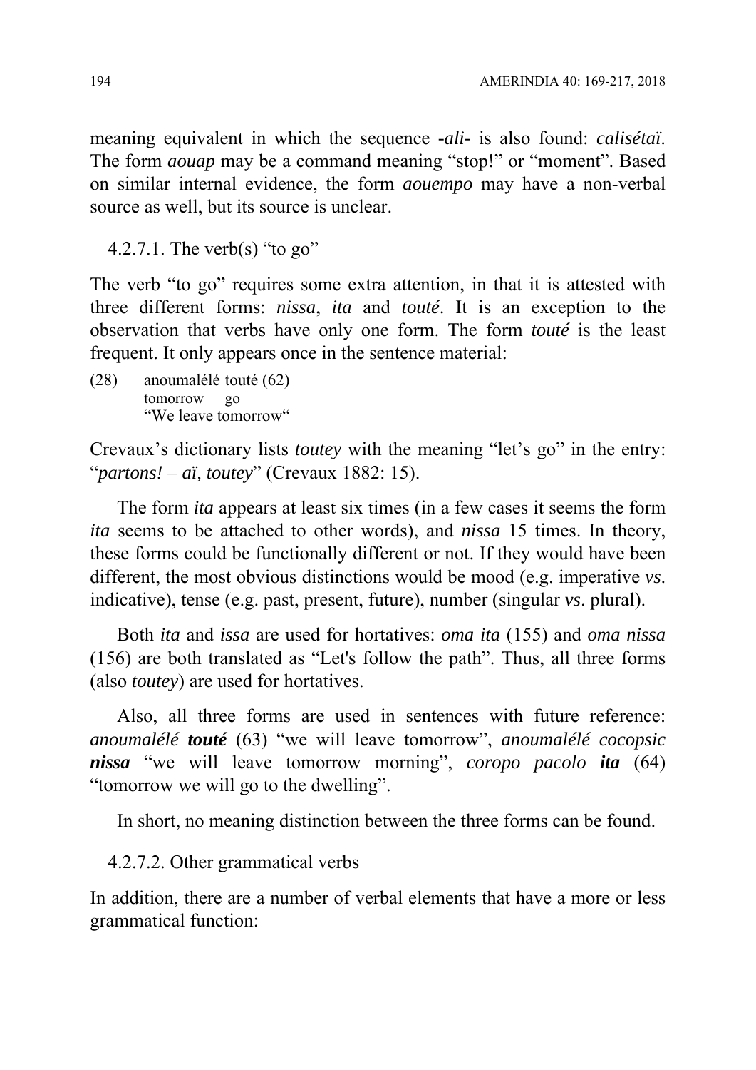meaning equivalent in which the sequence *-ali-* is also found: *calisétaï*. The form *aouap* may be a command meaning “stop!” or “moment”. Based on similar internal evidence, the form *aouempo* may have a non-verbal source as well, but its source is unclear.

#### 4.2.7.1. The verb(s) “to go”

The verb “to go” requires some extra attention, in that it is attested with three different forms: *nissa*, *ita* and *touté*. It is an exception to the observation that verbs have only one form. The form *touté* is the least frequent. It only appears once in the sentence material:

(28) anoumalélé touté (62)
 tomorrow go
 “We leave tomorrow“

Crevaux’s dictionary lists *toutey* with the meaning “let’s go” in the entry: “*partons! – aï, toutey*” (Crevaux 1882: 15).

The form *ita* appears at least six times (in a few cases it seems the form *ita* seems to be attached to other words), and *nissa* 15 times. In theory, these forms could be functionally different or not. If they would have been different, the most obvious distinctions would be mood (e.g. imperative *vs*. indicative), tense (e.g. past, present, future), number (singular *vs*. plural).

Both *ita* and *issa* are used for hortatives: *oma ita* (155) and *oma nissa* (156) are both translated as “Let's follow the path”. Thus, all three forms (also *toutey*) are used for hortatives.

Also, all three forms are used in sentences with future reference: *anoumalélé* ***touté*** (63) “we will leave tomorrow”, *anoumalélé cocopsic* ***nissa*** “we will leave tomorrow morning”, *coropo pacolo* ***ita*** (64) “tomorrow we will go to the dwelling”.

In short, no meaning distinction between the three forms can be found.

#### 4.2.7.2. Other grammatical verbs

In addition, there are a number of verbal elements that have a more or less grammatical function: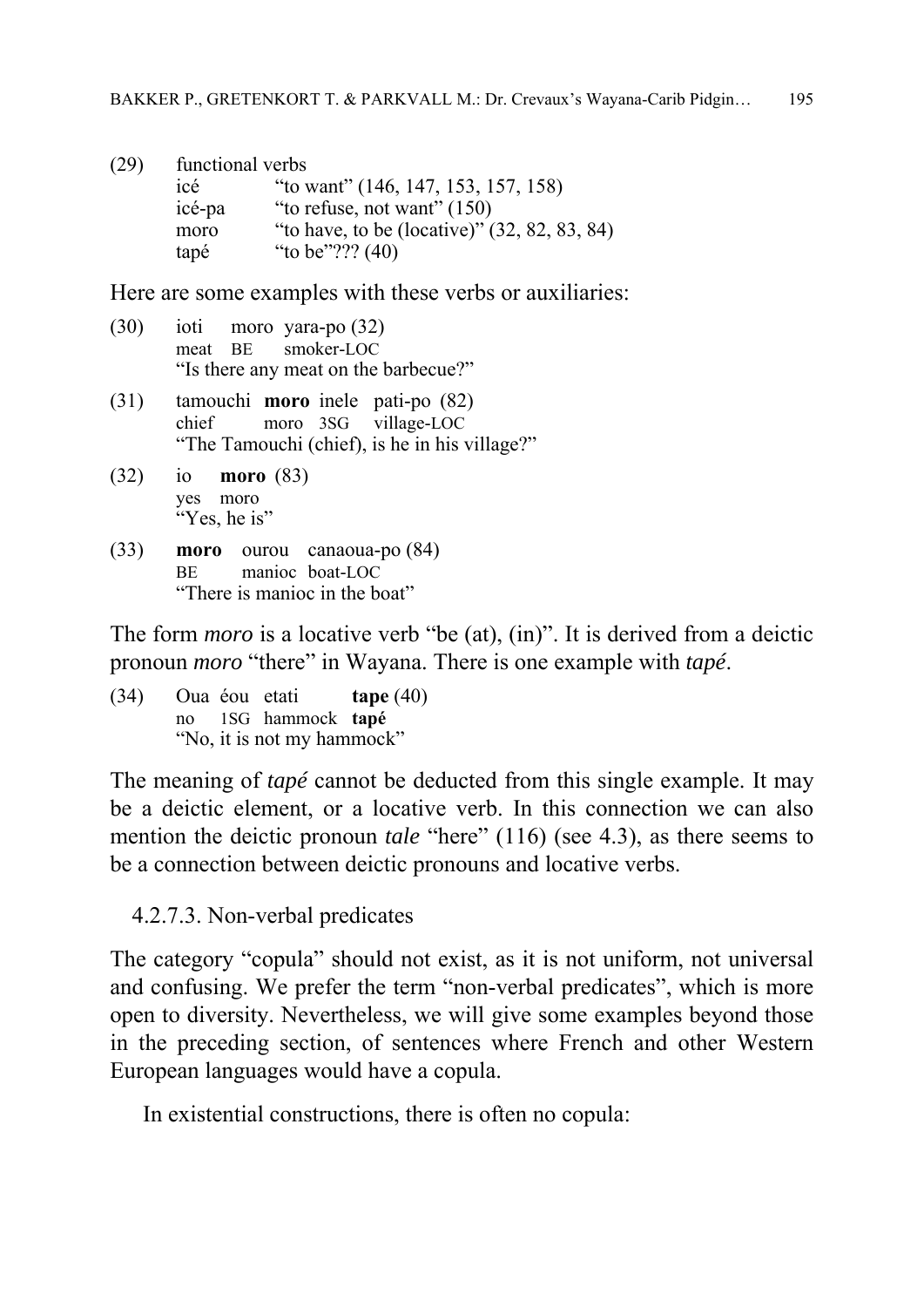(29) functional verbs

| | |
|---|---|
| icé | "to want" (146, 147, 153, 157, 158) |
| icé-pa | "to refuse, not want" (150) |
| moro | "to have, to be (locative)" (32, 82, 83, 84) |
| tapé | "to be"??? (40) |

Here are some examples with these verbs or auxiliaries:

(30) ioti moro yara-po (32)
meat BE smoker-LOC
"Is there any meat on the barbecue?"

(31) tamouchi **moro** inele pati-po (82)
chief moro 3SG village-LOC
"The Tamouchi (chief), is he in his village?"

(32) io **moro** (83)
yes moro
"Yes, he is"

(33) **moro** ourou canaoua-po (84)
BE manioc boat-LOC
"There is manioc in the boat"

The form *moro* is a locative verb "be (at), (in)". It is derived from a deictic pronoun *moro* "there" in Wayana. There is one example with *tapé*.

(34) Oua éou etati **tape** (40)
no 1SG hammock **tapé**
"No, it is not my hammock"

The meaning of *tapé* cannot be deducted from this single example. It may be a deictic element, or a locative verb. In this connection we can also mention the deictic pronoun *tale* "here" (116) (see 4.3), as there seems to be a connection between deictic pronouns and locative verbs.

#### 4.2.7.3. Non-verbal predicates

The category "copula" should not exist, as it is not uniform, not universal and confusing. We prefer the term "non-verbal predicates", which is more open to diversity. Nevertheless, we will give some examples beyond those in the preceding section, of sentences where French and other Western European languages would have a copula.

In existential constructions, there is often no copula: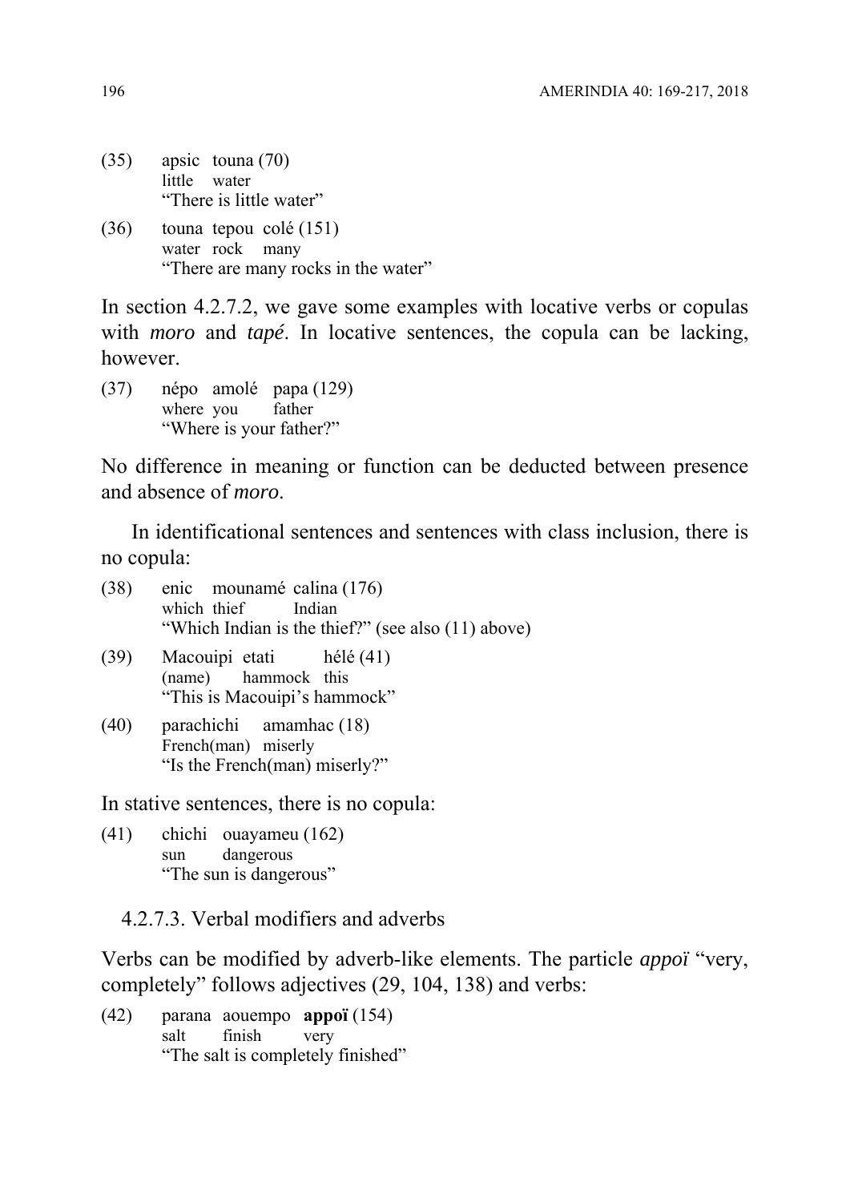(35) apsic touna (70)
little water
"There is little water"

(36) touna tepou colé (151)
water rock many
"There are many rocks in the water"

In section 4.2.7.2, we gave some examples with locative verbs or copulas with *moro* and *tapé*. In locative sentences, the copula can be lacking, however.

(37) népo amolé papa (129)
where you father
"Where is your father?"

No difference in meaning or function can be deducted between presence and absence of *moro*.

In identificational sentences and sentences with class inclusion, there is no copula:

(38) enic mounamé calina (176)
which thief Indian
"Which Indian is the thief?" (see also (11) above)

(39) Macouipi etati hélé (41)
(name) hammock this
"This is Macouipi's hammock"

(40) parachichi amamhac (18)
French(man) miserly
"Is the French(man) miserly?"

In stative sentences, there is no copula:

(41) chichi ouayameu (162)
sun dangerous
"The sun is dangerous"

### 4.2.7.3. Verbal modifiers and adverbs

Verbs can be modified by adverb-like elements. The particle *appoï* "very, completely" follows adjectives (29, 104, 138) and verbs:

(42) parana aouempo **appoï** (154)
salt finish very
"The salt is completely finished"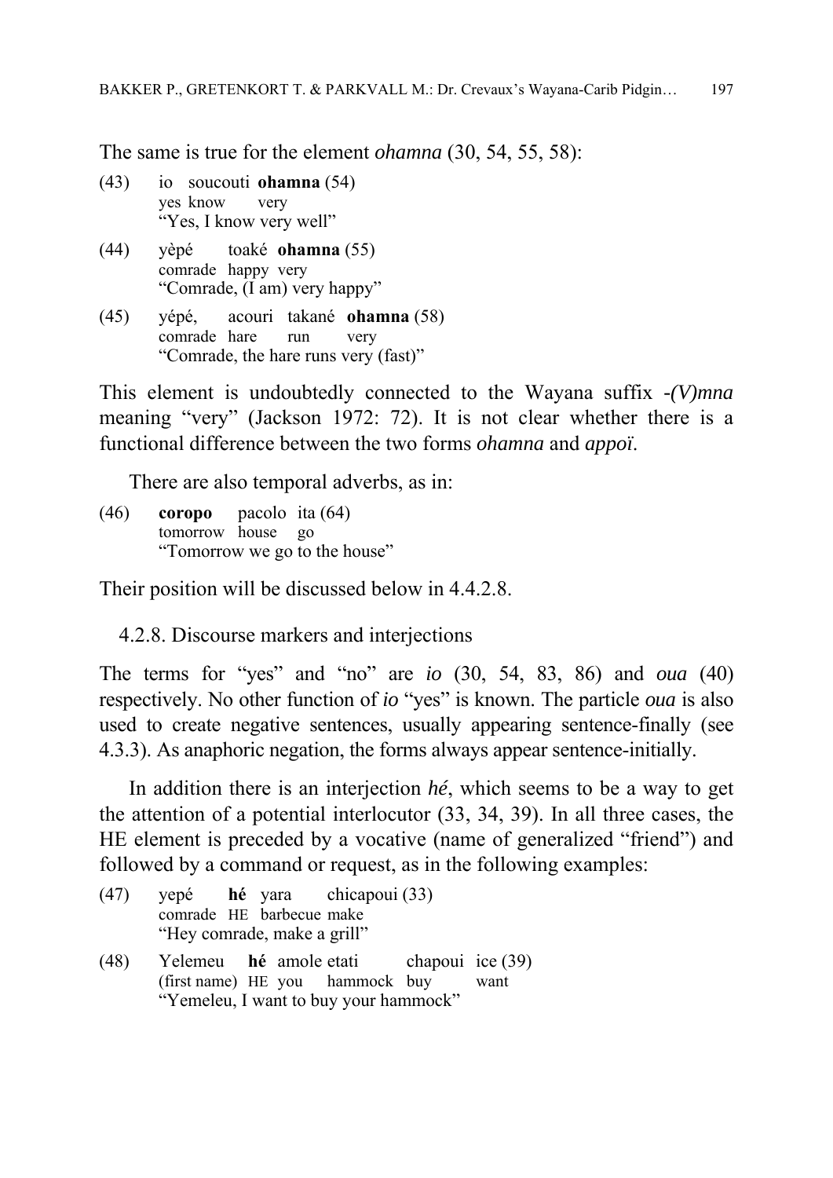The same is true for the element *ohamna* (30, 54, 55, 58):

(43) io soucouti **ohamna** (54)
yes know very
"Yes, I know very well"

(44) yèpé toaké **ohamna** (55)
comrade happy very
"Comrade, (I am) very happy"

(45) yépé, acouri takané **ohamna** (58)
comrade hare run very
"Comrade, the hare runs very (fast)"

This element is undoubtedly connected to the Wayana suffix *-(V)mna* meaning "very" (Jackson 1972: 72). It is not clear whether there is a functional difference between the two forms *ohamna* and *appoï*.

There are also temporal adverbs, as in:

(46) **coropo** pacolo ita (64)
tomorrow house go
"Tomorrow we go to the house"

Their position will be discussed below in 4.4.2.8.

### 4.2.8. Discourse markers and interjections

The terms for "yes" and "no" are *io* (30, 54, 83, 86) and *oua* (40) respectively. No other function of *io* "yes" is known. The particle *oua* is also used to create negative sentences, usually appearing sentence-finally (see 4.3.3). As anaphoric negation, the forms always appear sentence-initially.

In addition there is an interjection *hé*, which seems to be a way to get the attention of a potential interlocutor (33, 34, 39). In all three cases, the HE element is preceded by a vocative (name of generalized "friend") and followed by a command or request, as in the following examples:

(47) yepé **hé** yara chicapoui (33)
comrade HE barbecue make
"Hey comrade, make a grill"

(48) Yelemeu **hé** amole etati chapoui ice (39)
(first name) HE you hammock buy want
"Yemeleu, I want to buy your hammock"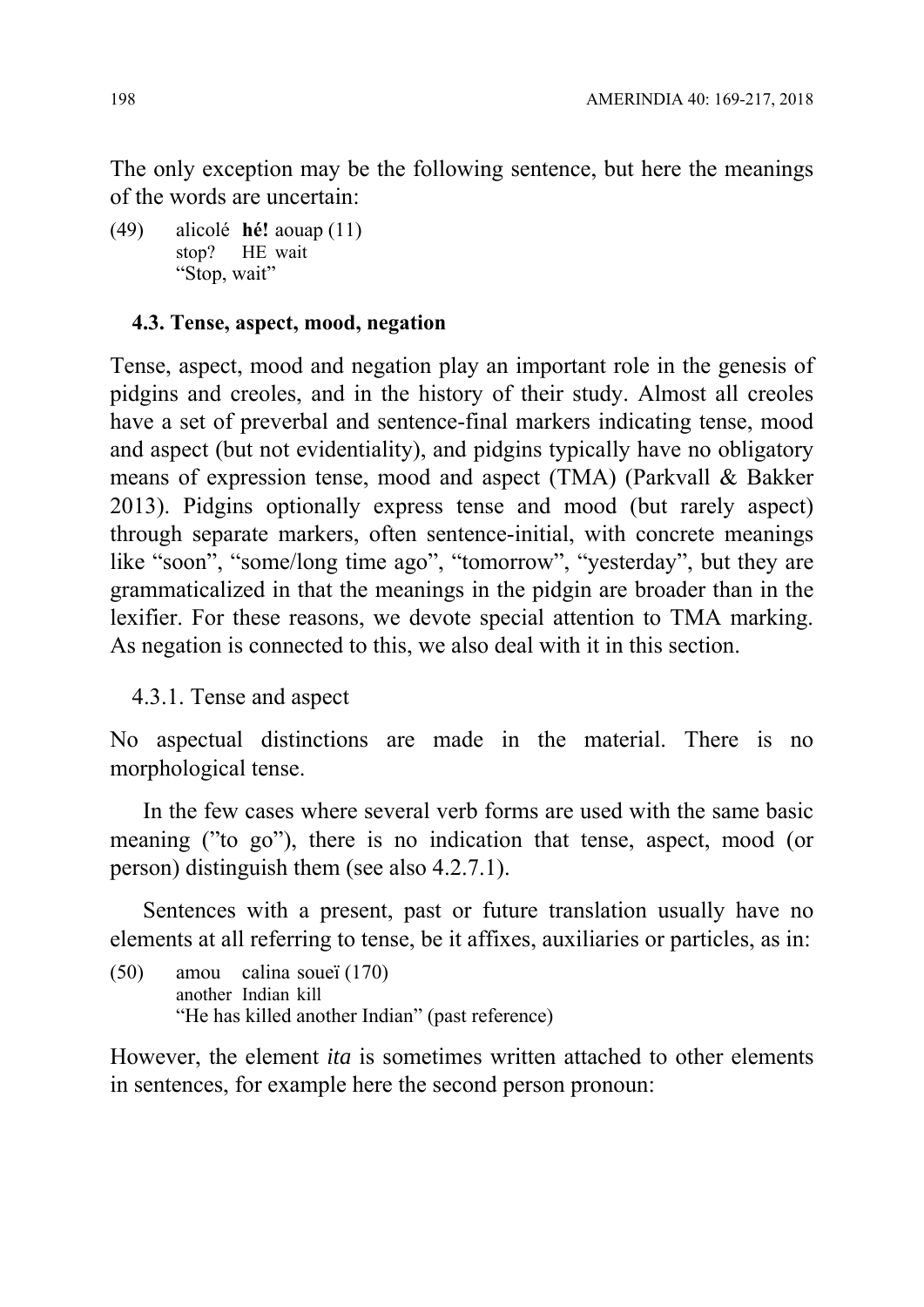The only exception may be the following sentence, but here the meanings of the words are uncertain:

(49) alicolé **hé!** aouap (11)
stop? HE wait
"Stop, wait"

### 4.3. Tense, aspect, mood, negation

Tense, aspect, mood and negation play an important role in the genesis of pidgins and creoles, and in the history of their study. Almost all creoles have a set of preverbal and sentence-final markers indicating tense, mood and aspect (but not evidentiality), and pidgins typically have no obligatory means of expression tense, mood and aspect (TMA) (Parkvall & Bakker 2013). Pidgins optionally express tense and mood (but rarely aspect) through separate markers, often sentence-initial, with concrete meanings like "soon", "some/long time ago", "tomorrow", "yesterday", but they are grammaticalized in that the meanings in the pidgin are broader than in the lexifier. For these reasons, we devote special attention to TMA marking. As negation is connected to this, we also deal with it in this section.

#### 4.3.1. Tense and aspect

No aspectual distinctions are made in the material. There is no morphological tense.

In the few cases where several verb forms are used with the same basic meaning ("to go"), there is no indication that tense, aspect, mood (or person) distinguish them (see also 4.2.7.1).

Sentences with a present, past or future translation usually have no elements at all referring to tense, be it affixes, auxiliaries or particles, as in:

(50) amou calina soueï (170)
another Indian kill
"He has killed another Indian" (past reference)

However, the element *ita* is sometimes written attached to other elements in sentences, for example here the second person pronoun: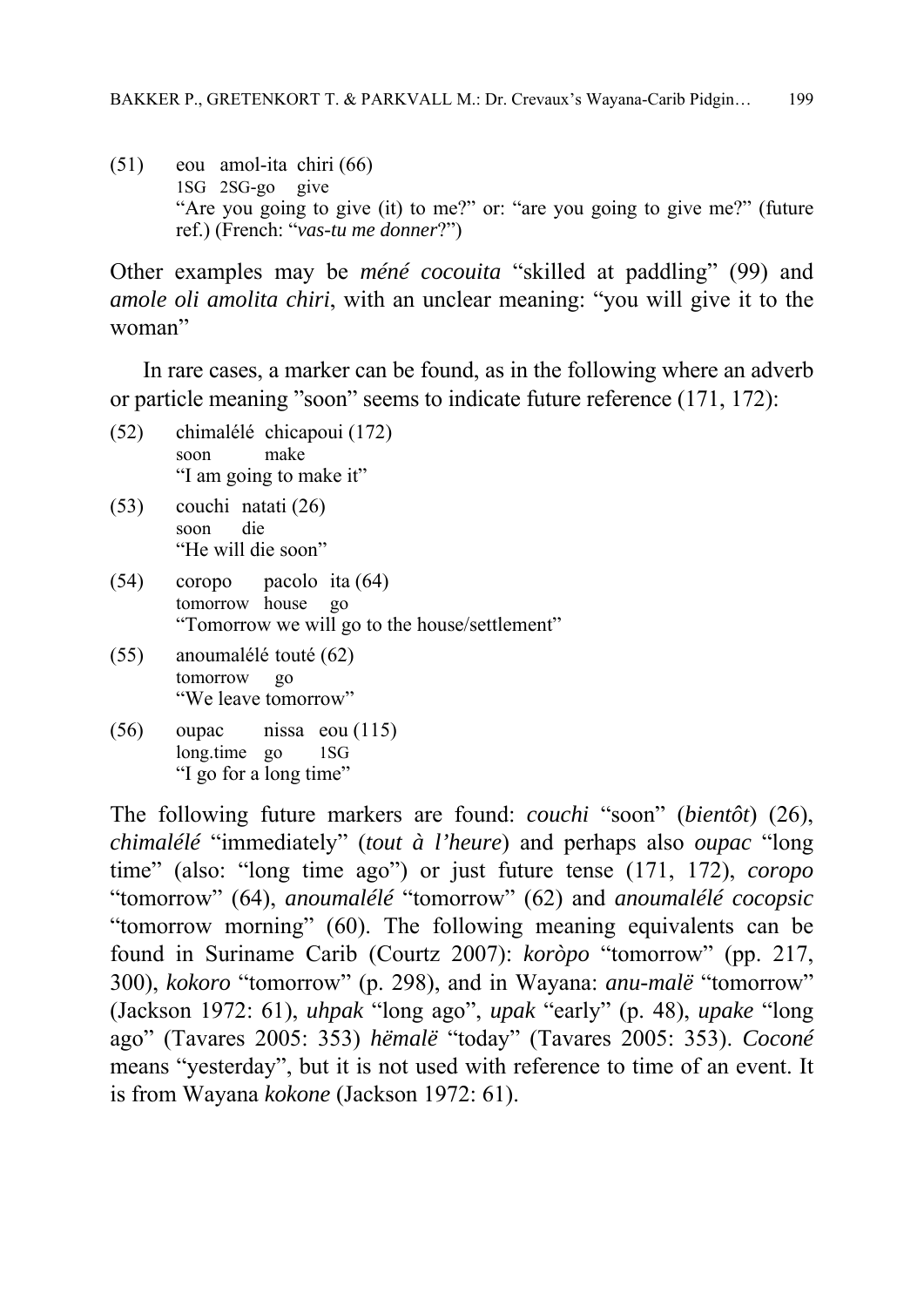(51) eou amol-ita chiri (66)
     1SG 2SG-go give
     "Are you going to give (it) to me?" or: "are you going to give me?" (future ref.) (French: "*vas-tu me donner*?")

Other examples may be *méné cocouita* "skilled at paddling" (99) and *amole oli amolita chiri*, with an unclear meaning: "you will give it to the woman"

In rare cases, a marker can be found, as in the following where an adverb or particle meaning "soon" seems to indicate future reference (171, 172):

(52) chimalélé chicapoui (172)
     soon make
     "I am going to make it"

(53) couchi natati (26)
     soon die
     "He will die soon"

(54) coropo pacolo ita (64)
     tomorrow house go
     "Tomorrow we will go to the house/settlement"

(55) anoumalélé touté (62)
     tomorrow go
     "We leave tomorrow"

(56) oupac nissa eou (115)
     long.time go 1SG
     "I go for a long time"

The following future markers are found: *couchi* "soon" (*bientôt*) (26), *chimalélé* "immediately" (*tout à l'heure*) and perhaps also *oupac* "long time" (also: "long time ago") or just future tense (171, 172), *coropo* "tomorrow" (64), *anoumalélé* "tomorrow" (62) and *anoumalélé cocopsic* "tomorrow morning" (60). The following meaning equivalents can be found in Suriname Carib (Courtz 2007): *koròpo* "tomorrow" (pp. 217, 300), *kokoro* "tomorrow" (p. 298), and in Wayana: *anu-malë* "tomorrow" (Jackson 1972: 61), *uhpak* "long ago", *upak* "early" (p. 48), *upake* "long ago" (Tavares 2005: 353) *hëmalë* "today" (Tavares 2005: 353). *Coconé* means "yesterday", but it is not used with reference to time of an event. It is from Wayana *kokone* (Jackson 1972: 61).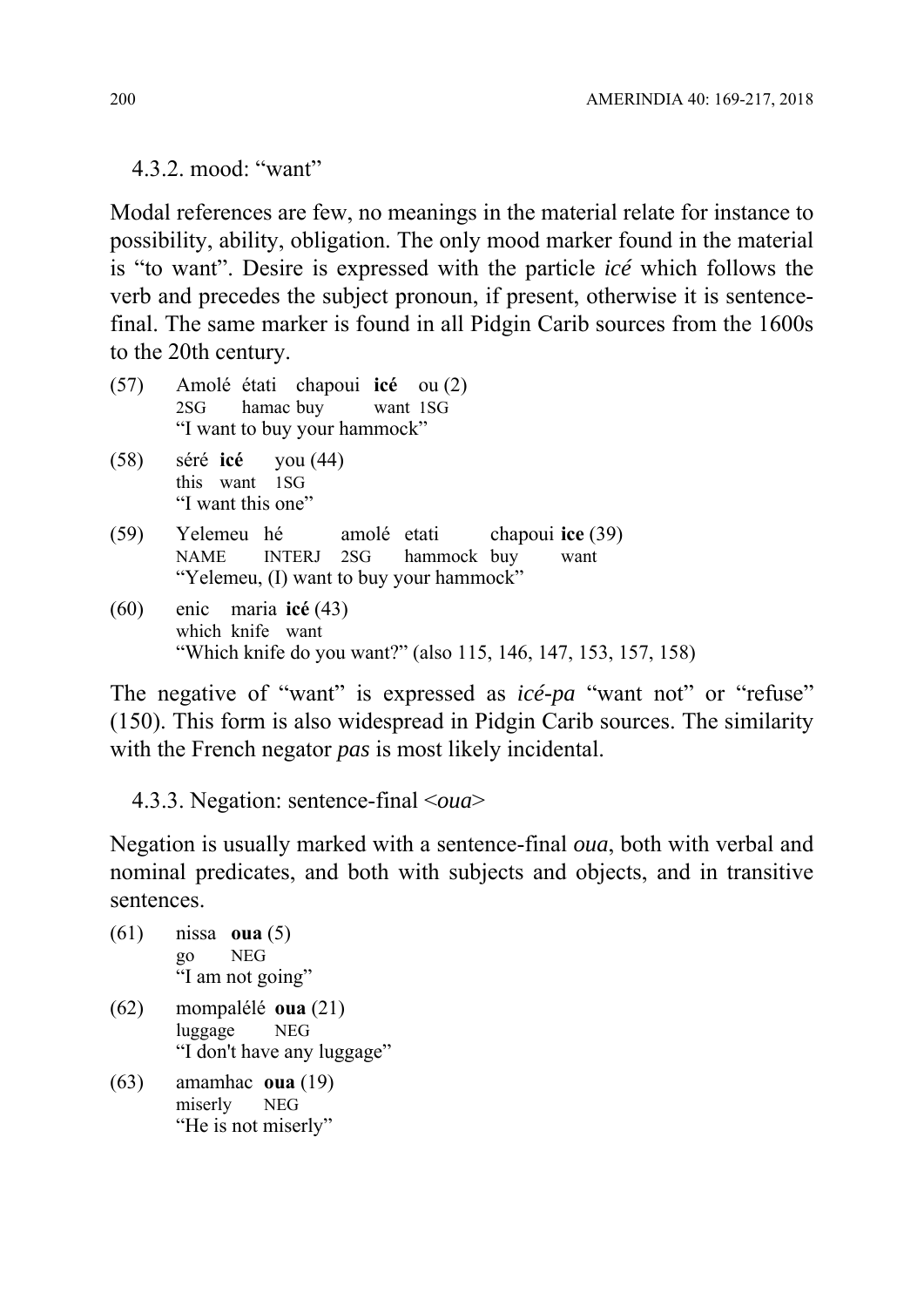### 4.3.2. mood: "want"

Modal references are few, no meanings in the material relate for instance to possibility, ability, obligation. The only mood marker found in the material is "to want". Desire is expressed with the particle *icé* which follows the verb and precedes the subject pronoun, if present, otherwise it is sentence-final. The same marker is found in all Pidgin Carib sources from the 1600s to the 20th century.

(57) Amolé étati chapoui **icé** ou (2)
 2SG hamac buy want 1SG
 "I want to buy your hammock"

(58) séré **icé** you (44)
 this want 1SG
 "I want this one"

(59) Yelemeu hé amolé etati chapoui **ice** (39)
 NAME INTERJ 2SG hammock buy want
 "Yelemeu, (I) want to buy your hammock"

(60) enic maria **icé** (43)
 which knife want
 "Which knife do you want?" (also 115, 146, 147, 153, 157, 158)

The negative of "want" is expressed as *icé-pa* "want not" or "refuse" (150). This form is also widespread in Pidgin Carib sources. The similarity with the French negator *pas* is most likely incidental.

### 4.3.3. Negation: sentence-final <*oua*>

Negation is usually marked with a sentence-final *oua*, both with verbal and nominal predicates, and both with subjects and objects, and in transitive sentences.

(61) nissa **oua** (5)
 go NEG
 "I am not going"

(62) mompalélé **oua** (21)
 luggage NEG
 "I don't have any luggage"

(63) amamhac **oua** (19)
 miserly NEG
 "He is not miserly"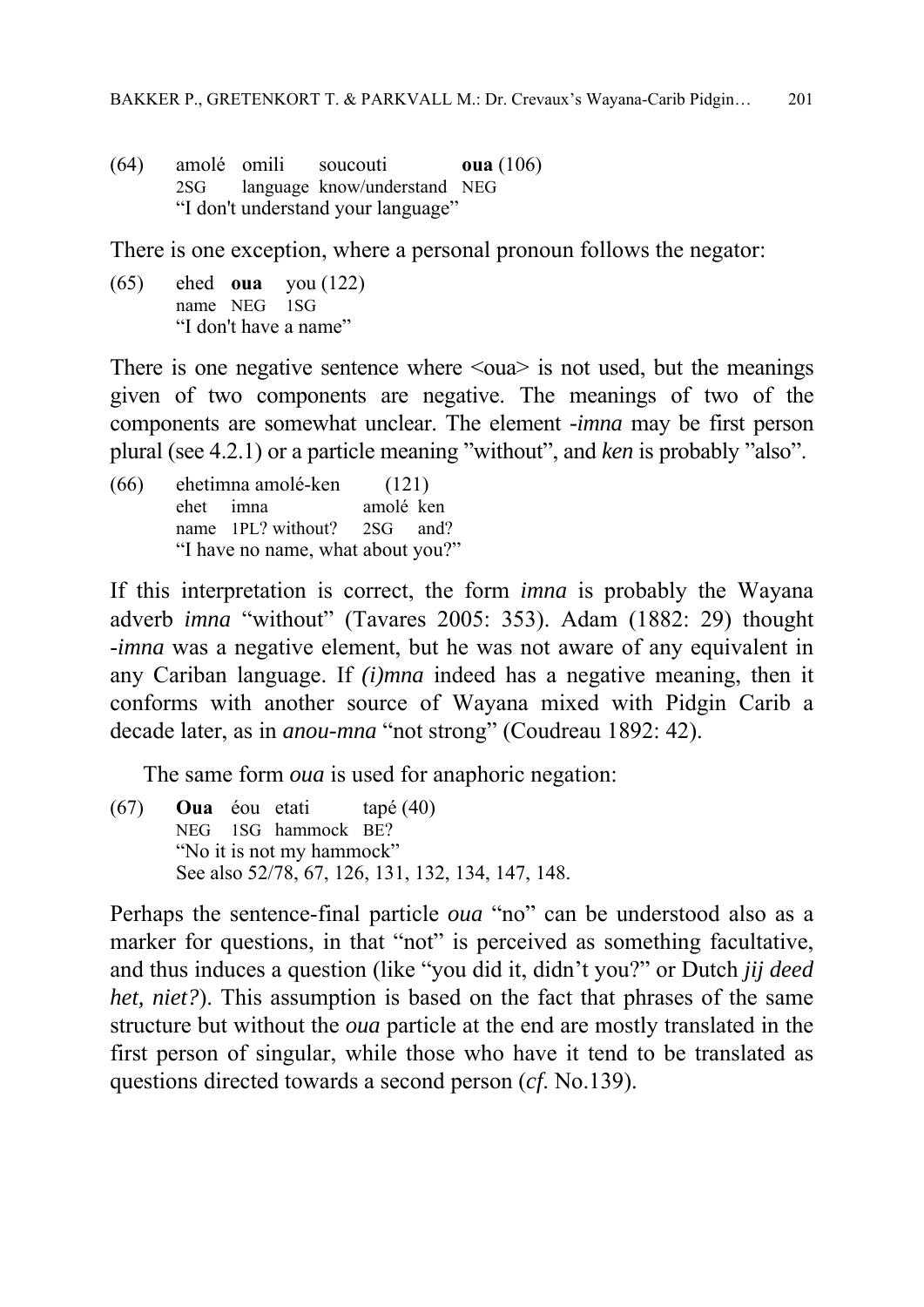(64) amolé omili soucouti **oua** (106)
     2SG language know/understand NEG
     "I don't understand your language"

There is one exception, where a personal pronoun follows the negator:

(65) ehed **oua** you (122)
     name NEG 1SG
     "I don't have a name"

There is one negative sentence where <oua> is not used, but the meanings given of two components are negative. The meanings of two of the components are somewhat unclear. The element *-imna* may be first person plural (see 4.2.1) or a particle meaning "without", and *ken* is probably "also".

(66) ehetimna amolé-ken (121)
     ehet imna amolé ken
     name 1PL? without? 2SG and?
     "I have no name, what about you?"

If this interpretation is correct, the form *imna* is probably the Wayana adverb *imna* "without" (Tavares 2005: 353). Adam (1882: 29) thought *-imna* was a negative element, but he was not aware of any equivalent in any Cariban language. If *(i)mna* indeed has a negative meaning, then it conforms with another source of Wayana mixed with Pidgin Carib a decade later, as in *anou-mna* "not strong" (Coudreau 1892: 42).

The same form *oua* is used for anaphoric negation:

(67) **Oua** éou etati tapé (40)
     NEG 1SG hammock BE?
     "No it is not my hammock"
     See also 52/78, 67, 126, 131, 132, 134, 147, 148.

Perhaps the sentence-final particle *oua* "no" can be understood also as a marker for questions, in that "not" is perceived as something facultative, and thus induces a question (like "you did it, didn't you?" or Dutch *jij deed het, niet?*). This assumption is based on the fact that phrases of the same structure but without the *oua* particle at the end are mostly translated in the first person of singular, while those who have it tend to be translated as questions directed towards a second person (*cf*. No.139).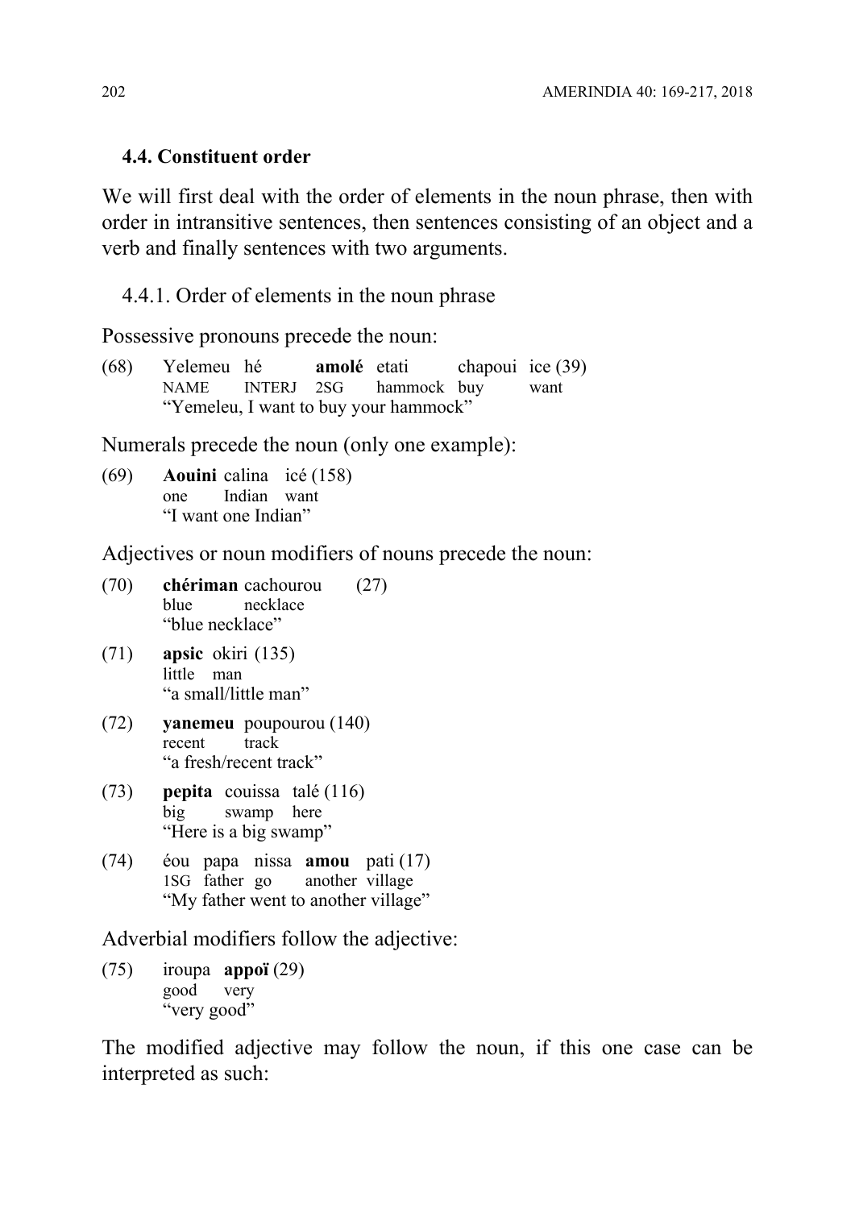### 4.4. Constituent order

We will first deal with the order of elements in the noun phrase, then with order in intransitive sentences, then sentences consisting of an object and a verb and finally sentences with two arguments.

#### 4.4.1. Order of elements in the noun phrase

Possessive pronouns precede the noun:

(68) Yelemeu hé **amolé** etati chapoui ice (39)
NAME INTERJ 2SG hammock buy want
"Yemeleu, I want to buy your hammock"

Numerals precede the noun (only one example):

(69) **Aouini** calina icé (158)
one Indian want
"I want one Indian"

Adjectives or noun modifiers of nouns precede the noun:

(70) **chériman** cachourou (27)
blue necklace
"blue necklace"

(71) **apsic** okiri (135)
little man
"a small/little man"

(72) **yanemeu** poupourou (140)
recent track
"a fresh/recent track"

(73) **pepita** couissa talé (116)
big swamp here
"Here is a big swamp"

(74) éou papa nissa **amou** pati (17)
1SG father go another village
"My father went to another village"

Adverbial modifiers follow the adjective:

(75) iroupa **appoï** (29)
good very
"very good"

The modified adjective may follow the noun, if this one case can be interpreted as such: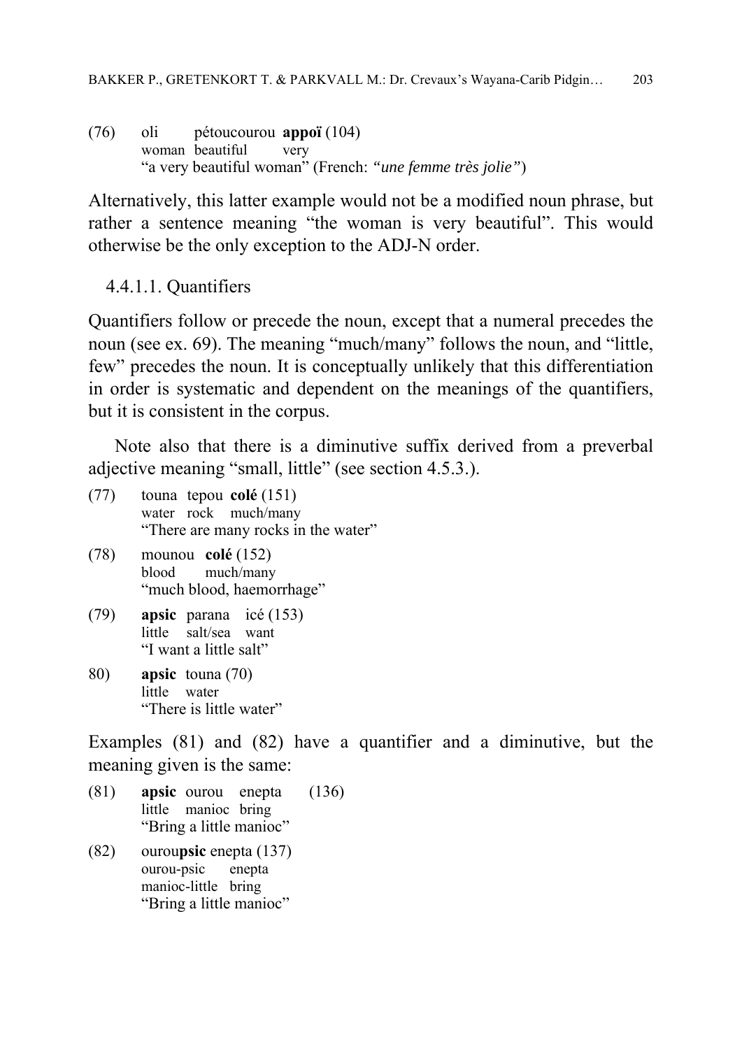(76) oli pétoucourou **appoï** (104)
 woman beautiful very
 "a very beautiful woman" (French: *"une femme très jolie"*)

Alternatively, this latter example would not be a modified noun phrase, but rather a sentence meaning "the woman is very beautiful". This would otherwise be the only exception to the ADJ-N order.

#### 4.4.1.1. Quantifiers

Quantifiers follow or precede the noun, except that a numeral precedes the noun (see ex. 69). The meaning "much/many" follows the noun, and "little, few" precedes the noun. It is conceptually unlikely that this differentiation in order is systematic and dependent on the meanings of the quantifiers, but it is consistent in the corpus.

Note also that there is a diminutive suffix derived from a preverbal adjective meaning "small, little" (see section 4.5.3.).

(77) touna tepou **colé** (151)
 water rock much/many
 "There are many rocks in the water"

(78) mounou **colé** (152)
 blood much/many
 "much blood, haemorrhage"

(79) **apsic** parana icé (153)
 little salt/sea want
 "I want a little salt"

80) **apsic** touna (70)
 little water
 "There is little water"

Examples (81) and (82) have a quantifier and a diminutive, but the meaning given is the same:

(81) **apsic** ourou enepta (136)
 little manioc bring
 "Bring a little manioc"

(82) ourou**psic** enepta (137)
 ourou-psic enepta
 manioc-little bring
 "Bring a little manioc"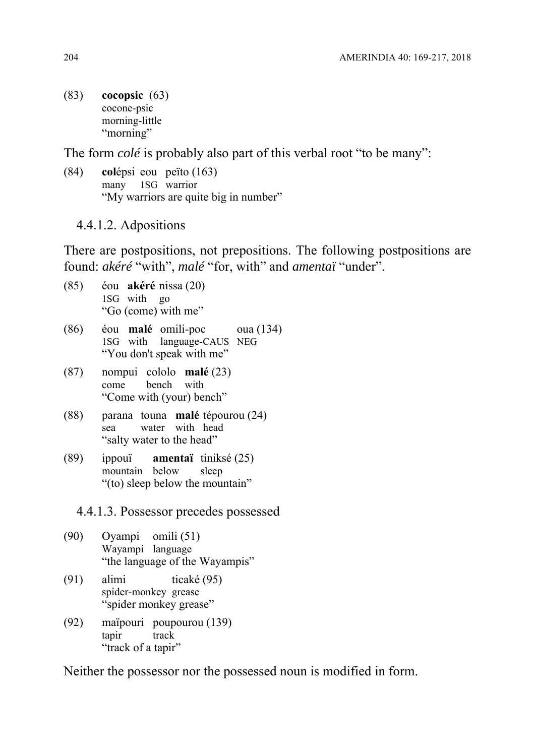(83) **cocopsic** (63)
cocone-psic
morning-little
"morning"

The form *colé* is probably also part of this verbal root "to be many":

(84) **col**épsi eou peïto (163)
many 1SG warrior
"My warriors are quite big in number"

### 4.4.1.2. Adpositions

There are postpositions, not prepositions. The following postpositions are found: *akéré* "with", *malé* "for, with" and *amentaï* "under".

(85) éou **akéré** nissa (20)
1SG with go
"Go (come) with me"

(86) éou **malé** omili-poc oua (134)
1SG with language-CAUS NEG
"You don't speak with me"

(87) nompui cololo **malé** (23)
come bench with
"Come with (your) bench"

(88) parana touna **malé** tépourou (24)
sea water with head
"salty water to the head"

(89) ippouï **amentaï** tiniksé (25)
mountain below sleep
"(to) sleep below the mountain"

### 4.4.1.3. Possessor precedes possessed

(90) Oyampi omili (51)
Wayampi language
"the language of the Wayampis"

(91) alimi ticaké (95)
spider-monkey grease
"spider monkey grease"

(92) maïpouri poupourou (139)
tapir track
"track of a tapir"

Neither the possessor nor the possessed noun is modified in form.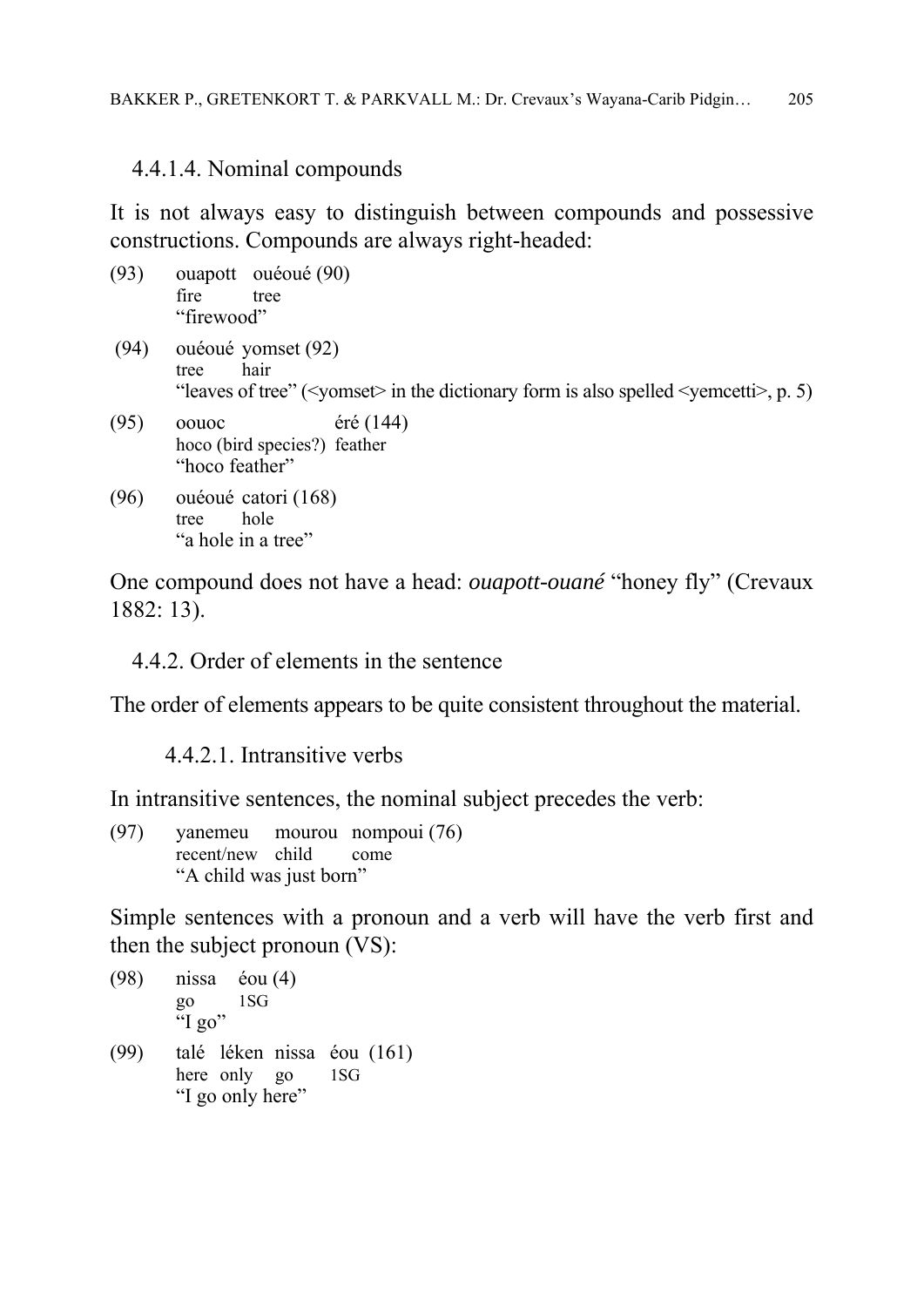#### 4.4.1.4. Nominal compounds

It is not always easy to distinguish between compounds and possessive constructions. Compounds are always right-headed:

(93) ouapott ouéoué (90)
fire tree
"firewood"

(94) ouéoué yomset (92)
tree hair
"leaves of tree" (<yomset> in the dictionary form is also spelled <yemcetti>, p. 5)

(95) oouoc éré (144)
hoco (bird species?) feather
"hoco feather"

(96) ouéoué catori (168)
tree hole
"a hole in a tree"

One compound does not have a head: *ouapott-ouané* "honey fly" (Crevaux 1882: 13).

### 4.4.2. Order of elements in the sentence

The order of elements appears to be quite consistent throughout the material.

#### 4.4.2.1. Intransitive verbs

In intransitive sentences, the nominal subject precedes the verb:

(97) yanemeu mourou nompoui (76)
recent/new child come
"A child was just born"

Simple sentences with a pronoun and a verb will have the verb first and then the subject pronoun (VS):

(98) nissa éou (4)
go 1SG
"I go"

(99) talé léken nissa éou (161)
here only go 1SG
"I go only here"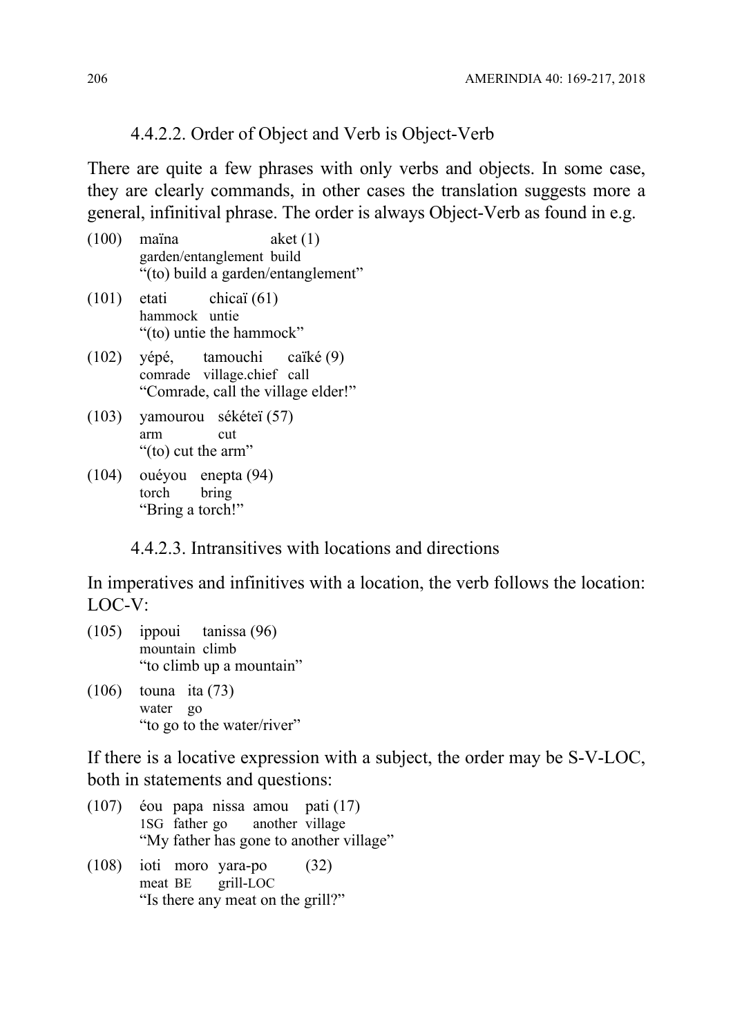#### 4.4.2.2. Order of Object and Verb is Object-Verb

There are quite a few phrases with only verbs and objects. In some case, they are clearly commands, in other cases the translation suggests more a general, infinitival phrase. The order is always Object-Verb as found in e.g.

(100) maïna aket (1)
garden/entanglement build
"(to) build a garden/entanglement"

(101) etati chicaï (61)
hammock untie
"(to) untie the hammock"

(102) yépé, tamouchi caïké (9)
comrade village.chief call
"Comrade, call the village elder!"

(103) yamourou sékéteï (57)
arm cut
"(to) cut the arm"

(104) ouéyou enepta (94)
torch bring
"Bring a torch!"

#### 4.4.2.3. Intransitives with locations and directions

In imperatives and infinitives with a location, the verb follows the location: LOC-V:

(105) ippoui tanissa (96)
mountain climb
"to climb up a mountain"

(106) touna ita (73)
water go
"to go to the water/river"

If there is a locative expression with a subject, the order may be S-V-LOC, both in statements and questions:

(107) éou papa nissa amou pati (17)
1SG father go another village
"My father has gone to another village"

(108) ioti moro yara-po (32)
meat BE grill-LOC
"Is there any meat on the grill?"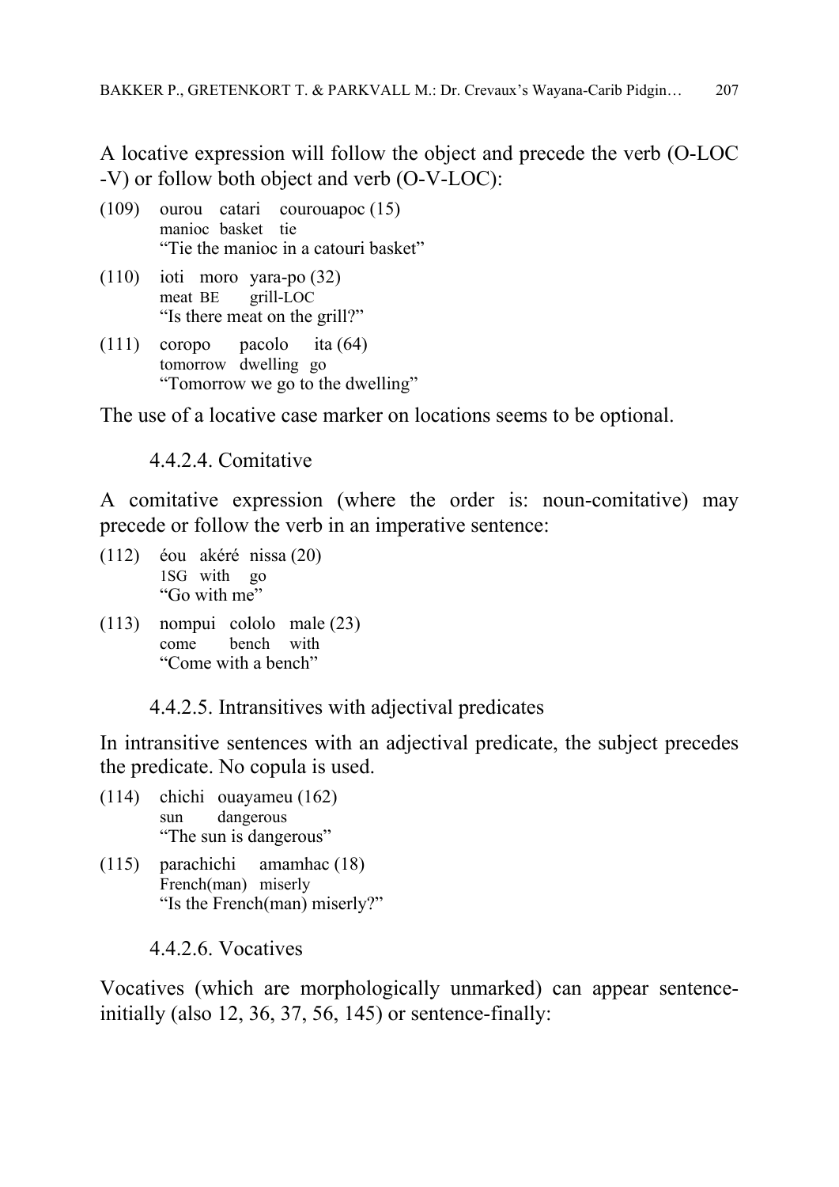A locative expression will follow the object and precede the verb (O-LOC -V) or follow both object and verb (O-V-LOC):

(109) ourou catari courouapoc (15)
manioc basket tie
"Tie the manioc in a catouri basket"

(110) ioti moro yara-po (32)
meat BE grill-LOC
"Is there meat on the grill?"

(111) coropo pacolo ita (64)
tomorrow dwelling go
"Tomorrow we go to the dwelling"

The use of a locative case marker on locations seems to be optional.

#### 4.4.2.4. Comitative

A comitative expression (where the order is: noun-comitative) may precede or follow the verb in an imperative sentence:

(112) éou akéré nissa (20)
1SG with go
"Go with me"

(113) nompui cololo male (23)
come bench with
"Come with a bench"

#### 4.4.2.5. Intransitives with adjectival predicates

In intransitive sentences with an adjectival predicate, the subject precedes the predicate. No copula is used.

(114) chichi ouayameu (162)
sun dangerous
"The sun is dangerous"

(115) parachichi amamhac (18)
French(man) miserly
"Is the French(man) miserly?"

#### 4.4.2.6. Vocatives

Vocatives (which are morphologically unmarked) can appear sentence-initially (also 12, 36, 37, 56, 145) or sentence-finally: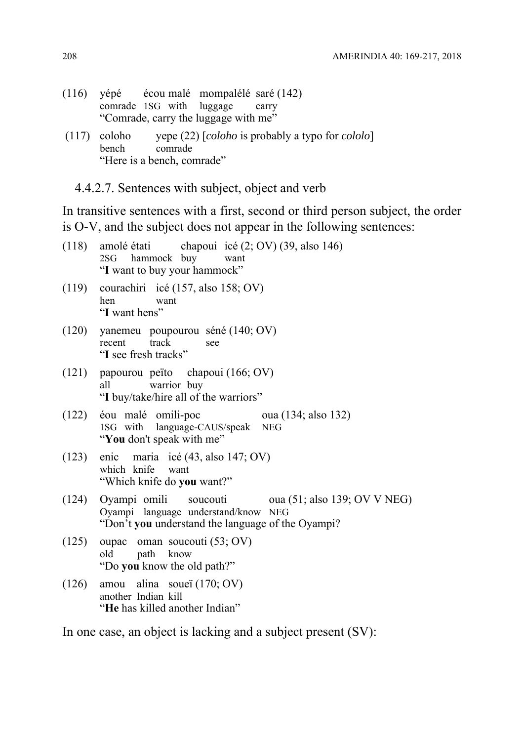(116) yépé écou malé mompalélé saré (142)
comrade 1SG with luggage carry
"Comrade, carry the luggage with me"

(117) coloho yepe (22) [*coloho* is probably a typo for *cololo*]
bench comrade
"Here is a bench, comrade"

### 4.4.2.7. Sentences with subject, object and verb

In transitive sentences with a first, second or third person subject, the order is O-V, and the subject does not appear in the following sentences:

(118) amolé étati chapoui icé (2; OV) (39, also 146)
2SG hammock buy want
"**I** want to buy your hammock"

(119) courachiri icé (157, also 158; OV)
hen want
"**I** want hens"

(120) yanemeu poupourou séné (140; OV)
recent track see
"**I** see fresh tracks"

(121) papourou peïto chapoui (166; OV)
all warrior buy
"**I** buy/take/hire all of the warriors"

(122) éou malé omili-poc oua (134; also 132)
1SG with language-CAUS/speak NEG
"**You** don't speak with me"

(123) enic maria icé (43, also 147; OV)
which knife want
"Which knife do **you** want?"

(124) Oyampi omili soucouti oua (51; also 139; OV V NEG)
Oyampi language understand/know NEG
"Don't **you** understand the language of the Oyampi?

(125) oupac oman soucouti (53; OV)
old path know
"Do **you** know the old path?"

(126) amou alina soueï (170; OV)
another Indian kill
"**He** has killed another Indian"

In one case, an object is lacking and a subject present (SV):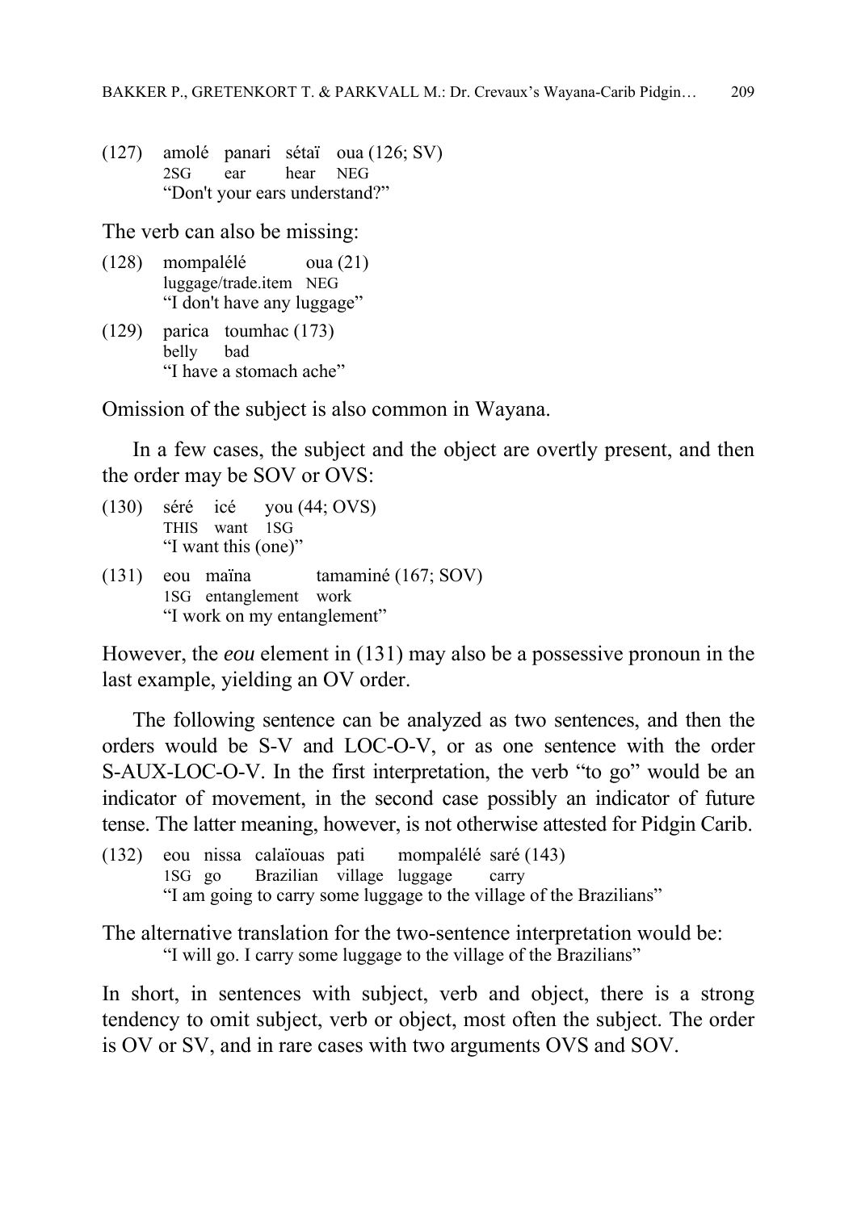(127) amolé panari sétaï oua (126; SV)
      2SG ear hear NEG
      "Don't your ears understand?"

The verb can also be missing:

(128) mompalélé oua (21)
      luggage/trade.item NEG
      "I don't have any luggage"

(129) parica toumhac (173)
      belly bad
      "I have a stomach ache"

Omission of the subject is also common in Wayana.

In a few cases, the subject and the object are overtly present, and then the order may be SOV or OVS:

(130) séré icé you (44; OVS)
      THIS want 1SG
      "I want this (one)"

(131) eou maïna tamaminé (167; SOV)
      1SG entanglement work
      "I work on my entanglement"

However, the *eou* element in (131) may also be a possessive pronoun in the last example, yielding an OV order.

The following sentence can be analyzed as two sentences, and then the orders would be S-V and LOC-O-V, or as one sentence with the order S-AUX-LOC-O-V. In the first interpretation, the verb "to go" would be an indicator of movement, in the second case possibly an indicator of future tense. The latter meaning, however, is not otherwise attested for Pidgin Carib.

(132) eou nissa calaïouas pati mompalélé saré (143)
      1SG go Brazilian village luggage carry
      "I am going to carry some luggage to the village of the Brazilians"

The alternative translation for the two-sentence interpretation would be:
"I will go. I carry some luggage to the village of the Brazilians"

In short, in sentences with subject, verb and object, there is a strong tendency to omit subject, verb or object, most often the subject. The order is OV or SV, and in rare cases with two arguments OVS and SOV.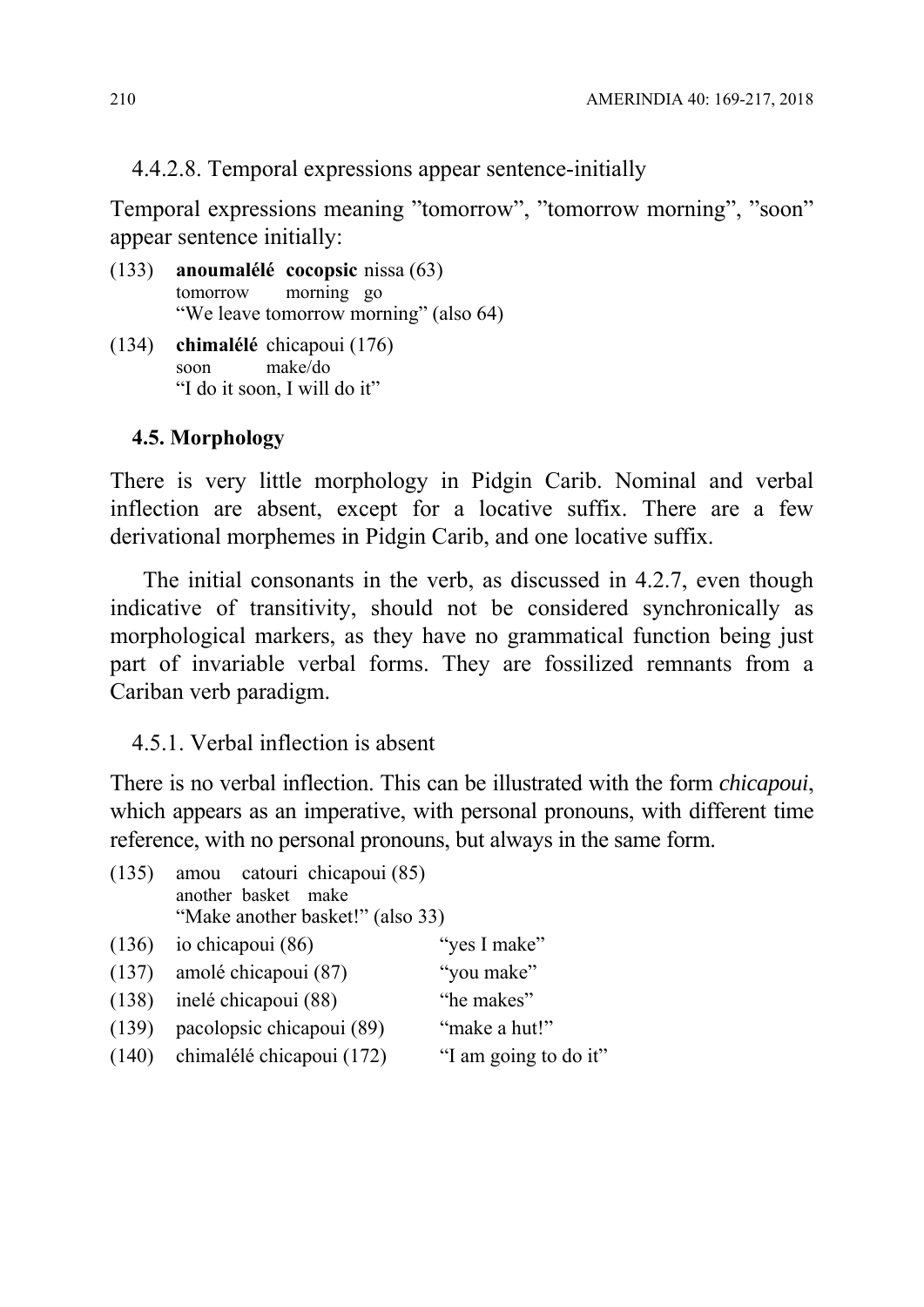#### 4.4.2.8. Temporal expressions appear sentence-initially

Temporal expressions meaning ”tomorrow”, ”tomorrow morning”, ”soon” appear sentence initially:

(133) **anoumalélé cocopsic** nissa (63)
tomorrow morning go
“We leave tomorrow morning” (also 64)

(134) **chimalélé** chicapoui (176)
soon make/do
“I do it soon, I will do it”

### 4.5. Morphology

There is very little morphology in Pidgin Carib. Nominal and verbal inflection are absent, except for a locative suffix. There are a few derivational morphemes in Pidgin Carib, and one locative suffix.

The initial consonants in the verb, as discussed in 4.2.7, even though indicative of transitivity, should not be considered synchronically as morphological markers, as they have no grammatical function being just part of invariable verbal forms. They are fossilized remnants from a Cariban verb paradigm.

#### 4.5.1. Verbal inflection is absent

There is no verbal inflection. This can be illustrated with the form *chicapoui*, which appears as an imperative, with personal pronouns, with different time reference, with no personal pronouns, but always in the same form.

(135) amou catouri chicapoui (85)
another basket make
“Make another basket!” (also 33)

(136) io chicapoui (86) “yes I make”

(137) amolé chicapoui (87) “you make”

(138) inelé chicapoui (88) “he makes”

(139) pacolopsic chicapoui (89) “make a hut!”

(140) chimalélé chicapoui (172) “I am going to do it”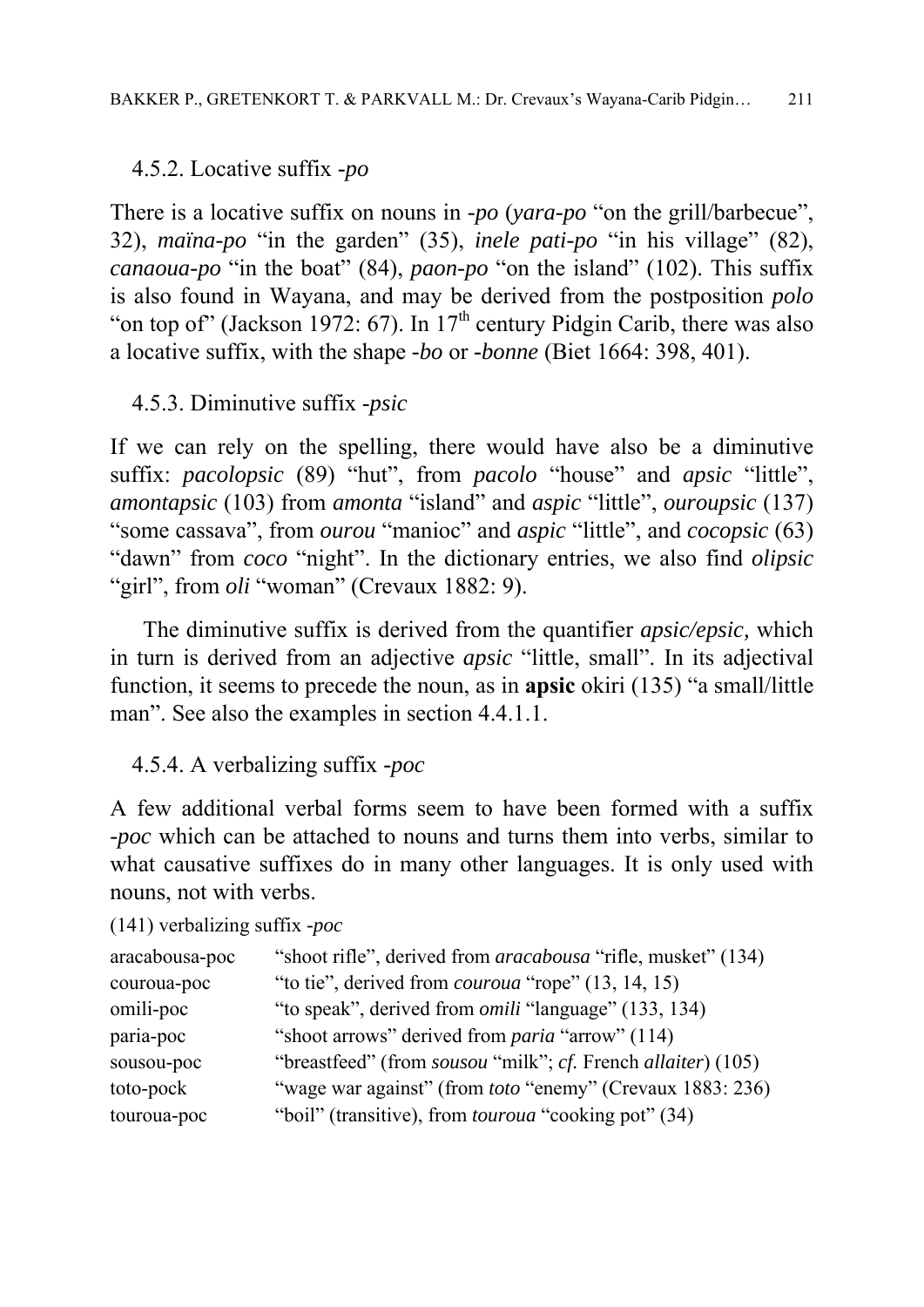### 4.5.2. Locative suffix *-po*

There is a locative suffix on nouns in *-po* (*yara-po* "on the grill/barbecue", 32), *maïna-po* "in the garden" (35), *inele pati-po* "in his village" (82), *canaoua-po* "in the boat" (84), *paon-po* "on the island" (102). This suffix is also found in Wayana, and may be derived from the postposition *polo* "on top of" (Jackson 1972: 67). In 17th century Pidgin Carib, there was also a locative suffix, with the shape *-bo* or *-bonne* (Biet 1664: 398, 401).

### 4.5.3. Diminutive suffix *-psic*

If we can rely on the spelling, there would have also be a diminutive suffix: *pacolopsic* (89) "hut", from *pacolo* "house" and *apsic* "little", *amontapsic* (103) from *amonta* "island" and *aspic* "little", *ouroupsic* (137) "some cassava", from *ourou* "manioc" and *aspic* "little", and *cocopsic* (63) "dawn" from *coco* "night". In the dictionary entries, we also find *olipsic* "girl", from *oli* "woman" (Crevaux 1882: 9).

The diminutive suffix is derived from the quantifier *apsic/epsic,* which in turn is derived from an adjective *apsic* "little, small". In its adjectival function, it seems to precede the noun, as in **apsic** okiri (135) "a small/little man". See also the examples in section 4.4.1.1.

### 4.5.4. A verbalizing suffix *-poc*

A few additional verbal forms seem to have been formed with a suffix *-poc* which can be attached to nouns and turns them into verbs, similar to what causative suffixes do in many other languages. It is only used with nouns, not with verbs.

(141) verbalizing suffix *-poc*

| | |
|---|---|
| aracabousa-poc | "shoot rifle", derived from *aracabousa* "rifle, musket" (134) |
| couroua-poc | "to tie", derived from *couroua* "rope" (13, 14, 15) |
| omili-poc | "to speak", derived from *omili* "language" (133, 134) |
| paria-poc | "shoot arrows" derived from *paria* "arrow" (114) |
| sousou-poc | "breastfeed" (from *sousou* "milk"; *cf.* French *allaiter*) (105) |
| toto-pock | "wage war against" (from *toto* "enemy" (Crevaux 1883: 236) |
| touroua-poc | "boil" (transitive), from *touroua* "cooking pot" (34) |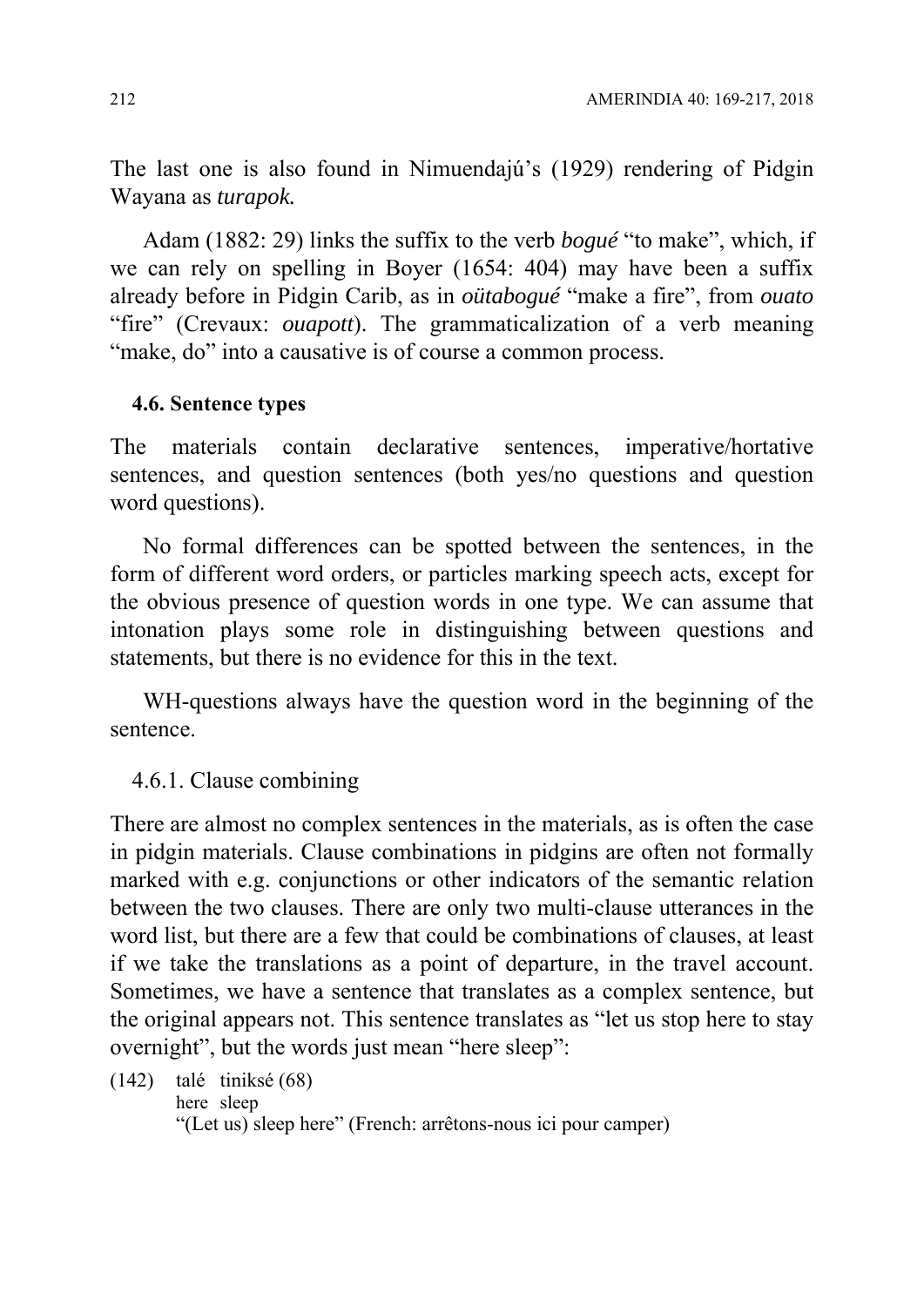The last one is also found in Nimuendajú's (1929) rendering of Pidgin Wayana as *turapok.*

Adam (1882: 29) links the suffix to the verb *bogué* "to make", which, if we can rely on spelling in Boyer (1654: 404) may have been a suffix already before in Pidgin Carib, as in *oütabogué* "make a fire", from *ouato* "fire" (Crevaux: *ouapott*). The grammaticalization of a verb meaning "make, do" into a causative is of course a common process.

### 4.6. Sentence types

The materials contain declarative sentences, imperative/hortative sentences, and question sentences (both yes/no questions and question word questions).

No formal differences can be spotted between the sentences, in the form of different word orders, or particles marking speech acts, except for the obvious presence of question words in one type. We can assume that intonation plays some role in distinguishing between questions and statements, but there is no evidence for this in the text.

WH-questions always have the question word in the beginning of the sentence.

#### 4.6.1. Clause combining

There are almost no complex sentences in the materials, as is often the case in pidgin materials. Clause combinations in pidgins are often not formally marked with e.g. conjunctions or other indicators of the semantic relation between the two clauses. There are only two multi-clause utterances in the word list, but there are a few that could be combinations of clauses, at least if we take the translations as a point of departure, in the travel account. Sometimes, we have a sentence that translates as a complex sentence, but the original appears not. This sentence translates as "let us stop here to stay overnight", but the words just mean "here sleep":

(142) talé tiniksé (68)
here sleep
"(Let us) sleep here" (French: arrêtons-nous ici pour camper)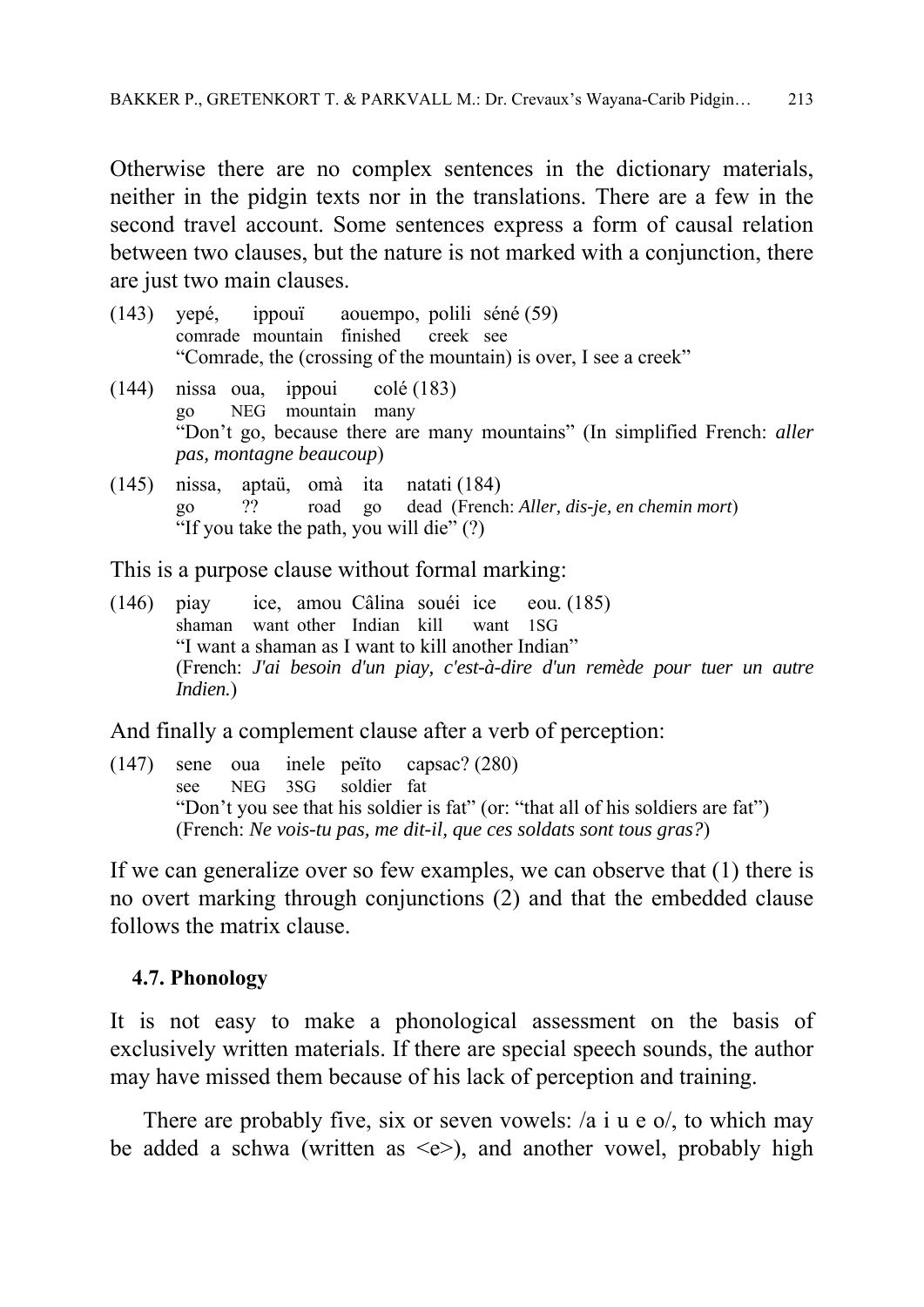Otherwise there are no complex sentences in the dictionary materials, neither in the pidgin texts nor in the translations. There are a few in the second travel account. Some sentences express a form of causal relation between two clauses, but the nature is not marked with a conjunction, there are just two main clauses.

(143) yepé, ippouï aouempo, polili séné (59)
comrade mountain finished creek see
"Comrade, the (crossing of the mountain) is over, I see a creek"

(144) nissa oua, ippoui colé (183)
go NEG mountain many
"Don't go, because there are many mountains" (In simplified French: *aller pas, montagne beaucoup*)

(145) nissa, aptaü, omà ita natati (184)
go ?? road go dead (French: *Aller, dis-je, en chemin mort*)
"If you take the path, you will die" (?)

This is a purpose clause without formal marking:

(146) piay ice, amou Câlina souéi ice eou. (185)
shaman want other Indian kill want 1SG
"I want a shaman as I want to kill another Indian"
(French: *J'ai besoin d'un piay, c'est-à-dire d'un remède pour tuer un autre Indien.*)

And finally a complement clause after a verb of perception:

(147) sene oua inele peïto capsac? (280)
see NEG 3SG soldier fat
"Don't you see that his soldier is fat" (or: "that all of his soldiers are fat")
(French: *Ne vois-tu pas, me dit-il, que ces soldats sont tous gras?*)

If we can generalize over so few examples, we can observe that (1) there is no overt marking through conjunctions (2) and that the embedded clause follows the matrix clause.

### 4.7. Phonology

It is not easy to make a phonological assessment on the basis of exclusively written materials. If there are special speech sounds, the author may have missed them because of his lack of perception and training.

There are probably five, six or seven vowels: /a i u e o/, to which may be added a schwa (written as <e>), and another vowel, probably high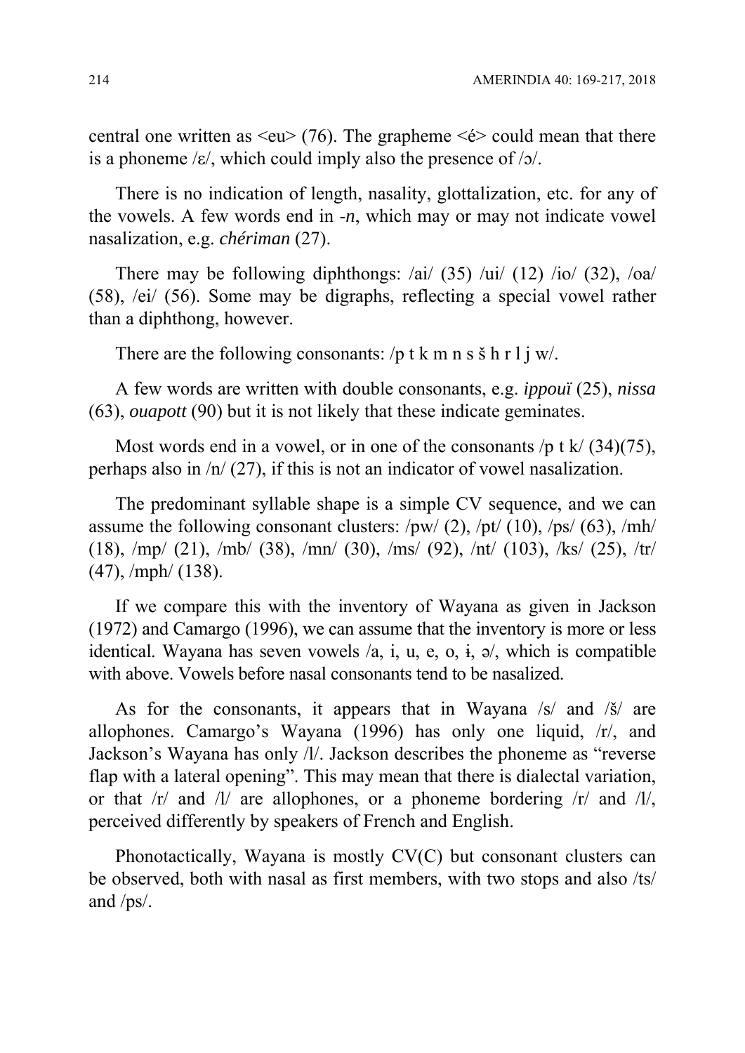central one written as <eu> (76). The grapheme <é> could mean that there is a phoneme /ɛ/, which could imply also the presence of /ɔ/.

There is no indication of length, nasality, glottalization, etc. for any of the vowels. A few words end in *-n*, which may or may not indicate vowel nasalization, e.g. *chériman* (27).

There may be following diphthongs: /ai/ (35) /ui/ (12) /io/ (32), /oa/ (58), /ei/ (56). Some may be digraphs, reflecting a special vowel rather than a diphthong, however.

There are the following consonants: /p t k m n s š h r l j w/.

A few words are written with double consonants, e.g. *ippouï* (25), *nissa* (63), *ouapott* (90) but it is not likely that these indicate geminates.

Most words end in a vowel, or in one of the consonants /p t k/ (34)(75), perhaps also in /n/ (27), if this is not an indicator of vowel nasalization.

The predominant syllable shape is a simple CV sequence, and we can assume the following consonant clusters: /pw/ (2), /pt/ (10), /ps/ (63), /mh/ (18), /mp/ (21), /mb/ (38), /mn/ (30), /ms/ (92), /nt/ (103), /ks/ (25), /tr/ (47), /mph/ (138).

If we compare this with the inventory of Wayana as given in Jackson (1972) and Camargo (1996), we can assume that the inventory is more or less identical. Wayana has seven vowels /a, i, u, e, o, ɨ, ə/, which is compatible with above. Vowels before nasal consonants tend to be nasalized.

As for the consonants, it appears that in Wayana /s/ and /š/ are allophones. Camargo's Wayana (1996) has only one liquid, /r/, and Jackson's Wayana has only /l/. Jackson describes the phoneme as "reverse flap with a lateral opening". This may mean that there is dialectal variation, or that /r/ and /l/ are allophones, or a phoneme bordering /r/ and /l/, perceived differently by speakers of French and English.

Phonotactically, Wayana is mostly CV(C) but consonant clusters can be observed, both with nasal as first members, with two stops and also /ts/ and /ps/.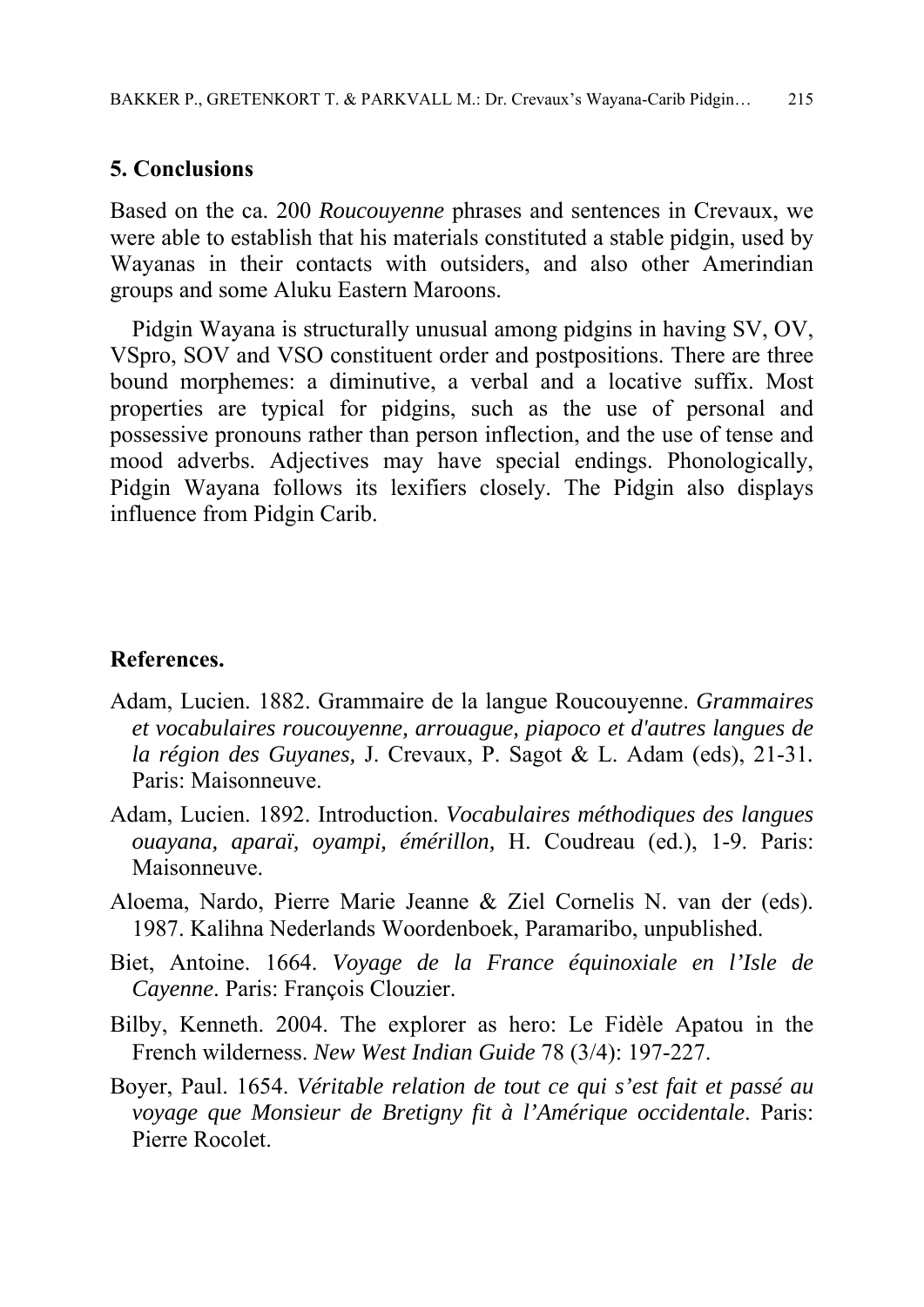## 5. Conclusions

Based on the ca. 200 *Roucouyenne* phrases and sentences in Crevaux, we were able to establish that his materials constituted a stable pidgin, used by Wayanas in their contacts with outsiders, and also other Amerindian groups and some Aluku Eastern Maroons.

Pidgin Wayana is structurally unusual among pidgins in having SV, OV, VSpro, SOV and VSO constituent order and postpositions. There are three bound morphemes: a diminutive, a verbal and a locative suffix. Most properties are typical for pidgins, such as the use of personal and possessive pronouns rather than person inflection, and the use of tense and mood adverbs. Adjectives may have special endings. Phonologically, Pidgin Wayana follows its lexifiers closely. The Pidgin also displays influence from Pidgin Carib.

## References.

Adam, Lucien. 1882. Grammaire de la langue Roucouyenne. *Grammaires et vocabulaires roucouyenne, arrouague, piapoco et d'autres langues de la région des Guyanes,* J. Crevaux, P. Sagot & L. Adam (eds), 21-31. Paris: Maisonneuve.

Adam, Lucien. 1892. Introduction. *Vocabulaires méthodiques des langues ouayana, aparaï, oyampi, émérillon,* H. Coudreau (ed.), 1-9. Paris: Maisonneuve.

Aloema, Nardo, Pierre Marie Jeanne & Ziel Cornelis N. van der (eds). 1987. Kalihna Nederlands Woordenboek, Paramaribo, unpublished.

Biet, Antoine. 1664. *Voyage de la France équinoxiale en l'Isle de Cayenne*. Paris: François Clouzier.

Bilby, Kenneth. 2004. The explorer as hero: Le Fidèle Apatou in the French wilderness. *New West Indian Guide* 78 (3/4): 197-227.

Boyer, Paul. 1654. *Véritable relation de tout ce qui s'est fait et passé au voyage que Monsieur de Bretigny fit à l'Amérique occidentale*. Paris: Pierre Rocolet.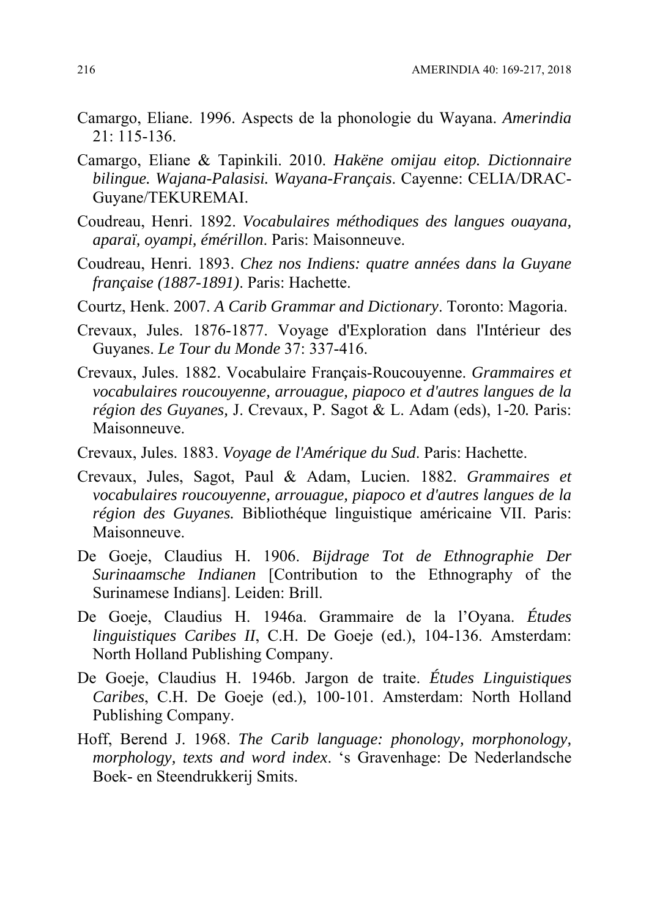Camargo, Eliane. 1996. Aspects de la phonologie du Wayana. *Amerindia* 21: 115-136.

Camargo, Eliane & Tapinkili. 2010. *Hakëne omijau eitop. Dictionnaire bilingue. Wajana-Palasisi. Wayana-Français*. Cayenne: CELIA/DRAC-Guyane/TEKUREMAI.

Coudreau, Henri. 1892. *Vocabulaires méthodiques des langues ouayana, aparaï, oyampi, émérillon*. Paris: Maisonneuve.

Coudreau, Henri. 1893. *Chez nos Indiens: quatre années dans la Guyane française (1887-1891)*. Paris: Hachette.

Courtz, Henk. 2007. *A Carib Grammar and Dictionary*. Toronto: Magoria.

Crevaux, Jules. 1876-1877. Voyage d'Exploration dans l'Intérieur des Guyanes. *Le Tour du Monde* 37: 337-416.

Crevaux, Jules. 1882. Vocabulaire Français-Roucouyenne. *Grammaires et vocabulaires roucouyenne, arrouague, piapoco et d'autres langues de la région des Guyanes,* J. Crevaux, P. Sagot & L. Adam (eds), 1-20*.* Paris: Maisonneuve.

Crevaux, Jules. 1883. *Voyage de l'Amérique du Sud*. Paris: Hachette.

Crevaux, Jules, Sagot, Paul & Adam, Lucien. 1882. *Grammaires et vocabulaires roucouyenne, arrouague, piapoco et d'autres langues de la région des Guyanes.* Bibliothéque linguistique américaine VII. Paris: Maisonneuve.

De Goeje, Claudius H. 1906. *Bijdrage Tot de Ethnographie Der Surinaamsche Indianen* [Contribution to the Ethnography of the Surinamese Indians]. Leiden: Brill.

De Goeje, Claudius H. 1946a. Grammaire de la l'Oyana. *Études linguistiques Caribes II*, C.H. De Goeje (ed.), 104-136. Amsterdam: North Holland Publishing Company.

De Goeje, Claudius H. 1946b. Jargon de traite. *Études Linguistiques Caribes*, C.H. De Goeje (ed.), 100-101. Amsterdam: North Holland Publishing Company.

Hoff, Berend J. 1968. *The Carib language: phonology, morphonology, morphology, texts and word index*. 's Gravenhage: De Nederlandsche Boek- en Steendrukkerij Smits.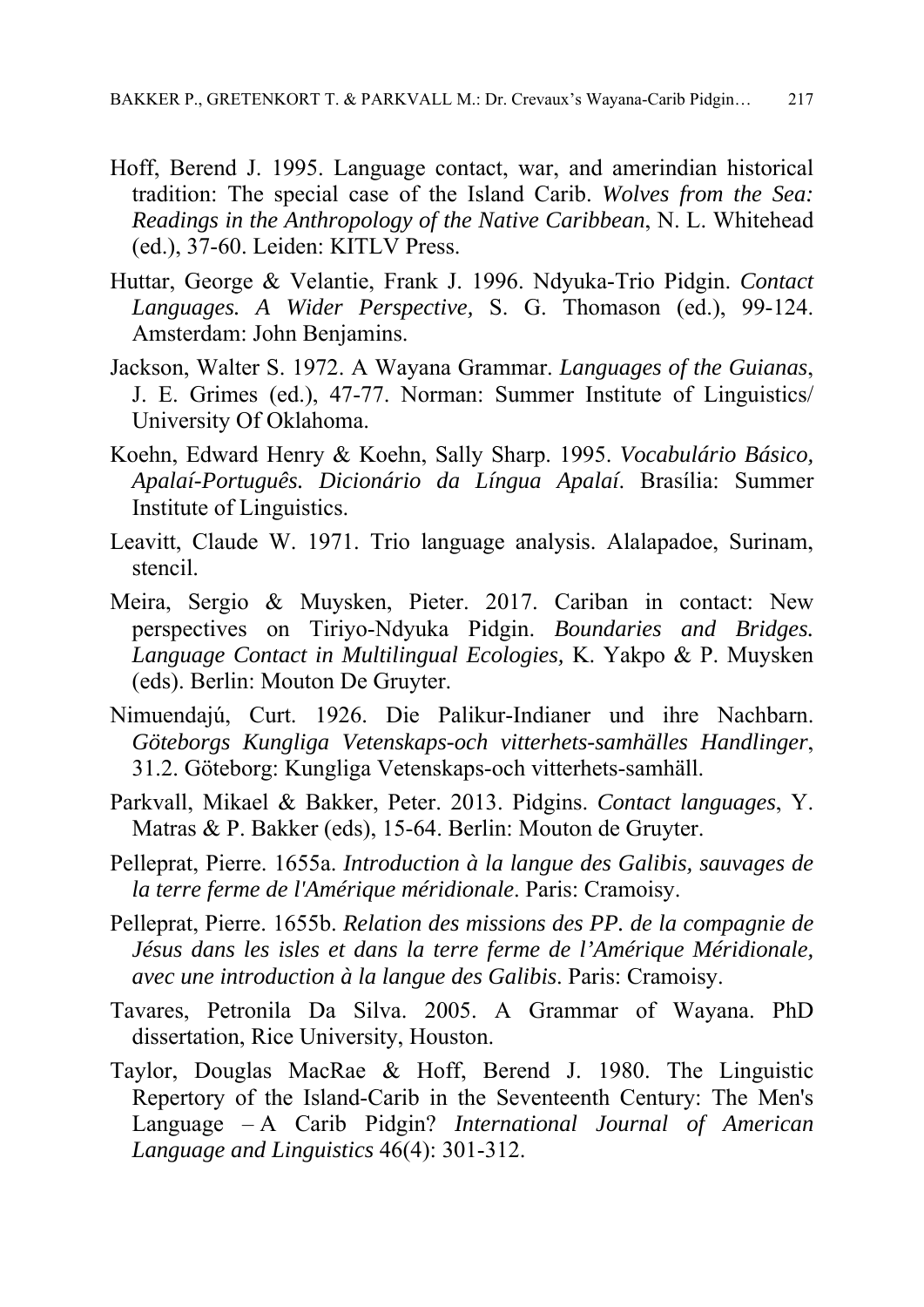Hoff, Berend J. 1995. Language contact, war, and amerindian historical tradition: The special case of the Island Carib. *Wolves from the Sea: Readings in the Anthropology of the Native Caribbean*, N. L. Whitehead (ed.), 37-60. Leiden: KITLV Press.

Huttar, George & Velantie, Frank J. 1996. Ndyuka-Trio Pidgin. *Contact Languages. A Wider Perspective*, S. G. Thomason (ed.), 99-124. Amsterdam: John Benjamins.

Jackson, Walter S. 1972. A Wayana Grammar. *Languages of the Guianas*, J. E. Grimes (ed.), 47-77. Norman: Summer Institute of Linguistics/ University Of Oklahoma.

Koehn, Edward Henry & Koehn, Sally Sharp. 1995. *Vocabulário Básico, Apalaí-Português. Dicionário da Língua Apalaí*. Brasília: Summer Institute of Linguistics.

Leavitt, Claude W. 1971. Trio language analysis. Alalapadoe, Surinam, stencil.

Meira, Sergio & Muysken, Pieter. 2017. Cariban in contact: New perspectives on Tiriyo-Ndyuka Pidgin. *Boundaries and Bridges. Language Contact in Multilingual Ecologies,* K. Yakpo & P. Muysken (eds). Berlin: Mouton De Gruyter.

Nimuendajú, Curt. 1926. Die Palikur-Indianer und ihre Nachbarn. *Göteborgs Kungliga Vetenskaps-och vitterhets-samhälles Handlinger*, 31.2. Göteborg: Kungliga Vetenskaps-och vitterhets-samhäll.

Parkvall, Mikael & Bakker, Peter. 2013. Pidgins. *Contact languages*, Y. Matras & P. Bakker (eds), 15-64. Berlin: Mouton de Gruyter.

Pelleprat, Pierre. 1655a. *Introduction à la langue des Galibis, sauvages de la terre ferme de l'Amérique méridionale*. Paris: Cramoisy.

Pelleprat, Pierre. 1655b. *Relation des missions des PP. de la compagnie de Jésus dans les isles et dans la terre ferme de l'Amérique Méridionale, avec une introduction à la langue des Galibis*. Paris: Cramoisy.

Tavares, Petronila Da Silva. 2005. A Grammar of Wayana. PhD dissertation, Rice University, Houston.

Taylor, Douglas MacRae & Hoff, Berend J. 1980. The Linguistic Repertory of the Island-Carib in the Seventeenth Century: The Men's Language – A Carib Pidgin? *International Journal of American Language and Linguistics* 46(4): 301-312.